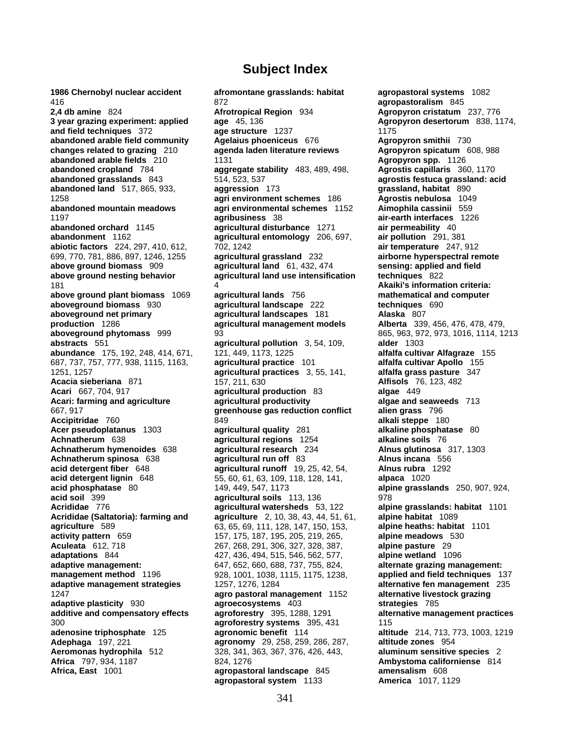# Subject Index

**1986 Chernobyl nuclear accident** 416
**2,4 db amine** 824
**3 year grazing experiment: applied and field techniques** 372
**abandoned arable field community changes related to grazing** 210
**abandoned arable fields** 210
**abandoned cropland** 784
**abandoned grasslands** 843
**abandoned land** 517, 865, 933, 1258
**abandoned mountain meadows** 1197
**abandoned orchard** 1145
**abandonment** 1162
**abiotic factors** 224, 297, 410, 612, 699, 770, 781, 886, 897, 1246, 1255
**above ground biomass** 909
**above ground nesting behavior** 181
**above ground plant biomass** 1069
**aboveground biomass** 930
**aboveground net primary production** 1286
**aboveground phytomass** 999
**abstracts** 551
**abundance** 175, 192, 248, 414, 671, 687, 737, 757, 777, 938, 1115, 1163, 1251, 1257
**Acacia sieberiana** 871
**Acari** 667, 704, 917
**Acari: farming and agriculture** 667, 917
**Accipitridae** 760
**Acer pseudoplatanus** 1303
**Achnatherum** 638
**Achnatherum hymenoides** 638
**Achnatherum spinosa** 638
**acid detergent fiber** 648
**acid detergent lignin** 648
**acid phosphatase** 80
**acid soil** 399
**Acrididae** 776
**Acrididae (Saltatoria): farming and agriculture** 589
**activity pattern** 659
**Aculeata** 612, 718
**adaptations** 844
**adaptive management: management method** 1196
**adaptive management strategies** 1247
**adaptive plasticity** 930
**additive and compensatory effects** 300
**adenosine triphosphate** 125
**Adephaga** 197, 221
**Aeromonas hydrophila** 512
**Africa** 797, 934, 1187
**Africa, East** 1001
**afromontane grasslands: habitat** 872
**Afrotropical Region** 934
**age** 45, 136
**age structure** 1237
**Agelaius phoeniceus** 676
**agenda laden literature reviews** 1131
**aggregate stability** 483, 489, 498, 514, 523, 537
**aggression** 173
**agri environment schemes** 186
**agri environmental schemes** 1152
**agribusiness** 38
**agricultural disturbance** 1271
**agricultural entomology** 206, 697, 702, 1242
**agricultural grassland** 232
**agricultural land** 61, 432, 474
**agricultural land use intensification** 4
**agricultural lands** 756
**agricultural landscape** 222
**agricultural landscapes** 181
**agricultural management models** 93
**agricultural pollution** 3, 54, 109, 121, 449, 1173, 1225
**agricultural practice** 101
**agricultural practices** 3, 55, 141, 157, 211, 630
**agricultural production** 83
**agricultural productivity greenhouse gas reduction conflict** 849
**agricultural quality** 281
**agricultural regions** 1254
**agricultural research** 234
**agricultural run off** 83
**agricultural runoff** 19, 25, 42, 54, 55, 60, 61, 63, 109, 118, 128, 141, 149, 449, 547, 1173
**agricultural soils** 113, 136
**agricultural watersheds** 53, 122
**agriculture** 2, 10, 38, 43, 44, 51, 61, 63, 65, 69, 111, 128, 147, 150, 153, 157, 175, 187, 195, 205, 219, 265, 267, 268, 291, 306, 327, 328, 387, 427, 436, 494, 515, 546, 562, 577, 647, 652, 660, 688, 737, 755, 824, 928, 1001, 1038, 1115, 1175, 1238, 1257, 1276, 1284
**agro pastoral management** 1152
**agroecosystems** 403
**agroforestry** 395, 1288, 1291
**agroforestry systems** 395, 431
**agronomic benefit** 114
**agronomy** 29, 258, 259, 286, 287, 328, 341, 363, 367, 376, 426, 443, 824, 1276
**agropastoral landscape** 845
**agropastoral system** 1133
**agropastoral systems** 1082
**agropastoralism** 845
**Agropyron cristatum** 237, 776
**Agropyron desertorum** 838, 1174, 1175
**Agropyron smithii** 730
**Agropyron spicatum** 608, 988
**Agropyron spp.** 1126
**Agrostis capillaris** 360, 1170
**agrostis festuca grassland: acid grassland, habitat** 890
**Agrostis nebulosa** 1049
**Aimophila cassinii** 559
**air-earth interfaces** 1226
**air permeability** 40
**air pollution** 291, 381
**air temperature** 247, 912
**airborne hyperspectral remote sensing: applied and field techniques** 822
**Akaiki's information criteria: mathematical and computer techniques** 690
**Alaska** 807
**Alberta** 339, 456, 476, 478, 479, 865, 963, 972, 973, 1016, 1114, 1213
**alder** 1303
**alfalfa cultivar Alfagraze** 155
**alfalfa cultivar Apollo** 155
**alfalfa grass pasture** 347
**Alfisols** 76, 123, 482
**algae** 449
**algae and seaweeds** 713
**alien grass** 796
**alkali steppe** 180
**alkaline phosphatase** 80
**alkaline soils** 76
**Alnus glutinosa** 317, 1303
**Alnus incana** 556
**Alnus rubra** 1292
**alpaca** 1020
**alpine grasslands** 250, 907, 924, 978
**alpine grasslands: habitat** 1101
**alpine habitat** 1089
**alpine heaths: habitat** 1101
**alpine meadows** 530
**alpine pasture** 29
**alpine wetland** 1096
**alternate grazing management: applied and field techniques** 137
**alternative fen management** 235
**alternative livestock grazing strategies** 785
**alternative management practices** 115
**altitude** 214, 713, 773, 1003, 1219
**altitude zones** 954
**aluminum sensitive species** 2
**Ambystoma californiense** 814
**amensalism** 608
**America** 1017, 1129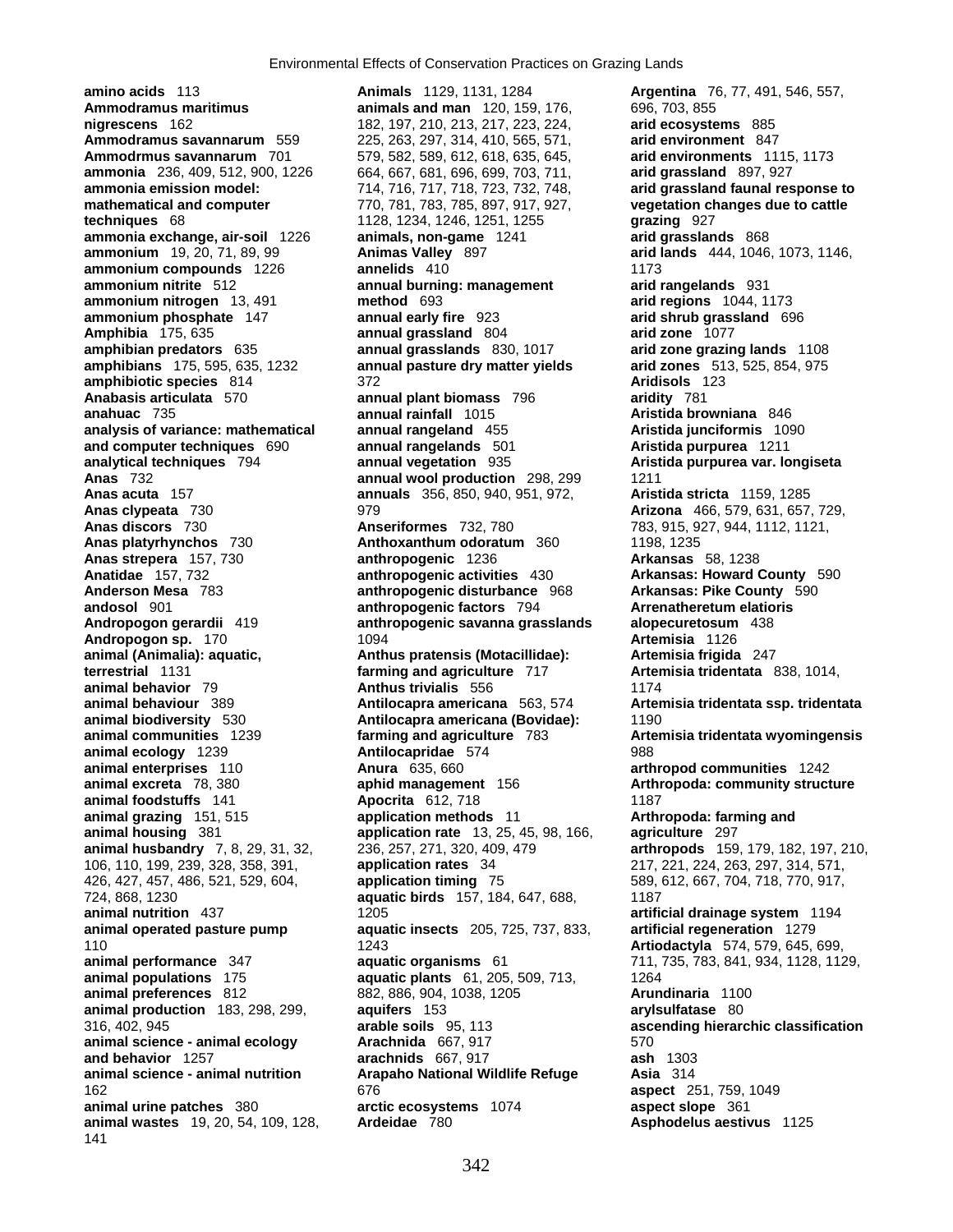**amino acids** 113
**Ammodramus maritimus nigrescens** 162
**Ammodramus savannarum** 559
**Ammodrmus savannarum** 701
**ammonia** 236, 409, 512, 900, 1226
**ammonia emission model: mathematical and computer techniques** 68
**ammonia exchange, air-soil** 1226
**ammonium** 19, 20, 71, 89, 99
**ammonium compounds** 1226
**ammonium nitrite** 512
**ammonium nitrogen** 13, 491
**ammonium phosphate** 147
**Amphibia** 175, 635
**amphibian predators** 635
**amphibians** 175, 595, 635, 1232
**amphibiotic species** 814
**Anabasis articulata** 570
**anahuac** 735
**analysis of variance: mathematical and computer techniques** 690
**analytical techniques** 794
**Anas** 732
**Anas acuta** 157
**Anas clypeata** 730
**Anas discors** 730
**Anas platyrhynchos** 730
**Anas strepera** 157, 730
**Anatidae** 157, 732
**Anderson Mesa** 783
**andosol** 901
**Andropogon gerardii** 419
**Andropogon sp.** 170
**animal (Animalia): aquatic, terrestrial** 1131
**animal behavior** 79
**animal behaviour** 389
**animal biodiversity** 530
**animal communities** 1239
**animal ecology** 1239
**animal enterprises** 110
**animal excreta** 78, 380
**animal foodstuffs** 141
**animal grazing** 151, 515
**animal housing** 381
**animal husbandry** 7, 8, 29, 31, 32, 106, 110, 199, 239, 328, 358, 391, 426, 427, 457, 486, 521, 529, 604, 724, 868, 1230
**animal nutrition** 437
**animal operated pasture pump** 110
**animal performance** 347
**animal populations** 175
**animal preferences** 812
**animal production** 183, 298, 299, 316, 402, 945
**animal science - animal ecology and behavior** 1257
**animal science - animal nutrition** 162
**animal urine patches** 380
**animal wastes** 19, 20, 54, 109, 128, 141
**Animals** 1129, 1131, 1284
**animals and man** 120, 159, 176, 182, 197, 210, 213, 217, 223, 224, 225, 263, 297, 314, 410, 565, 571, 579, 582, 589, 612, 618, 635, 645, 664, 667, 681, 696, 699, 703, 711, 714, 716, 717, 718, 723, 732, 748, 770, 781, 783, 785, 897, 917, 927, 1128, 1234, 1246, 1251, 1255
**animals, non-game** 1241
**Animas Valley** 897
**annelids** 410
**annual burning: management method** 693
**annual early fire** 923
**annual grassland** 804
**annual grasslands** 830, 1017
**annual pasture dry matter yields** 372
**annual plant biomass** 796
**annual rainfall** 1015
**annual rangeland** 455
**annual rangelands** 501
**annual vegetation** 935
**annual wool production** 298, 299
**annuals** 356, 850, 940, 951, 972, 979
**Anseriformes** 732, 780
**Anthoxanthum odoratum** 360
**anthropogenic** 1236
**anthropogenic activities** 430
**anthropogenic disturbance** 968
**anthropogenic factors** 794
**anthropogenic savanna grasslands** 1094
**Anthus pratensis (Motacillidae): farming and agriculture** 717
**Anthus trivialis** 556
**Antilocapra americana** 563, 574
**Antilocapra americana (Bovidae): farming and agriculture** 783
**Antilocapridae** 574
**Anura** 635, 660
**aphid management** 156
**Apocrita** 612, 718
**application methods** 11
**application rate** 13, 25, 45, 98, 166, 236, 257, 271, 320, 409, 479
**application rates** 34
**application timing** 75
**aquatic birds** 157, 184, 647, 688, 1205
**aquatic insects** 205, 725, 737, 833, 1243
**aquatic organisms** 61
**aquatic plants** 61, 205, 509, 713, 882, 886, 904, 1038, 1205
**aquifers** 153
**arable soils** 95, 113
**Arachnida** 667, 917
**arachnids** 667, 917
**Arapaho National Wildlife Refuge** 676
**arctic ecosystems** 1074
**Ardeidae** 780
**Argentina** 76, 77, 491, 546, 557, 696, 703, 855
**arid ecosystems** 885
**arid environment** 847
**arid environments** 1115, 1173
**arid grassland** 897, 927
**arid grassland faunal response to vegetation changes due to cattle grazing** 927
**arid grasslands** 868
**arid lands** 444, 1046, 1073, 1146, 1173
**arid rangelands** 931
**arid regions** 1044, 1173
**arid shrub grassland** 696
**arid zone** 1077
**arid zone grazing lands** 1108
**arid zones** 513, 525, 854, 975
**Aridisols** 123
**aridity** 781
**Aristida browniana** 846
**Aristida junciformis** 1090
**Aristida purpurea** 1211
**Aristida purpurea var. longiseta** 1211
**Aristida stricta** 1159, 1285
**Arizona** 466, 579, 631, 657, 729, 783, 915, 927, 944, 1112, 1121, 1198, 1235
**Arkansas** 58, 1238
**Arkansas: Howard County** 590
**Arkansas: Pike County** 590
**Arrenatheretum elatioris alopecuretosum** 438
**Artemisia** 1126
**Artemisia frigida** 247
**Artemisia tridentata** 838, 1014, 1174
**Artemisia tridentata ssp. tridentata** 1190
**Artemisia tridentata wyomingensis** 988
**arthropod communities** 1242
**Arthropoda: community structure** 1187
**Arthropoda: farming and agriculture** 297
**arthropods** 159, 179, 182, 197, 210, 217, 221, 224, 263, 297, 314, 571, 589, 612, 667, 704, 718, 770, 917, 1187
**artificial drainage system** 1194
**artificial regeneration** 1279
**Artiodactyla** 574, 579, 645, 699, 711, 735, 783, 841, 934, 1128, 1129, 1264
**Arundinaria** 1100
**arylsulfatase** 80
**ascending hierarchic classification** 570
**ash** 1303
**Asia** 314
**aspect** 251, 759, 1049
**aspect slope** 361
**Asphodelus aestivus** 1125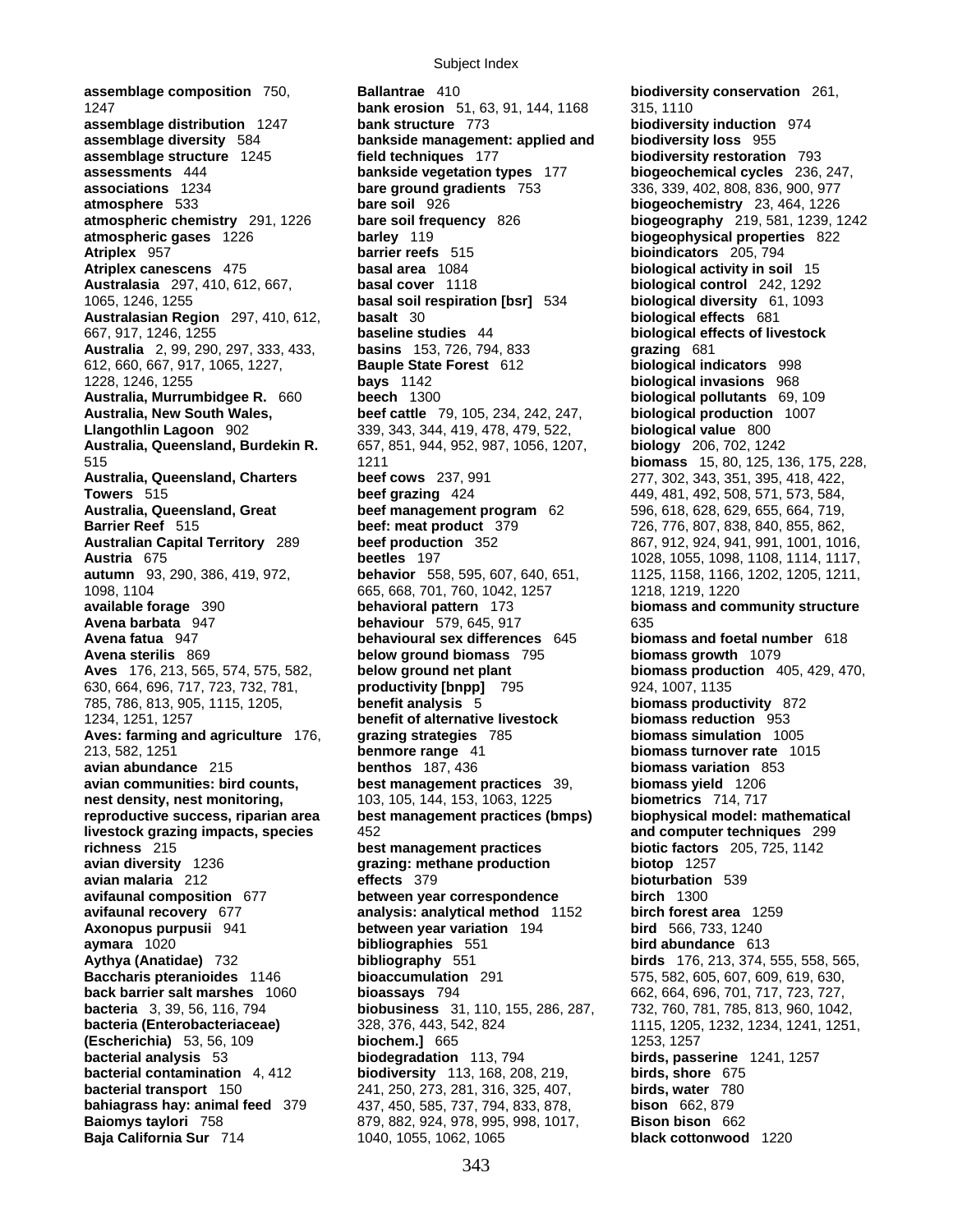**assemblage composition** 750, 1247
**assemblage distribution** 1247
**assemblage diversity** 584
**assemblage structure** 1245
**assessments** 444
**associations** 1234
**atmosphere** 533
**atmospheric chemistry** 291, 1226
**atmospheric gases** 1226
**Atriplex** 957
**Atriplex canescens** 475
**Australasia** 297, 410, 612, 667, 1065, 1246, 1255
**Australasian Region** 297, 410, 612, 667, 917, 1246, 1255
**Australia** 2, 99, 290, 297, 333, 433, 612, 660, 667, 917, 1065, 1227, 1228, 1246, 1255
**Australia, Murrumbidgee R.** 660
**Australia, New South Wales, Llangothlin Lagoon** 902
**Australia, Queensland, Burdekin R.** 515
**Australia, Queensland, Charters Towers** 515
**Australia, Queensland, Great Barrier Reef** 515
**Australian Capital Territory** 289
**Austria** 675
**autumn** 93, 290, 386, 419, 972, 1098, 1104
**available forage** 390
**Avena barbata** 947
**Avena fatua** 947
**Avena sterilis** 869
**Aves** 176, 213, 565, 574, 575, 582, 630, 664, 696, 717, 723, 732, 781, 785, 786, 813, 905, 1115, 1205, 1234, 1251, 1257
**Aves: farming and agriculture** 176, 213, 582, 1251
**avian abundance** 215
**avian communities: bird counts, nest density, nest monitoring, reproductive success, riparian area livestock grazing impacts, species richness** 215
**avian diversity** 1236
**avian malaria** 212
**avifaunal composition** 677
**avifaunal recovery** 677
**Axonopus purpusii** 941
**aymara** 1020
**Aythya (Anatidae)** 732
**Baccharis pteranioides** 1146
**back barrier salt marshes** 1060
**bacteria** 3, 39, 56, 116, 794
**bacteria (Enterobacteriaceae) (Escherichia)** 53, 56, 109
**bacterial analysis** 53
**bacterial contamination** 4, 412
**bacterial transport** 150
**bahiagrass hay: animal feed** 379
**Baiomys taylori** 758
**Baja California Sur** 714
**Ballantrae** 410
**bank erosion** 51, 63, 91, 144, 1168
**bank structure** 773
**bankside management: applied and field techniques** 177
**bankside vegetation types** 177
**bare ground gradients** 753
**bare soil** 926
**bare soil frequency** 826
**barley** 119
**barrier reefs** 515
**basal area** 1084
**basal cover** 1118
**basal soil respiration [bsr]** 534
**basalt** 30
**baseline studies** 44
**basins** 153, 726, 794, 833
**Bauple State Forest** 612
**bays** 1142
**beech** 1300
**beef cattle** 79, 105, 234, 242, 247, 339, 343, 344, 419, 478, 479, 522, 657, 851, 944, 952, 987, 1056, 1207, 1211
**beef cows** 237, 991
**beef grazing** 424
**beef management program** 62
**beef: meat product** 379
**beef production** 352
**beetles** 197
**behavior** 558, 595, 607, 640, 651, 665, 668, 701, 760, 1042, 1257
**behavioral pattern** 173
**behaviour** 579, 645, 917
**behavioural sex differences** 645
**below ground biomass** 795
**below ground net plant productivity [bnpp]** 795
**benefit analysis** 5
**benefit of alternative livestock grazing strategies** 785
**benmore range** 41
**benthos** 187, 436
**best management practices** 39, 103, 105, 144, 153, 1063, 1225
**best management practices (bmps)** 452
**best management practices grazing: methane production effects** 379
**between year correspondence analysis: analytical method** 1152
**between year variation** 194
**bibliographies** 551
**bibliography** 551
**bioaccumulation** 291
**bioassays** 794
**biobusiness** 31, 110, 155, 286, 287, 328, 376, 443, 542, 824
**biochem.]** 665
**biodegradation** 113, 794
**biodiversity** 113, 168, 208, 219, 241, 250, 273, 281, 316, 325, 407, 437, 450, 585, 737, 794, 833, 878, 879, 882, 924, 978, 995, 998, 1017, 1040, 1055, 1062, 1065
**biodiversity conservation** 261, 315, 1110
**biodiversity induction** 974
**biodiversity loss** 955
**biodiversity restoration** 793
**biogeochemical cycles** 236, 247, 336, 339, 402, 808, 836, 900, 977
**biogeochemistry** 23, 464, 1226
**biogeography** 219, 581, 1239, 1242
**biogeophysical properties** 822
**bioindicators** 205, 794
**biological activity in soil** 15
**biological control** 242, 1292
**biological diversity** 61, 1093
**biological effects** 681
**biological effects of livestock grazing** 681
**biological indicators** 998
**biological invasions** 968
**biological pollutants** 69, 109
**biological production** 1007
**biological value** 800
**biology** 206, 702, 1242
**biomass** 15, 80, 125, 136, 175, 228, 277, 302, 343, 351, 395, 418, 422, 449, 481, 492, 508, 571, 573, 584, 596, 618, 628, 629, 655, 664, 719, 726, 776, 807, 838, 840, 855, 862, 867, 912, 924, 941, 991, 1001, 1016, 1028, 1055, 1098, 1108, 1114, 1117, 1125, 1158, 1166, 1202, 1205, 1211, 1218, 1219, 1220
**biomass and community structure** 635
**biomass and foetal number** 618
**biomass growth** 1079
**biomass production** 405, 429, 470, 924, 1007, 1135
**biomass productivity** 872
**biomass reduction** 953
**biomass simulation** 1005
**biomass turnover rate** 1015
**biomass variation** 853
**biomass yield** 1206
**biometrics** 714, 717
**biophysical model: mathematical and computer techniques** 299
**biotic factors** 205, 725, 1142
**biotop** 1257
**bioturbation** 539
**birch** 1300
**birch forest area** 1259
**bird** 566, 733, 1240
**bird abundance** 613
**birds** 176, 213, 374, 555, 558, 565, 575, 582, 605, 607, 609, 619, 630, 662, 664, 696, 701, 717, 723, 727, 732, 760, 781, 785, 813, 960, 1042, 1115, 1205, 1232, 1234, 1241, 1251, 1253, 1257
**birds, passerine** 1241, 1257
**birds, shore** 675
**birds, water** 780
**bison** 662, 879
**Bison bison** 662
**black cottonwood** 1220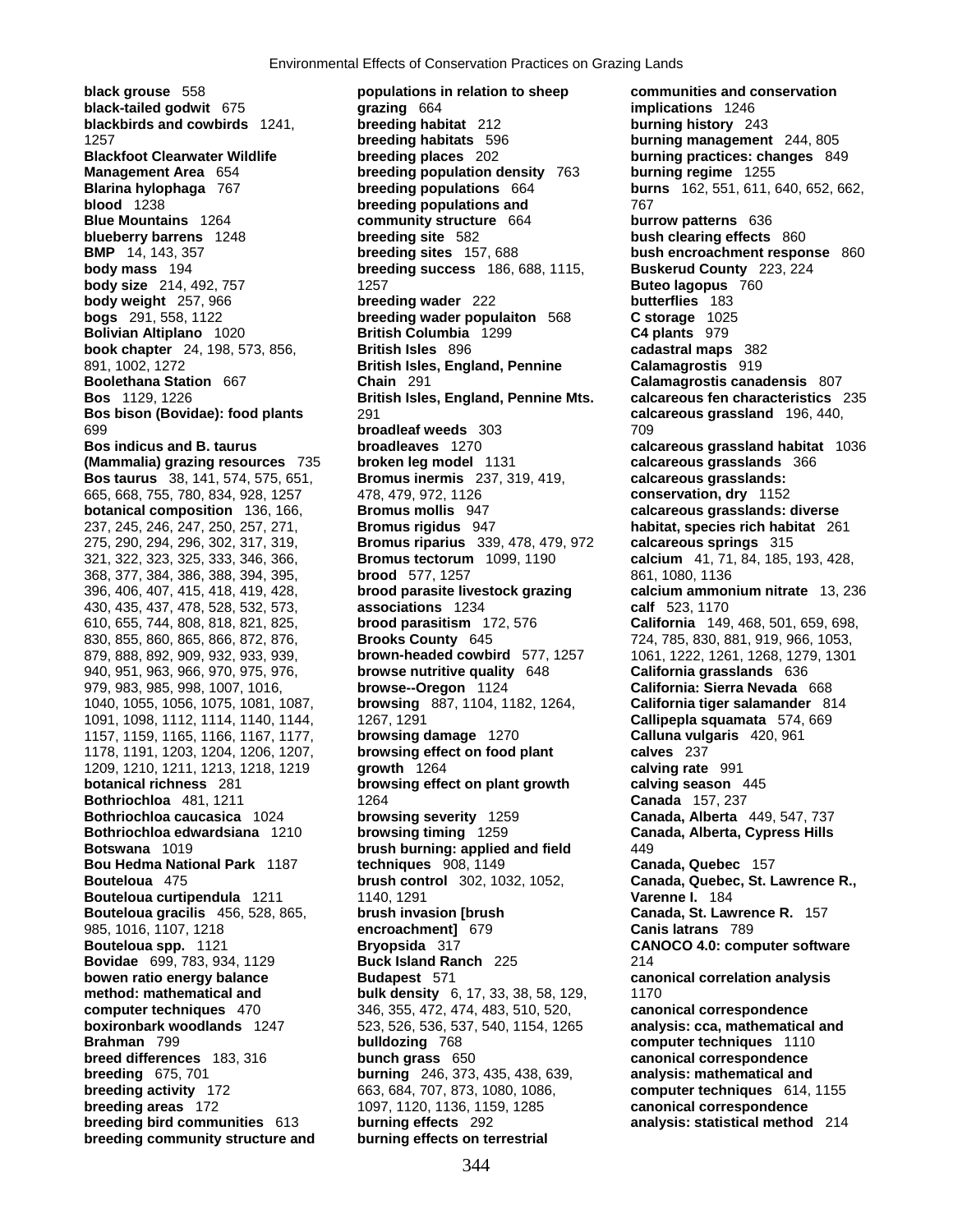**black grouse** 558
**black-tailed godwit** 675
**blackbirds and cowbirds** 1241, 1257
**Blackfoot Clearwater Wildlife Management Area** 654
**Blarina hylophaga** 767
**blood** 1238
**Blue Mountains** 1264
**blueberry barrens** 1248
**BMP** 14, 143, 357
**body mass** 194
**body size** 214, 492, 757
**body weight** 257, 966
**bogs** 291, 558, 1122
**Bolivian Altiplano** 1020
**book chapter** 24, 198, 573, 856, 891, 1002, 1272
**Boolethana Station** 667
**Bos** 1129, 1226
**Bos bison (Bovidae): food plants** 699
**Bos indicus and B. taurus (Mammalia) grazing resources** 735
**Bos taurus** 38, 141, 574, 575, 651, 665, 668, 755, 780, 834, 928, 1257
**botanical composition** 136, 166, 237, 245, 246, 247, 250, 257, 271, 275, 290, 294, 296, 302, 317, 319, 321, 322, 323, 325, 333, 346, 366, 368, 377, 384, 386, 388, 394, 395, 396, 406, 407, 415, 418, 419, 428, 430, 435, 437, 478, 528, 532, 573, 610, 655, 744, 808, 818, 821, 825, 830, 855, 860, 865, 866, 872, 876, 879, 888, 892, 909, 932, 933, 939, 940, 951, 963, 966, 970, 975, 976, 979, 983, 985, 998, 1007, 1016, 1040, 1055, 1056, 1075, 1081, 1087, 1091, 1098, 1112, 1114, 1140, 1144, 1157, 1159, 1165, 1166, 1167, 1177, 1178, 1191, 1203, 1204, 1206, 1207, 1209, 1210, 1211, 1213, 1218, 1219
**botanical richness** 281
**Bothriochloa** 481, 1211
**Bothriochloa caucasica** 1024
**Bothriochloa edwardsiana** 1210
**Botswana** 1019
**Bou Hedma National Park** 1187
**Bouteloua** 475
**Bouteloua curtipendula** 1211
**Bouteloua gracilis** 456, 528, 865, 985, 1016, 1107, 1218
**Bouteloua spp.** 1121
**Bovidae** 699, 783, 934, 1129
**bowen ratio energy balance method: mathematical and computer techniques** 470
**boxironbark woodlands** 1247
**Brahman** 799
**breed differences** 183, 316
**breeding** 675, 701
**breeding activity** 172
**breeding areas** 172
**breeding bird communities** 613
**breeding community structure and populations in relation to sheep grazing** 664
**breeding habitat** 212
**breeding habitats** 596
**breeding places** 202
**breeding population density** 763
**breeding populations** 664
**breeding populations and community structure** 664
**breeding site** 582
**breeding sites** 157, 688
**breeding success** 186, 688, 1115, 1257
**breeding wader** 222
**breeding wader populaiton** 568
**British Columbia** 1299
**British Isles** 896
**British Isles, England, Pennine Chain** 291
**British Isles, England, Pennine Mts.** 291
**broadleaf weeds** 303
**broadleaves** 1270
**broken leg model** 1131
**Bromus inermis** 237, 319, 419, 478, 479, 972, 1126
**Bromus mollis** 947
**Bromus rigidus** 947
**Bromus riparius** 339, 478, 479, 972
**Bromus tectorum** 1099, 1190
**brood** 577, 1257
**brood parasite livestock grazing associations** 1234
**brood parasitism** 172, 576
**Brooks County** 645
**brown-headed cowbird** 577, 1257
**browse nutritive quality** 648
**browse--Oregon** 1124
**browsing** 887, 1104, 1182, 1264, 1267, 1291
**browsing damage** 1270
**browsing effect on food plant growth** 1264
**browsing effect on plant growth** 1264
**browsing severity** 1259
**browsing timing** 1259
**brush burning: applied and field techniques** 908, 1149
**brush control** 302, 1032, 1052, 1140, 1291
**brush invasion [brush encroachment]** 679
**Bryopsida** 317
**Buck Island Ranch** 225
**Budapest** 571
**bulk density** 6, 17, 33, 38, 58, 129, 346, 355, 472, 474, 483, 510, 520, 523, 526, 536, 537, 540, 1154, 1265
**bulldozing** 768
**bunch grass** 650
**burning** 246, 373, 435, 438, 639, 663, 684, 707, 873, 1080, 1086, 1097, 1120, 1136, 1159, 1285
**burning effects** 292
**burning effects on terrestrial communities and conservation implications** 1246
**burning history** 243
**burning management** 244, 805
**burning practices: changes** 849
**burning regime** 1255
**burns** 162, 551, 611, 640, 652, 662, 767
**burrow patterns** 636
**bush clearing effects** 860
**bush encroachment response** 860
**Buskerud County** 223, 224
**Buteo lagopus** 760
**butterflies** 183
**C storage** 1025
**C4 plants** 979
**cadastral maps** 382
**Calamagrostis** 919
**Calamagrostis canadensis** 807
**calcareous fen characteristics** 235
**calcareous grassland** 196, 440, 709
**calcareous grassland habitat** 1036
**calcareous grasslands** 366
**calcareous grasslands: conservation, dry** 1152
**calcareous grasslands: diverse habitat, species rich habitat** 261
**calcareous springs** 315
**calcium** 41, 71, 84, 185, 193, 428, 861, 1080, 1136
**calcium ammonium nitrate** 13, 236
**calf** 523, 1170
**California** 149, 468, 501, 659, 698, 724, 785, 830, 881, 919, 966, 1053, 1061, 1222, 1261, 1268, 1279, 1301
**California grasslands** 636
**California: Sierra Nevada** 668
**California tiger salamander** 814
**Callipepla squamata** 574, 669
**Calluna vulgaris** 420, 961
**calves** 237
**calving rate** 991
**calving season** 445
**Canada** 157, 237
**Canada, Alberta** 449, 547, 737
**Canada, Alberta, Cypress Hills** 449
**Canada, Quebec** 157
**Canada, Quebec, St. Lawrence R., Varenne I.** 184
**Canada, St. Lawrence R.** 157
**Canis latrans** 789
**CANOCO 4.0: computer software** 214
**canonical correlation analysis** 1170
**canonical correspondence analysis: cca, mathematical and computer techniques** 1110
**canonical correspondence analysis: mathematical and computer techniques** 614, 1155
**canonical correspondence analysis: statistical method** 214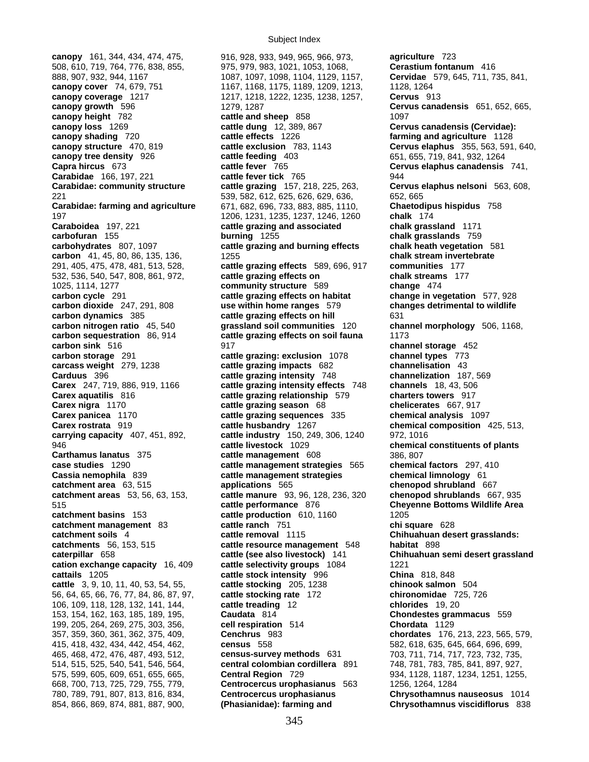**canopy** 161, 344, 434, 474, 475, 508, 610, 719, 764, 776, 838, 855, 888, 907, 932, 944, 1167
**canopy cover** 74, 679, 751
**canopy coverage** 1217
**canopy growth** 596
**canopy height** 782
**canopy loss** 1269
**canopy shading** 720
**canopy structure** 470, 819
**canopy tree density** 926
**Capra hircus** 673
**Carabidae** 166, 197, 221
**Carabidae: community structure** 221
**Carabidae: farming and agriculture** 197
**Caraboidea** 197, 221
**carbofuran** 155
**carbohydrates** 807, 1097
**carbon** 41, 45, 80, 86, 135, 136, 291, 405, 475, 478, 481, 513, 528, 532, 536, 540, 547, 808, 861, 972, 1025, 1114, 1277
**carbon cycle** 291
**carbon dioxide** 247, 291, 808
**carbon dynamics** 385
**carbon nitrogen ratio** 45, 540
**carbon sequestration** 86, 914
**carbon sink** 516
**carbon storage** 291
**carcass weight** 279, 1238
**Carduus** 396
**Carex** 247, 719, 886, 919, 1166
**Carex aquatilis** 816
**Carex nigra** 1170
**Carex panicea** 1170
**Carex rostrata** 919
**carrying capacity** 407, 451, 892, 946
**Carthamus lanatus** 375
**case studies** 1290
**Cassia nemophila** 839
**catchment area** 63, 515
**catchment areas** 53, 56, 63, 153, 515
**catchment basins** 153
**catchment management** 83
**catchment soils** 4
**catchments** 56, 153, 515
**caterpillar** 658
**cation exchange capacity** 16, 409
**cattails** 1205
**cattle** 3, 9, 10, 11, 40, 53, 54, 55, 56, 64, 65, 66, 76, 77, 84, 86, 87, 97, 106, 109, 118, 128, 132, 141, 144, 153, 154, 162, 163, 185, 189, 195, 199, 205, 264, 269, 275, 303, 356, 357, 359, 360, 361, 362, 375, 409, 415, 418, 432, 434, 442, 454, 462, 465, 468, 472, 476, 487, 493, 512, 514, 515, 525, 540, 541, 546, 564, 575, 599, 605, 609, 651, 655, 665, 668, 700, 713, 725, 729, 755, 779, 780, 789, 791, 807, 813, 816, 834, 854, 866, 869, 874, 881, 887, 900, 916, 928, 933, 949, 965, 966, 973, 975, 979, 983, 1021, 1053, 1068, 1087, 1097, 1098, 1104, 1129, 1157, 1167, 1168, 1175, 1189, 1209, 1213, 1217, 1218, 1222, 1235, 1238, 1257, 1279, 1287
**cattle and sheep** 858
**cattle dung** 12, 389, 867
**cattle effects** 1226
**cattle exclusion** 783, 1143
**cattle feeding** 403
**cattle fever** 765
**cattle fever tick** 765
**cattle grazing** 157, 218, 225, 263, 539, 582, 612, 625, 626, 629, 636, 671, 682, 696, 733, 883, 885, 1110, 1206, 1231, 1235, 1237, 1246, 1260
**cattle grazing and associated burning** 1255
**cattle grazing and burning effects** 1255
**cattle grazing effects** 589, 696, 917
**cattle grazing effects on community structure** 589
**cattle grazing effects on habitat use within home ranges** 579
**cattle grazing effects on hill grassland soil communities** 120
**cattle grazing effects on soil fauna** 917
**cattle grazing: exclusion** 1078
**cattle grazing impacts** 682
**cattle grazing intensity** 748
**cattle grazing intensity effects** 748
**cattle grazing relationship** 579
**cattle grazing season** 68
**cattle grazing sequences** 335
**cattle husbandry** 1267
**cattle industry** 150, 249, 306, 1240
**cattle livestock** 1029
**cattle management** 608
**cattle management strategies** 565
**cattle management strategies applications** 565
**cattle manure** 93, 96, 128, 236, 320
**cattle performance** 876
**cattle production** 610, 1160
**cattle ranch** 751
**cattle removal** 1115
**cattle resource management** 548
**cattle (see also livestock)** 141
**cattle selectivity groups** 1084
**cattle stock intensity** 996
**cattle stocking** 205, 1238
**cattle stocking rate** 172
**cattle treading** 12
**Caudata** 814
**cell respiration** 514
**Cenchrus** 983
**census** 558
**census-survey methods** 631
**central colombian cordillera** 891
**Central Region** 729
**Centrocercus urophasianus** 563
**Centrocercus urophasianus (Phasianidae): farming and agriculture** 723
**Cerastium fontanum** 416
**Cervidae** 579, 645, 711, 735, 841, 1128, 1264
**Cervus** 913
**Cervus canadensis** 651, 652, 665, 1097
**Cervus canadensis (Cervidae): farming and agriculture** 1128
**Cervus elaphus** 355, 563, 591, 640, 651, 655, 719, 841, 932, 1264
**Cervus elaphus canadensis** 741, 944
**Cervus elaphus nelsoni** 563, 608, 652, 665
**Chaetodipus hispidus** 758
**chalk** 174
**chalk grassland** 1171
**chalk grasslands** 759
**chalk heath vegetation** 581
**chalk stream invertebrate communities** 177
**chalk streams** 177
**change** 474
**change in vegetation** 577, 928
**changes detrimental to wildlife** 631
**channel morphology** 506, 1168, 1173
**channel storage** 452
**channel types** 773
**channelisation** 43
**channelization** 187, 569
**channels** 18, 43, 506
**charters towers** 917
**chelicerates** 667, 917
**chemical analysis** 1097
**chemical composition** 425, 513, 972, 1016
**chemical constituents of plants** 386, 807
**chemical factors** 297, 410
**chemical limnology** 61
**chenopod shrubland** 667
**chenopod shrublands** 667, 935
**Cheyenne Bottoms Wildlife Area** 1205
**chi square** 628
**Chihuahuan desert grasslands: habitat** 898
**Chihuahuan semi desert grassland** 1221
**China** 818, 848
**chinook salmon** 504
**chironomidae** 725, 726
**chlorides** 19, 20
**Chondestes grammacus** 559
**Chordata** 1129
**chordates** 176, 213, 223, 565, 579, 582, 618, 635, 645, 664, 696, 699, 703, 711, 714, 717, 723, 732, 735, 748, 781, 783, 785, 841, 897, 927, 934, 1128, 1187, 1234, 1251, 1255, 1256, 1264, 1284
**Chrysothamnus nauseosus** 1014
**Chrysothamnus viscidiflorus** 838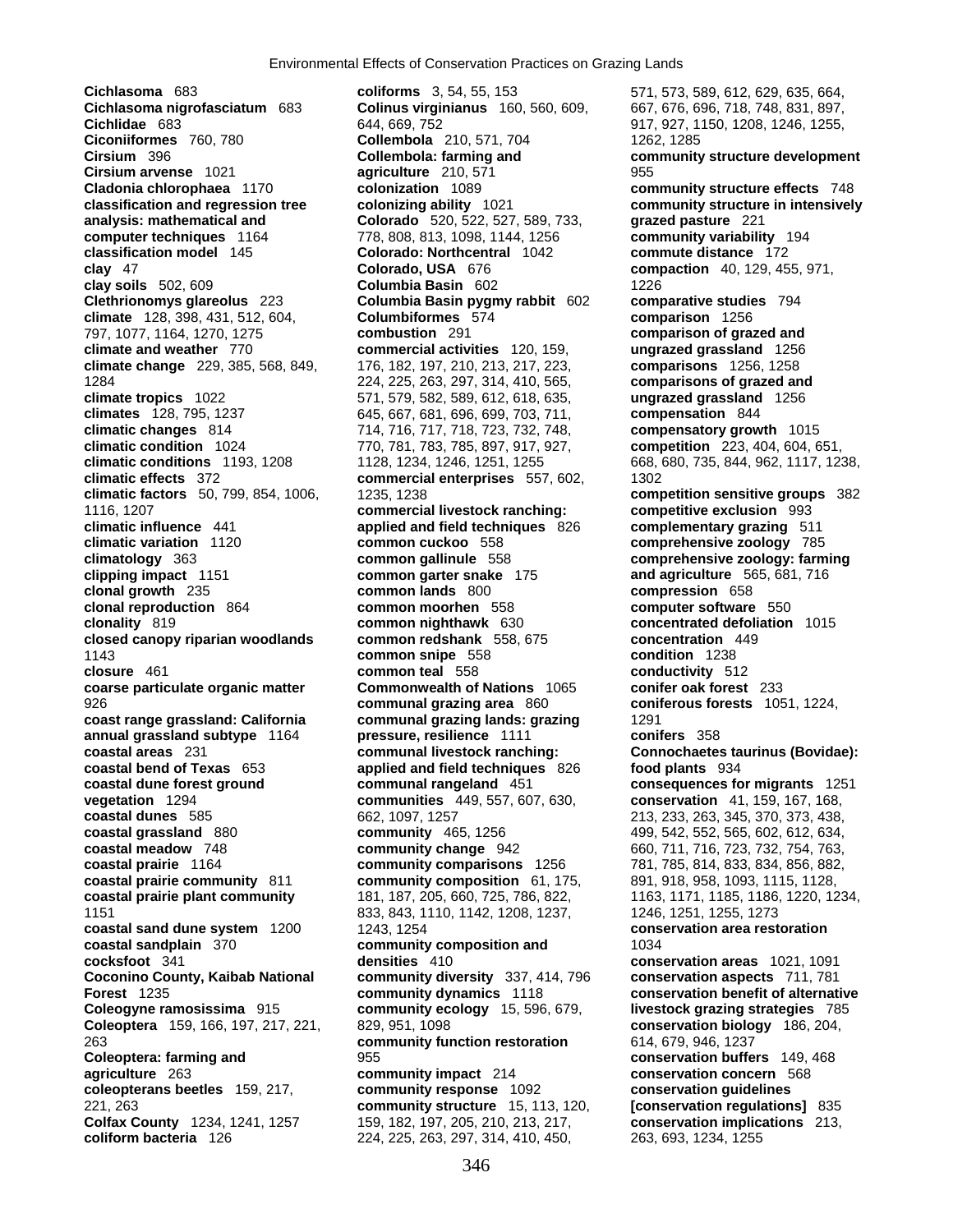**Cichlasoma** 683
**Cichlasoma nigrofasciatum** 683
**Cichlidae** 683
**Ciconiiformes** 760, 780
**Cirsium** 396
**Cirsium arvense** 1021
**Cladonia chlorophaea** 1170
**classification and regression tree analysis: mathematical and computer techniques** 1164
**classification model** 145
**clay** 47
**clay soils** 502, 609
**Clethrionomys glareolus** 223
**climate** 128, 398, 431, 512, 604, 797, 1077, 1164, 1270, 1275
**climate and weather** 770
**climate change** 229, 385, 568, 849, 1284
**climate tropics** 1022
**climates** 128, 795, 1237
**climatic changes** 814
**climatic condition** 1024
**climatic conditions** 1193, 1208
**climatic effects** 372
**climatic factors** 50, 799, 854, 1006, 1116, 1207
**climatic influence** 441
**climatic variation** 1120
**climatology** 363
**clipping impact** 1151
**clonal growth** 235
**clonal reproduction** 864
**clonality** 819
**closed canopy riparian woodlands** 1143
**closure** 461
**coarse particulate organic matter** 926
**coast range grassland: California annual grassland subtype** 1164
**coastal areas** 231
**coastal bend of Texas** 653
**coastal dune forest ground vegetation** 1294
**coastal dunes** 585
**coastal grassland** 880
**coastal meadow** 748
**coastal prairie** 1164
**coastal prairie community** 811
**coastal prairie plant community** 1151
**coastal sand dune system** 1200
**coastal sandplain** 370
**cocksfoot** 341
**Coconino County, Kaibab National Forest** 1235
**Coleogyne ramosissima** 915
**Coleoptera** 159, 166, 197, 217, 221, 263
**Coleoptera: farming and agriculture** 263
**coleopterans beetles** 159, 217, 221, 263
**Colfax County** 1234, 1241, 1257
**coliform bacteria** 126
**coliforms** 3, 54, 55, 153
**Colinus virginianus** 160, 560, 609, 644, 669, 752
**Collembola** 210, 571, 704
**Collembola: farming and agriculture** 210, 571
**colonization** 1089
**colonizing ability** 1021
**Colorado** 520, 522, 527, 589, 733, 778, 808, 813, 1098, 1144, 1256
**Colorado: Northcentral** 1042
**Colorado, USA** 676
**Columbia Basin** 602
**Columbia Basin pygmy rabbit** 602
**Columbiformes** 574
**combustion** 291
**commercial activities** 120, 159, 176, 182, 197, 210, 213, 217, 223, 224, 225, 263, 297, 314, 410, 565, 571, 579, 582, 589, 612, 618, 635, 645, 667, 681, 696, 699, 703, 711, 714, 716, 717, 718, 723, 732, 748, 770, 781, 783, 785, 897, 917, 927, 1128, 1234, 1246, 1251, 1255
**commercial enterprises** 557, 602, 1235, 1238
**commercial livestock ranching: applied and field techniques** 826
**common cuckoo** 558
**common gallinule** 558
**common garter snake** 175
**common lands** 800
**common moorhen** 558
**common nighthawk** 630
**common redshank** 558, 675
**common snipe** 558
**common teal** 558
**Commonwealth of Nations** 1065
**communal grazing area** 860
**communal grazing lands: grazing pressure, resilience** 1111
**communal livestock ranching: applied and field techniques** 826
**communal rangeland** 451
**communities** 449, 557, 607, 630, 662, 1097, 1257
**community** 465, 1256
**community change** 942
**community comparisons** 1256
**community composition** 61, 175, 181, 187, 205, 660, 725, 786, 822, 833, 843, 1110, 1142, 1208, 1237, 1243, 1254
**community composition and densities** 410
**community diversity** 337, 414, 796
**community dynamics** 1118
**community ecology** 15, 596, 679, 829, 951, 1098
**community function restoration** 955
**community impact** 214
**community response** 1092
**community structure** 15, 113, 120, 159, 182, 197, 205, 210, 213, 217, 224, 225, 263, 297, 314, 410, 450, 571, 573, 589, 612, 629, 635, 664, 667, 676, 696, 718, 748, 831, 897, 917, 927, 1150, 1208, 1246, 1255, 1262, 1285
**community structure development** 955
**community structure effects** 748
**community structure in intensively grazed pasture** 221
**community variability** 194
**commute distance** 172
**compaction** 40, 129, 455, 971, 1226
**comparative studies** 794
**comparison** 1256
**comparison of grazed and ungrazed grassland** 1256
**comparisons** 1256, 1258
**comparisons of grazed and ungrazed grassland** 1256
**compensation** 844
**compensatory growth** 1015
**competition** 223, 404, 604, 651, 668, 680, 735, 844, 962, 1117, 1238, 1302
**competition sensitive groups** 382
**competitive exclusion** 993
**complementary grazing** 511
**comprehensive zoology** 785
**comprehensive zoology: farming and agriculture** 565, 681, 716
**compression** 658
**computer software** 550
**concentrated defoliation** 1015
**concentration** 449
**condition** 1238
**conductivity** 512
**conifer oak forest** 233
**coniferous forests** 1051, 1224, 1291
**conifers** 358
**Connochaetes taurinus (Bovidae): food plants** 934
**consequences for migrants** 1251
**conservation** 41, 159, 167, 168, 213, 233, 263, 345, 370, 373, 438, 499, 542, 552, 565, 602, 612, 634, 660, 711, 716, 723, 732, 754, 763, 781, 785, 814, 833, 834, 856, 882, 891, 918, 958, 1093, 1115, 1128, 1163, 1171, 1185, 1186, 1220, 1234, 1246, 1251, 1255, 1273
**conservation area restoration** 1034
**conservation areas** 1021, 1091
**conservation aspects** 711, 781
**conservation benefit of alternative livestock grazing strategies** 785
**conservation biology** 186, 204, 614, 679, 946, 1237
**conservation buffers** 149, 468
**conservation concern** 568
**conservation guidelines [conservation regulations]** 835
**conservation implications** 213, 263, 693, 1234, 1255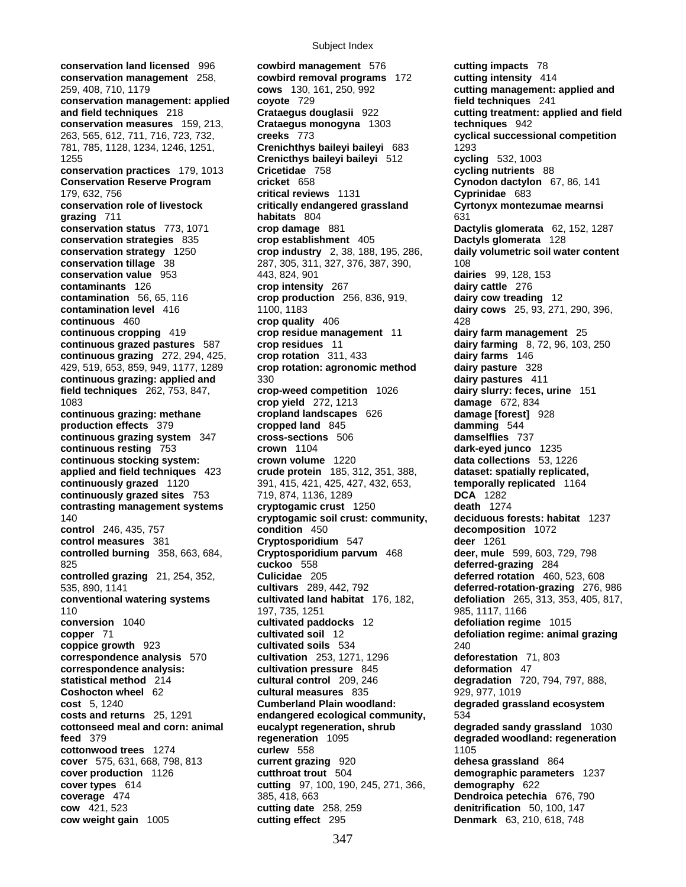**conservation land licensed** 996
**conservation management** 258, 259, 408, 710, 1179
**conservation management: applied and field techniques** 218
**conservation measures** 159, 213, 263, 565, 612, 711, 716, 723, 732, 781, 785, 1128, 1234, 1246, 1251, 1255
**conservation practices** 179, 1013
**Conservation Reserve Program** 179, 632, 756
**conservation role of livestock grazing** 711
**conservation status** 773, 1071
**conservation strategies** 835
**conservation strategy** 1250
**conservation tillage** 38
**conservation value** 953
**contaminants** 126
**contamination** 56, 65, 116
**contamination level** 416
**continuous** 460
**continuous cropping** 419
**continuous grazed pastures** 587
**continuous grazing** 272, 294, 425, 429, 519, 653, 859, 949, 1177, 1289
**continuous grazing: applied and field techniques** 262, 753, 847, 1083
**continuous grazing: methane production effects** 379
**continuous grazing system** 347
**continuous resting** 753
**continuous stocking system: applied and field techniques** 423
**continuously grazed** 1120
**continuously grazed sites** 753
**contrasting management systems** 140
**control** 246, 435, 757
**control measures** 381
**controlled burning** 358, 663, 684, 825
**controlled grazing** 21, 254, 352, 535, 890, 1141
**conventional watering systems** 110
**conversion** 1040
**copper** 71
**coppice growth** 923
**correspondence analysis** 570
**correspondence analysis: statistical method** 214
**Coshocton wheel** 62
**cost** 5, 1240
**costs and returns** 25, 1291
**cottonseed meal and corn: animal feed** 379
**cottonwood trees** 1274
**cover** 575, 631, 668, 798, 813
**cover production** 1126
**cover types** 614
**coverage** 474
**cow** 421, 523
**cow weight gain** 1005
**cowbird management** 576
**cowbird removal programs** 172
**cows** 130, 161, 250, 992
**coyote** 729
**Crataegus douglasii** 922
**Crataegus monogyna** 1303
**creeks** 773
**Crenichthys baileyi baileyi** 683
**Crenicthys baileyi baileyi** 512
**Cricetidae** 758
**cricket** 658
**critical reviews** 1131
**critically endangered grassland habitats** 804
**crop damage** 881
**crop establishment** 405
**crop industry** 2, 38, 188, 195, 286, 287, 305, 311, 327, 376, 387, 390, 443, 824, 901
**crop intensity** 267
**crop production** 256, 836, 919, 1100, 1183
**crop quality** 406
**crop residue management** 11
**crop residues** 11
**crop rotation** 311, 433
**crop rotation: agronomic method** 330
**crop-weed competition** 1026
**crop yield** 272, 1213
**cropland landscapes** 626
**cropped land** 845
**cross-sections** 506
**crown** 1104
**crown volume** 1220
**crude protein** 185, 312, 351, 388, 391, 415, 421, 425, 427, 432, 653, 719, 874, 1136, 1289
**cryptogamic crust** 1250
**cryptogamic soil crust: community, condition** 450
**Cryptosporidium** 547
**Cryptosporidium parvum** 468
**cuckoo** 558
**Culicidae** 205
**cultivars** 289, 442, 792
**cultivated land habitat** 176, 182, 197, 735, 1251
**cultivated paddocks** 12
**cultivated soil** 12
**cultivated soils** 534
**cultivation** 253, 1271, 1296
**cultivation pressure** 845
**cultural control** 209, 246
**cultural measures** 835
**Cumberland Plain woodland: endangered ecological community, eucalypt regeneration, shrub regeneration** 1095
**curlew** 558
**current grazing** 920
**cutthroat trout** 504
**cutting** 97, 100, 190, 245, 271, 366, 385, 418, 663
**cutting date** 258, 259
**cutting effect** 295
**cutting impacts** 78
**cutting intensity** 414
**cutting management: applied and field techniques** 241
**cutting treatment: applied and field techniques** 942
**cyclical successional competition** 1293
**cycling** 532, 1003
**cycling nutrients** 88
**Cynodon dactylon** 67, 86, 141
**Cyprinidae** 683
**Cyrtonyx montezumae mearnsi** 631
**Dactylis glomerata** 62, 152, 1287
**Dactyls glomerata** 128
**daily volumetric soil water content** 108
**dairies** 99, 128, 153
**dairy cattle** 276
**dairy cow treading** 12
**dairy cows** 25, 93, 271, 290, 396, 428
**dairy farm management** 25
**dairy farming** 8, 72, 96, 103, 250
**dairy farms** 146
**dairy pasture** 328
**dairy pastures** 411
**dairy slurry: feces, urine** 151
**damage** 672, 834
**damage [forest]** 928
**damming** 544
**damselflies** 737
**dark-eyed junco** 1235
**data collections** 53, 1226
**dataset: spatially replicated, temporally replicated** 1164
**DCA** 1282
**death** 1274
**deciduous forests: habitat** 1237
**decomposition** 1072
**deer** 1261
**deer, mule** 599, 603, 729, 798
**deferred-grazing** 284
**deferred rotation** 460, 523, 608
**deferred-rotation-grazing** 276, 986
**defoliation** 265, 313, 353, 405, 817, 985, 1117, 1166
**defoliation regime** 1015
**defoliation regime: animal grazing** 240
**deforestation** 71, 803
**deformation** 47
**degradation** 720, 794, 797, 888, 929, 977, 1019
**degraded grassland ecosystem** 534
**degraded sandy grassland** 1030
**degraded woodland: regeneration** 1105
**dehesa grassland** 864
**demographic parameters** 1237
**demography** 622
**Dendroica petechia** 676, 790
**denitrification** 50, 100, 147
**Denmark** 63, 210, 618, 748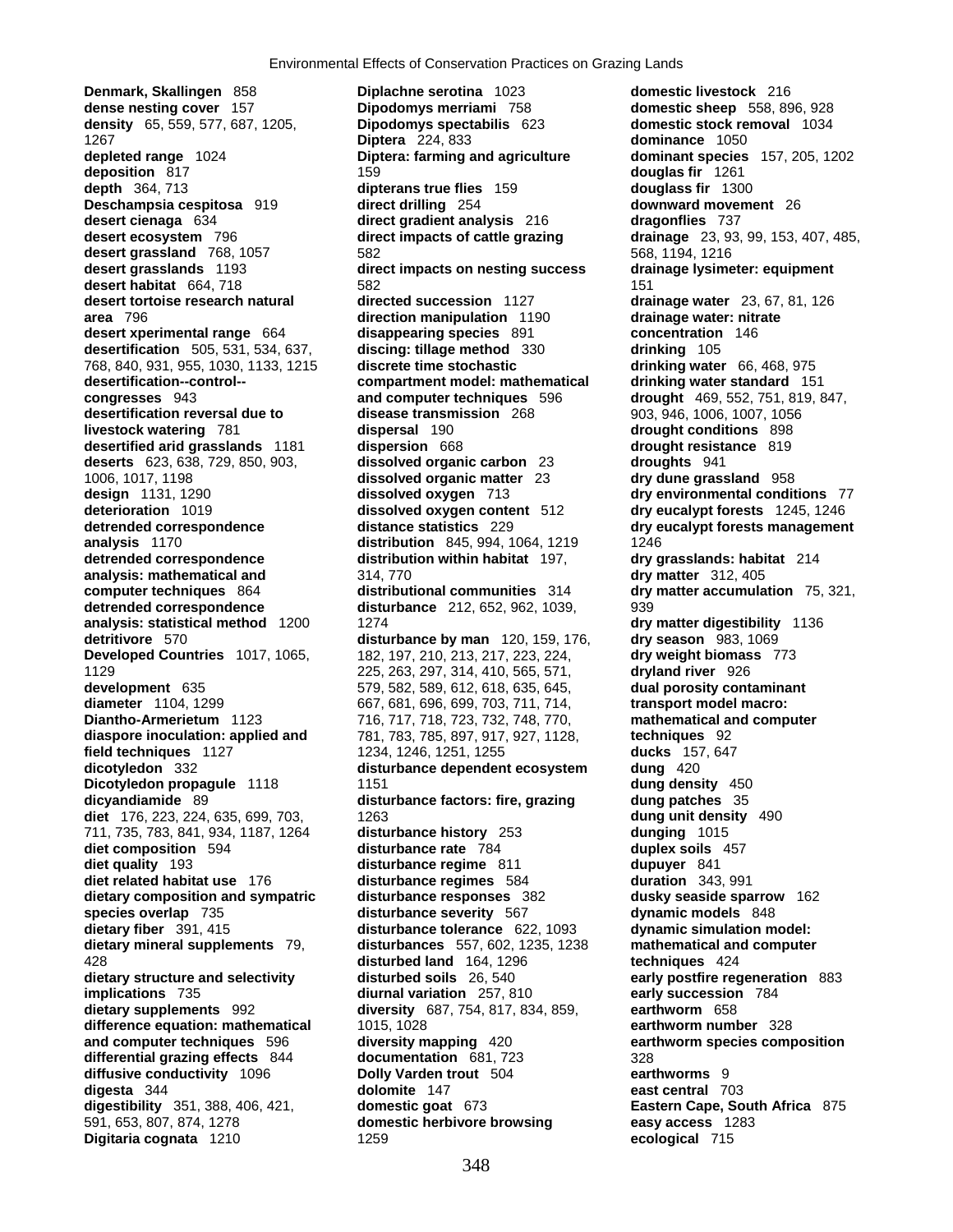**Denmark, Skallingen** 858
**dense nesting cover** 157
**density** 65, 559, 577, 687, 1205, 1267
**depleted range** 1024
**deposition** 817
**depth** 364, 713
**Deschampsia cespitosa** 919
**desert cienaga** 634
**desert ecosystem** 796
**desert grassland** 768, 1057
**desert grasslands** 1193
**desert habitat** 664, 718
**desert tortoise research natural area** 796
**desert xperimental range** 664
**desertification** 505, 531, 534, 637, 768, 840, 931, 955, 1030, 1133, 1215
**desertification--control--congresses** 943
**desertification reversal due to livestock watering** 781
**desertified arid grasslands** 1181
**deserts** 623, 638, 729, 850, 903, 1006, 1017, 1198
**design** 1131, 1290
**deterioration** 1019
**detrended correspondence analysis** 1170
**detrended correspondence analysis: mathematical and computer techniques** 864
**detrended correspondence analysis: statistical method** 1200
**detritivore** 570
**Developed Countries** 1017, 1065, 1129
**development** 635
**diameter** 1104, 1299
**Diantho-Armerietum** 1123
**diaspore inoculation: applied and field techniques** 1127
**dicotyledon** 332
**Dicotyledon propagule** 1118
**dicyandiamide** 89
**diet** 176, 223, 224, 635, 699, 703, 711, 735, 783, 841, 934, 1187, 1264
**diet composition** 594
**diet quality** 193
**diet related habitat use** 176
**dietary composition and sympatric species overlap** 735
**dietary fiber** 391, 415
**dietary mineral supplements** 79, 428
**dietary structure and selectivity implications** 735
**dietary supplements** 992
**difference equation: mathematical and computer techniques** 596
**differential grazing effects** 844
**diffusive conductivity** 1096
**digesta** 344
**digestibility** 351, 388, 406, 421, 591, 653, 807, 874, 1278
**Digitaria cognata** 1210
**Diplachne serotina** 1023
**Dipodomys merriami** 758
**Dipodomys spectabilis** 623
**Diptera** 224, 833
**Diptera: farming and agriculture** 159
**dipterans true flies** 159
**direct drilling** 254
**direct gradient analysis** 216
**direct impacts of cattle grazing** 582
**direct impacts on nesting success** 582
**directed succession** 1127
**direction manipulation** 1190
**disappearing species** 891
**discing: tillage method** 330
**discrete time stochastic compartment model: mathematical and computer techniques** 596
**disease transmission** 268
**dispersal** 190
**dispersion** 668
**dissolved organic carbon** 23
**dissolved organic matter** 23
**dissolved oxygen** 713
**dissolved oxygen content** 512
**distance statistics** 229
**distribution** 845, 994, 1064, 1219
**distribution within habitat** 197, 314, 770
**distributional communities** 314
**disturbance** 212, 652, 962, 1039, 1274
**disturbance by man** 120, 159, 176, 182, 197, 210, 213, 217, 223, 224, 225, 263, 297, 314, 410, 565, 571, 579, 582, 589, 612, 618, 635, 645, 667, 681, 696, 699, 703, 711, 714, 716, 717, 718, 723, 732, 748, 770, 781, 783, 785, 897, 917, 927, 1128, 1234, 1246, 1251, 1255
**disturbance dependent ecosystem** 1151
**disturbance factors: fire, grazing** 1263
**disturbance history** 253
**disturbance rate** 784
**disturbance regime** 811
**disturbance regimes** 584
**disturbance responses** 382
**disturbance severity** 567
**disturbance tolerance** 622, 1093
**disturbances** 557, 602, 1235, 1238
**disturbed land** 164, 1296
**disturbed soils** 26, 540
**diurnal variation** 257, 810
**diversity** 687, 754, 817, 834, 859, 1015, 1028
**diversity mapping** 420
**documentation** 681, 723
**Dolly Varden trout** 504
**dolomite** 147
**domestic goat** 673
**domestic herbivore browsing** 1259
**domestic livestock** 216
**domestic sheep** 558, 896, 928
**domestic stock removal** 1034
**dominance** 1050
**dominant species** 157, 205, 1202
**douglas fir** 1261
**douglass fir** 1300
**downward movement** 26
**dragonflies** 737
**drainage** 23, 93, 99, 153, 407, 485, 568, 1194, 1216
**drainage lysimeter: equipment** 151
**drainage water** 23, 67, 81, 126
**drainage water: nitrate concentration** 146
**drinking** 105
**drinking water** 66, 468, 975
**drinking water standard** 151
**drought** 469, 552, 751, 819, 847, 903, 946, 1006, 1007, 1056
**drought conditions** 898
**drought resistance** 819
**droughts** 941
**dry dune grassland** 958
**dry environmental conditions** 77
**dry eucalypt forests** 1245, 1246
**dry eucalypt forests management** 1246
**dry grasslands: habitat** 214
**dry matter** 312, 405
**dry matter accumulation** 75, 321, 939
**dry matter digestibility** 1136
**dry season** 983, 1069
**dry weight biomass** 773
**dryland river** 926
**dual porosity contaminant transport model macro: mathematical and computer techniques** 92
**ducks** 157, 647
**dung** 420
**dung density** 450
**dung patches** 35
**dung unit density** 490
**dunging** 1015
**duplex soils** 457
**dupuyer** 841
**duration** 343, 991
**dusky seaside sparrow** 162
**dynamic models** 848
**dynamic simulation model: mathematical and computer techniques** 424
**early postfire regeneration** 883
**early succession** 784
**earthworm** 658
**earthworm number** 328
**earthworm species composition** 328
**earthworms** 9
**east central** 703
**Eastern Cape, South Africa** 875
**easy access** 1283
**ecological** 715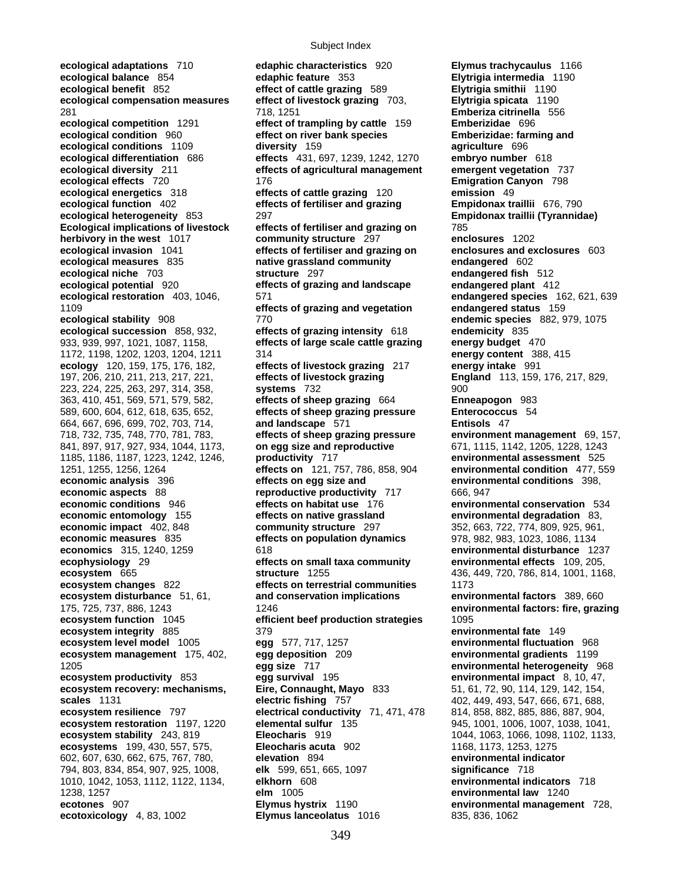**ecological adaptations** 710
**ecological balance** 854
**ecological benefit** 852
**ecological compensation measures** 281
**ecological competition** 1291
**ecological condition** 960
**ecological conditions** 1109
**ecological differentiation** 686
**ecological diversity** 211
**ecological effects** 720
**ecological energetics** 318
**ecological function** 402
**ecological heterogeneity** 853
**Ecological implications of livestock herbivory in the west** 1017
**ecological invasion** 1041
**ecological measures** 835
**ecological niche** 703
**ecological potential** 920
**ecological restoration** 403, 1046, 1109
**ecological stability** 908
**ecological succession** 858, 932, 933, 939, 997, 1021, 1087, 1158, 1172, 1198, 1202, 1203, 1204, 1211
**ecology** 120, 159, 175, 176, 182, 197, 206, 210, 211, 213, 217, 221, 223, 224, 225, 263, 297, 314, 358, 363, 410, 451, 569, 571, 579, 582, 589, 600, 604, 612, 618, 635, 652, 664, 667, 696, 699, 702, 703, 714, 718, 732, 735, 748, 770, 781, 783, 841, 897, 917, 927, 934, 1044, 1173, 1185, 1186, 1187, 1223, 1242, 1246, 1251, 1255, 1256, 1264
**economic analysis** 396
**economic aspects** 88
**economic conditions** 946
**economic entomology** 155
**economic impact** 402, 848
**economic measures** 835
**economics** 315, 1240, 1259
**ecophysiology** 29
**ecosystem** 665
**ecosystem changes** 822
**ecosystem disturbance** 51, 61, 175, 725, 737, 886, 1243
**ecosystem function** 1045
**ecosystem integrity** 885
**ecosystem level model** 1005
**ecosystem management** 175, 402, 1205
**ecosystem productivity** 853
**ecosystem recovery: mechanisms, scales** 1131
**ecosystem resilience** 797
**ecosystem restoration** 1197, 1220
**ecosystem stability** 243, 819
**ecosystems** 199, 430, 557, 575, 602, 607, 630, 662, 675, 767, 780, 794, 803, 834, 854, 907, 925, 1008, 1010, 1042, 1053, 1112, 1122, 1134, 1238, 1257
**ecotones** 907
**ecotoxicology** 4, 83, 1002
**edaphic characteristics** 920
**edaphic feature** 353
**effect of cattle grazing** 589
**effect of livestock grazing** 703, 718, 1251
**effect of trampling by cattle** 159
**effect on river bank species diversity** 159
**effects** 431, 697, 1239, 1242, 1270
**effects of agricultural management** 176
**effects of cattle grazing** 120
**effects of fertiliser and grazing** 297
**effects of fertiliser and grazing on community structure** 297
**effects of fertiliser and grazing on native grassland community structure** 297
**effects of grazing and landscape** 571
**effects of grazing and vegetation** 770
**effects of grazing intensity** 618
**effects of large scale cattle grazing** 314
**effects of livestock grazing** 217
**effects of livestock grazing systems** 732
**effects of sheep grazing** 664
**effects of sheep grazing pressure and landscape** 571
**effects of sheep grazing pressure on egg size and reproductive productivity** 717
**effects on** 121, 757, 786, 858, 904
**effects on egg size and reproductive productivity** 717
**effects on habitat use** 176
**effects on native grassland community structure** 297
**effects on population dynamics** 618
**effects on small taxa community structure** 1255
**effects on terrestrial communities and conservation implications** 1246
**efficient beef production strategies** 379
**egg** 577, 717, 1257
**egg deposition** 209
**egg size** 717
**egg survival** 195
**Eire, Connaught, Mayo** 833
**electric fishing** 757
**electrical conductivity** 71, 471, 478
**elemental sulfur** 135
**Eleocharis** 919
**Eleocharis acuta** 902
**elevation** 894
**elk** 599, 651, 665, 1097
**elkhorn** 608
**elm** 1005
**Elymus hystrix** 1190
**Elymus lanceolatus** 1016
**Elymus trachycaulus** 1166
**Elytrigia intermedia** 1190
**Elytrigia smithii** 1190
**Elytrigia spicata** 1190
**Emberiza citrinella** 556
**Emberizidae** 696
**Emberizidae: farming and agriculture** 696
**embryo number** 618
**emergent vegetation** 737
**Emigration Canyon** 798
**emission** 49
**Empidonax traillii** 676, 790
**Empidonax traillii (Tyrannidae)** 785
**enclosures** 1202
**enclosures and exclosures** 603
**endangered** 602
**endangered fish** 512
**endangered plant** 412
**endangered species** 162, 621, 639
**endangered status** 159
**endemic species** 882, 979, 1075
**endemicity** 835
**energy budget** 470
**energy content** 388, 415
**energy intake** 991
**England** 113, 159, 176, 217, 829, 900
**Enneapogon** 983
**Enterococcus** 54
**Entisols** 47
**environment management** 69, 157, 671, 1115, 1142, 1205, 1228, 1243
**environmental assessment** 525
**environmental condition** 477, 559
**environmental conditions** 398, 666, 947
**environmental conservation** 534
**environmental degradation** 83, 352, 663, 722, 774, 809, 925, 961, 978, 982, 983, 1023, 1086, 1134
**environmental disturbance** 1237
**environmental effects** 109, 205, 436, 449, 720, 786, 814, 1001, 1168, 1173
**environmental factors** 389, 660
**environmental factors: fire, grazing** 1095
**environmental fate** 149
**environmental fluctuation** 968
**environmental gradients** 1199
**environmental heterogeneity** 968
**environmental impact** 8, 10, 47, 51, 61, 72, 90, 114, 129, 142, 154, 402, 449, 493, 547, 666, 671, 688, 814, 858, 882, 885, 886, 887, 904, 945, 1001, 1006, 1007, 1038, 1041, 1044, 1063, 1066, 1098, 1102, 1133, 1168, 1173, 1253, 1275
**environmental indicator significance** 718
**environmental indicators** 718
**environmental law** 1240
**environmental management** 728, 835, 836, 1062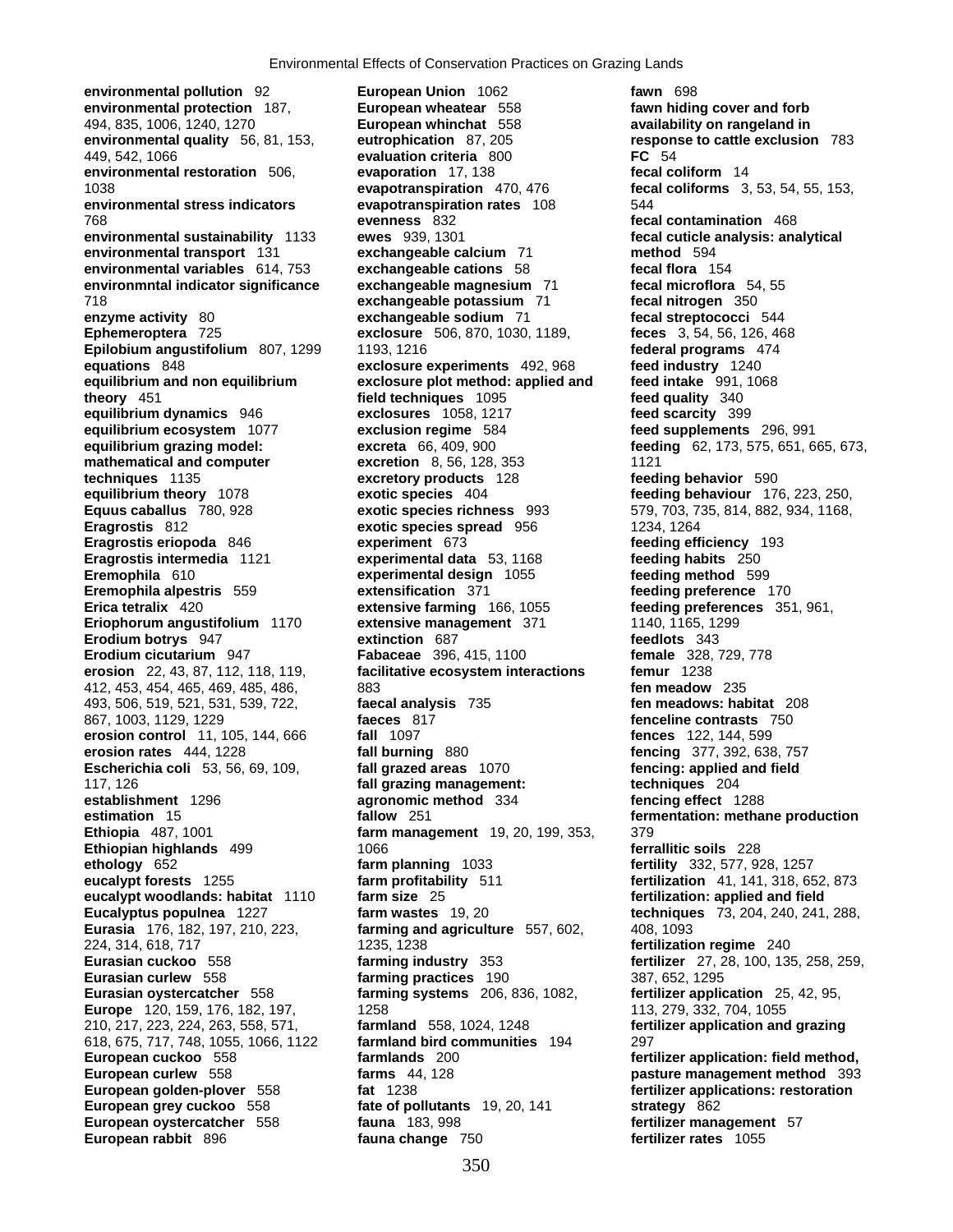**environmental pollution** 92
**environmental protection** 187, 494, 835, 1006, 1240, 1270
**environmental quality** 56, 81, 153, 449, 542, 1066
**environmental restoration** 506, 1038
**environmental stress indicators** 768
**environmental sustainability** 1133
**environmental transport** 131
**environmental variables** 614, 753
**environmntal indicator significance** 718
**enzyme activity** 80
**Ephemeroptera** 725
**Epilobium angustifolium** 807, 1299
**equations** 848
**equilibrium and non equilibrium theory** 451
**equilibrium dynamics** 946
**equilibrium ecosystem** 1077
**equilibrium grazing model: mathematical and computer techniques** 1135
**equilibrium theory** 1078
**Equus caballus** 780, 928
**Eragrostis** 812
**Eragrostis eriopoda** 846
**Eragrostis intermedia** 1121
**Eremophila** 610
**Eremophila alpestris** 559
**Erica tetralix** 420
**Eriophorum angustifolium** 1170
**Erodium botrys** 947
**Erodium cicutarium** 947
**erosion** 22, 43, 87, 112, 118, 119, 412, 453, 454, 465, 469, 485, 486, 493, 506, 519, 521, 531, 539, 722, 867, 1003, 1129, 1229
**erosion control** 11, 105, 144, 666
**erosion rates** 444, 1228
**Escherichia coli** 53, 56, 69, 109, 117, 126
**establishment** 1296
**estimation** 15
**Ethiopia** 487, 1001
**Ethiopian highlands** 499
**ethology** 652
**eucalypt forests** 1255
**eucalypt woodlands: habitat** 1110
**Eucalyptus populnea** 1227
**Eurasia** 176, 182, 197, 210, 223, 224, 314, 618, 717
**Eurasian cuckoo** 558
**Eurasian curlew** 558
**Eurasian oystercatcher** 558
**Europe** 120, 159, 176, 182, 197, 210, 217, 223, 224, 263, 558, 571, 618, 675, 717, 748, 1055, 1066, 1122
**European cuckoo** 558
**European curlew** 558
**European golden-plover** 558
**European grey cuckoo** 558
**European oystercatcher** 558
**European rabbit** 896
**European Union** 1062
**European wheatear** 558
**European whinchat** 558
**eutrophication** 87, 205
**evaluation criteria** 800
**evaporation** 17, 138
**evapotranspiration** 470, 476
**evapotranspiration rates** 108
**evenness** 832
**ewes** 939, 1301
**exchangeable calcium** 71
**exchangeable cations** 58
**exchangeable magnesium** 71
**exchangeable potassium** 71
**exchangeable sodium** 71
**exclosure** 506, 870, 1030, 1189, 1193, 1216
**exclosure experiments** 492, 968
**exclosure plot method: applied and field techniques** 1095
**exclosures** 1058, 1217
**exclusion regime** 584
**excreta** 66, 409, 900
**excretion** 8, 56, 128, 353
**excretory products** 128
**exotic species** 404
**exotic species richness** 993
**exotic species spread** 956
**experiment** 673
**experimental data** 53, 1168
**experimental design** 1055
**extensification** 371
**extensive farming** 166, 1055
**extensive management** 371
**extinction** 687
**Fabaceae** 396, 415, 1100
**facilitative ecosystem interactions** 883
**faecal analysis** 735
**faeces** 817
**fall** 1097
**fall burning** 880
**fall grazed areas** 1070
**fall grazing management: agronomic method** 334
**fallow** 251
**farm management** 19, 20, 199, 353, 1066
**farm planning** 1033
**farm profitability** 511
**farm size** 25
**farm wastes** 19, 20
**farming and agriculture** 557, 602, 1235, 1238
**farming industry** 353
**farming practices** 190
**farming systems** 206, 836, 1082, 1258
**farmland** 558, 1024, 1248
**farmland bird communities** 194
**farmlands** 200
**farms** 44, 128
**fat** 1238
**fate of pollutants** 19, 20, 141
**fauna** 183, 998
**fauna change** 750
**fawn** 698
**fawn hiding cover and forb availability on rangeland in response to cattle exclusion** 783
**FC** 54
**fecal coliform** 14
**fecal coliforms** 3, 53, 54, 55, 153, 544
**fecal contamination** 468
**fecal cuticle analysis: analytical method** 594
**fecal flora** 154
**fecal microflora** 54, 55
**fecal nitrogen** 350
**fecal streptococci** 544
**feces** 3, 54, 56, 126, 468
**federal programs** 474
**feed industry** 1240
**feed intake** 991, 1068
**feed quality** 340
**feed scarcity** 399
**feed supplements** 296, 991
**feeding** 62, 173, 575, 651, 665, 673, 1121
**feeding behavior** 590
**feeding behaviour** 176, 223, 250, 579, 703, 735, 814, 882, 934, 1168, 1234, 1264
**feeding efficiency** 193
**feeding habits** 250
**feeding method** 599
**feeding preference** 170
**feeding preferences** 351, 961, 1140, 1165, 1299
**feedlots** 343
**female** 328, 729, 778
**femur** 1238
**fen meadow** 235
**fen meadows: habitat** 208
**fenceline contrasts** 750
**fences** 122, 144, 599
**fencing** 377, 392, 638, 757
**fencing: applied and field techniques** 204
**fencing effect** 1288
**fermentation: methane production** 379
**ferrallitic soils** 228
**fertility** 332, 577, 928, 1257
**fertilization** 41, 141, 318, 652, 873
**fertilization: applied and field techniques** 73, 204, 240, 241, 288, 408, 1093
**fertilization regime** 240
**fertilizer** 27, 28, 100, 135, 258, 259, 387, 652, 1295
**fertilizer application** 25, 42, 95, 113, 279, 332, 704, 1055
**fertilizer application and grazing** 297
**fertilizer application: field method, pasture management method** 393
**fertilizer applications: restoration strategy** 862
**fertilizer management** 57
**fertilizer rates** 1055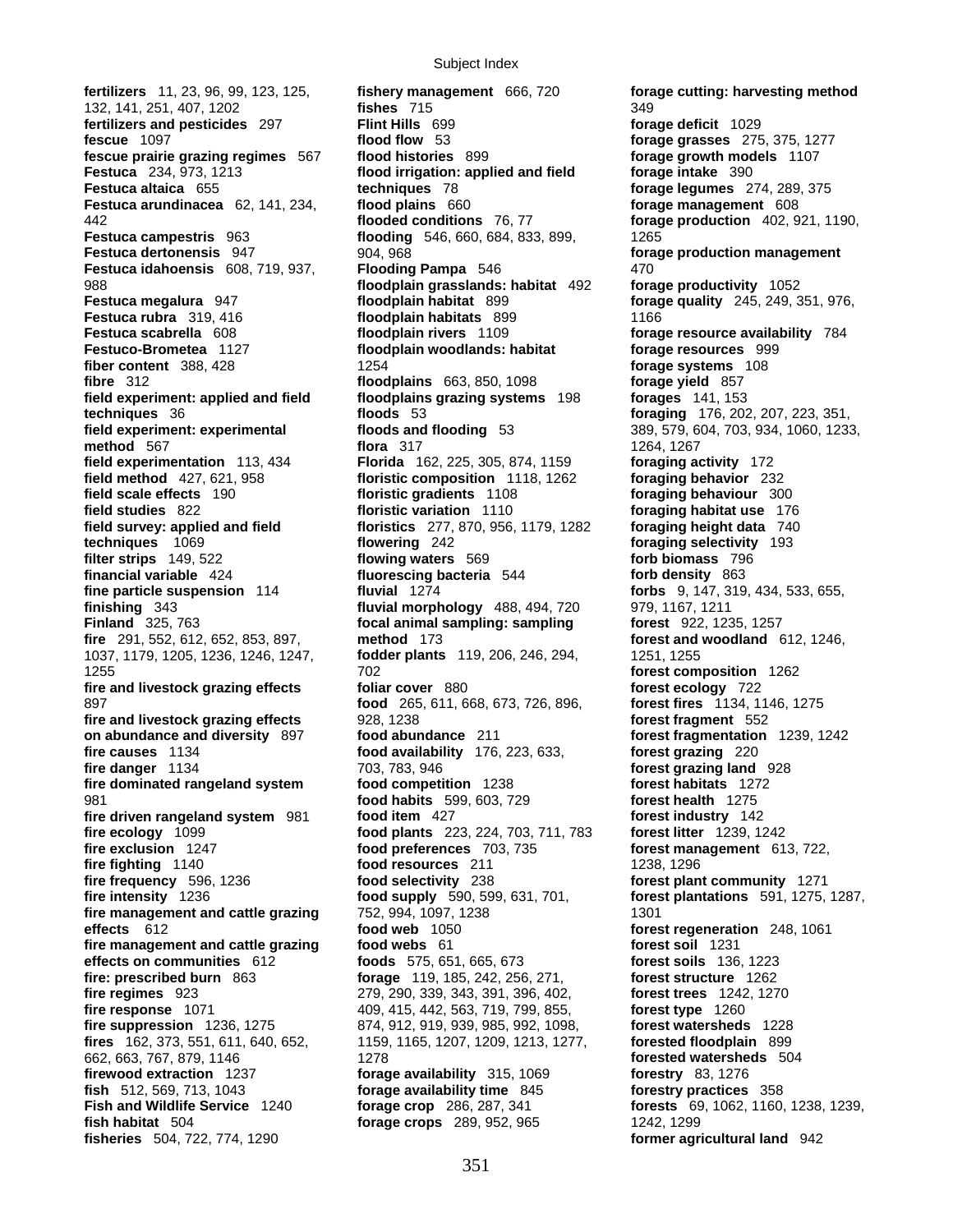**fertilizers** 11, 23, 96, 99, 123, 125, 132, 141, 251, 407, 1202
**fertilizers and pesticides** 297
**fescue** 1097
**fescue prairie grazing regimes** 567
**Festuca** 234, 973, 1213
**Festuca altaica** 655
**Festuca arundinacea** 62, 141, 234, 442
**Festuca campestris** 963
**Festuca dertonensis** 947
**Festuca idahoensis** 608, 719, 937, 988
**Festuca megalura** 947
**Festuca rubra** 319, 416
**Festuca scabrella** 608
**Festuco-Brometea** 1127
**fiber content** 388, 428
**fibre** 312
**field experiment: applied and field techniques** 36
**field experiment: experimental method** 567
**field experimentation** 113, 434
**field method** 427, 621, 958
**field scale effects** 190
**field studies** 822
**field survey: applied and field techniques** 1069
**filter strips** 149, 522
**financial variable** 424
**fine particle suspension** 114
**finishing** 343
**Finland** 325, 763
**fire** 291, 552, 612, 652, 853, 897, 1037, 1179, 1205, 1236, 1246, 1247, 1255
**fire and livestock grazing effects** 897
**fire and livestock grazing effects on abundance and diversity** 897
**fire causes** 1134
**fire danger** 1134
**fire dominated rangeland system** 981
**fire driven rangeland system** 981
**fire ecology** 1099
**fire exclusion** 1247
**fire fighting** 1140
**fire frequency** 596, 1236
**fire intensity** 1236
**fire management and cattle grazing effects** 612
**fire management and cattle grazing effects on communities** 612
**fire: prescribed burn** 863
**fire regimes** 923
**fire response** 1071
**fire suppression** 1236, 1275
**fires** 162, 373, 551, 611, 640, 652, 662, 663, 767, 879, 1146
**firewood extraction** 1237
**fish** 512, 569, 713, 1043
**Fish and Wildlife Service** 1240
**fish habitat** 504
**fisheries** 504, 722, 774, 1290
**fishery management** 666, 720
**fishes** 715
**Flint Hills** 699
**flood flow** 53
**flood histories** 899
**flood irrigation: applied and field techniques** 78
**flood plains** 660
**flooded conditions** 76, 77
**flooding** 546, 660, 684, 833, 899, 904, 968
**Flooding Pampa** 546
**floodplain grasslands: habitat** 492
**floodplain habitat** 899
**floodplain habitats** 899
**floodplain rivers** 1109
**floodplain woodlands: habitat** 1254
**floodplains** 663, 850, 1098
**floodplains grazing systems** 198
**floods** 53
**floods and flooding** 53
**flora** 317
**Florida** 162, 225, 305, 874, 1159
**floristic composition** 1118, 1262
**floristic gradients** 1108
**floristic variation** 1110
**floristics** 277, 870, 956, 1179, 1282
**flowering** 242
**flowing waters** 569
**fluorescing bacteria** 544
**fluvial** 1274
**fluvial morphology** 488, 494, 720
**focal animal sampling: sampling method** 173
**fodder plants** 119, 206, 246, 294, 702
**foliar cover** 880
**food** 265, 611, 668, 673, 726, 896, 928, 1238
**food abundance** 211
**food availability** 176, 223, 633, 703, 783, 946
**food competition** 1238
**food habits** 599, 603, 729
**food item** 427
**food plants** 223, 224, 703, 711, 783
**food preferences** 703, 735
**food resources** 211
**food selectivity** 238
**food supply** 590, 599, 631, 701, 752, 994, 1097, 1238
**food web** 1050
**food webs** 61
**foods** 575, 651, 665, 673
**forage** 119, 185, 242, 256, 271, 279, 290, 339, 343, 391, 396, 402, 409, 415, 442, 563, 719, 799, 855, 874, 912, 919, 939, 985, 992, 1098, 1159, 1165, 1207, 1209, 1213, 1277, 1278
**forage availability** 315, 1069
**forage availability time** 845
**forage crop** 286, 287, 341
**forage crops** 289, 952, 965
**forage cutting: harvesting method** 349
**forage deficit** 1029
**forage grasses** 275, 375, 1277
**forage growth models** 1107
**forage intake** 390
**forage legumes** 274, 289, 375
**forage management** 608
**forage production** 402, 921, 1190, 1265
**forage production management** 470
**forage productivity** 1052
**forage quality** 245, 249, 351, 976, 1166
**forage resource availability** 784
**forage resources** 999
**forage systems** 108
**forage yield** 857
**forages** 141, 153
**foraging** 176, 202, 207, 223, 351, 389, 579, 604, 703, 934, 1060, 1233, 1264, 1267
**foraging activity** 172
**foraging behavior** 232
**foraging behaviour** 300
**foraging habitat use** 176
**foraging height data** 740
**foraging selectivity** 193
**forb biomass** 796
**forb density** 863
**forbs** 9, 147, 319, 434, 533, 655, 979, 1167, 1211
**forest** 922, 1235, 1257
**forest and woodland** 612, 1246, 1251, 1255
**forest composition** 1262
**forest ecology** 722
**forest fires** 1134, 1146, 1275
**forest fragment** 552
**forest fragmentation** 1239, 1242
**forest grazing** 220
**forest grazing land** 928
**forest habitats** 1272
**forest health** 1275
**forest industry** 142
**forest litter** 1239, 1242
**forest management** 613, 722, 1238, 1296
**forest plant community** 1271
**forest plantations** 591, 1275, 1287, 1301
**forest regeneration** 248, 1061
**forest soil** 1231
**forest soils** 136, 1223
**forest structure** 1262
**forest trees** 1242, 1270
**forest type** 1260
**forest watersheds** 1228
**forested floodplain** 899
**forested watersheds** 504
**forestry** 83, 1276
**forestry practices** 358
**forests** 69, 1062, 1160, 1238, 1239, 1242, 1299
**former agricultural land** 942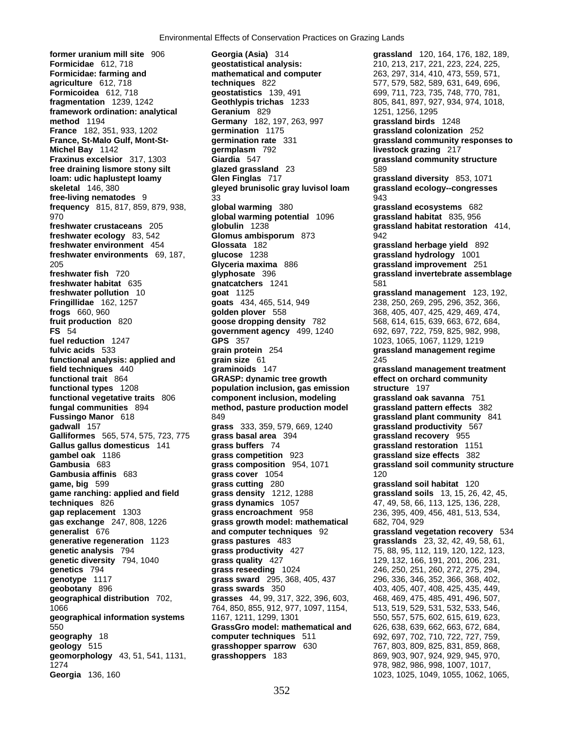**former uranium mill site** 906
**Formicidae** 612, 718
**Formicidae: farming and agriculture** 612, 718
**Formicoidea** 612, 718
**fragmentation** 1239, 1242
**framework ordination: analytical method** 1194
**France** 182, 351, 933, 1202
**France, St-Malo Gulf, Mont-St-Michel Bay** 1142
**Fraxinus excelsior** 317, 1303
**free draining lismore stony silt loam: udic haplustept loamy skeletal** 146, 380
**free-living nematodes** 9
**frequency** 815, 817, 859, 879, 938, 970
**freshwater crustaceans** 205
**freshwater ecology** 83, 542
**freshwater environment** 454
**freshwater environments** 69, 187, 205
**freshwater fish** 720
**freshwater habitat** 635
**freshwater pollution** 10
**Fringillidae** 162, 1257
**frogs** 660, 960
**fruit production** 820
**FS** 54
**fuel reduction** 1247
**fulvic acids** 533
**functional analysis: applied and field techniques** 440
**functional trait** 864
**functional types** 1208
**functional vegetative traits** 806
**fungal communities** 894
**Fussingo Manor** 618
**gadwall** 157
**Galliformes** 565, 574, 575, 723, 775
**Gallus gallus domesticus** 141
**gambel oak** 1186
**Gambusia** 683
**Gambusia affinis** 683
**game, big** 599
**game ranching: applied and field techniques** 826
**gap replacement** 1303
**gas exchange** 247, 808, 1226
**generalist** 676
**generative regeneration** 1123
**genetic analysis** 794
**genetic diversity** 794, 1040
**genetics** 794
**genotype** 1117
**geobotany** 896
**geographical distribution** 702, 1066
**geographical information systems** 550
**geography** 18
**geology** 515
**geomorphology** 43, 51, 541, 1131, 1274
**Georgia** 136, 160
**Georgia (Asia)** 314
**geostatistical analysis: mathematical and computer techniques** 822
**geostatistics** 139, 491
**Geothlypis trichas** 1233
**Geranium** 829
**Germany** 182, 197, 263, 997
**germination** 1175
**germination rate** 331
**germplasm** 792
**Giardia** 547
**glazed grassland** 23
**Glen Finglas** 717
**gleyed brunisolic gray luvisol loam** 33
**global warming** 380
**global warming potential** 1096
**globulin** 1238
**Glomus ambisporum** 873
**Glossata** 182
**glucose** 1238
**Glyceria maxima** 886
**glyphosate** 396
**gnatcatchers** 1241
**goat** 1125
**goats** 434, 465, 514, 949
**golden plover** 558
**goose dropping density** 782
**government agency** 499, 1240
**GPS** 357
**grain protein** 254
**grain size** 61
**graminoids** 147
**GRASP: dynamic tree growth population inclusion, gas emission component inclusion, modeling method, pasture production model** 849
**grass** 333, 359, 579, 669, 1240
**grass basal area** 394
**grass buffers** 74
**grass competition** 923
**grass composition** 954, 1071
**grass cover** 1054
**grass cutting** 280
**grass density** 1212, 1288
**grass dynamics** 1057
**grass encroachment** 958
**grass growth model: mathematical and computer techniques** 92
**grass pastures** 483
**grass productivity** 427
**grass quality** 427
**grass reseeding** 1024
**grass sward** 295, 368, 405, 437
**grass swards** 350
**grasses** 44, 99, 317, 322, 396, 603, 764, 850, 855, 912, 977, 1097, 1154, 1167, 1211, 1299, 1301
**GrassGro model: mathematical and computer techniques** 511
**grasshopper sparrow** 630
**grasshoppers** 183
**grassland** 120, 164, 176, 182, 189, 210, 213, 217, 221, 223, 224, 225, 263, 297, 314, 410, 473, 559, 571, 577, 579, 582, 589, 631, 649, 696, 699, 711, 723, 735, 748, 770, 781, 805, 841, 897, 927, 934, 974, 1018, 1251, 1256, 1295
**grassland birds** 1248
**grassland colonization** 252
**grassland community responses to livestock grazing** 217
**grassland community structure** 589
**grassland diversity** 853, 1071
**grassland ecology--congresses** 943
**grassland ecosystems** 682
**grassland habitat** 835, 956
**grassland habitat restoration** 414, 942
**grassland herbage yield** 892
**grassland hydrology** 1001
**grassland improvement** 251
**grassland invertebrate assemblage** 581
**grassland management** 123, 192, 238, 250, 269, 295, 296, 352, 366, 368, 405, 407, 425, 429, 469, 474, 568, 614, 615, 639, 663, 672, 684, 692, 697, 722, 759, 825, 982, 998, 1023, 1065, 1067, 1129, 1219
**grassland management regime** 245
**grassland management treatment effect on orchard community structure** 197
**grassland oak savanna** 751
**grassland pattern effects** 382
**grassland plant community** 841
**grassland productivity** 567
**grassland recovery** 955
**grassland restoration** 1151
**grassland size effects** 382
**grassland soil community structure** 120
**grassland soil habitat** 120
**grassland soils** 13, 15, 26, 42, 45, 47, 49, 58, 66, 113, 125, 136, 228, 236, 395, 409, 456, 481, 513, 534, 682, 704, 929
**grassland vegetation recovery** 534
**grasslands** 23, 32, 42, 49, 58, 61, 75, 88, 95, 112, 119, 120, 122, 123, 129, 132, 166, 191, 201, 206, 231, 246, 250, 251, 260, 272, 275, 294, 296, 336, 346, 352, 366, 368, 402, 403, 405, 407, 408, 425, 435, 449, 468, 469, 475, 485, 491, 496, 507, 513, 519, 529, 531, 532, 533, 546, 550, 557, 575, 602, 615, 619, 623, 626, 638, 639, 662, 663, 672, 684, 692, 697, 702, 710, 722, 727, 759, 767, 803, 809, 825, 831, 859, 868, 869, 903, 907, 924, 929, 945, 970, 978, 982, 986, 998, 1007, 1017, 1023, 1025, 1049, 1055, 1062, 1065,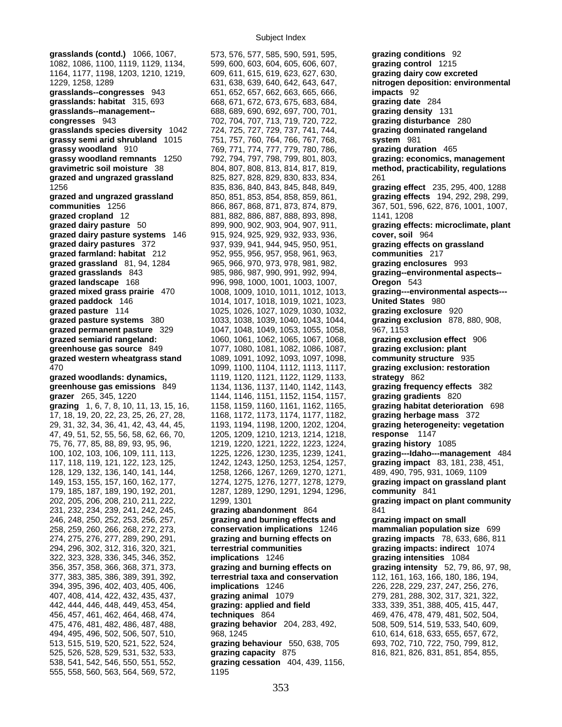**grasslands (contd.)** 1066, 1067, 1082, 1086, 1100, 1119, 1129, 1134, 1164, 1177, 1198, 1203, 1210, 1219, 1229, 1258, 1289
**grasslands--congresses** 943
**grasslands: habitat** 315, 693
**grasslands--management--congresses** 943
**grasslands species diversity** 1042
**grassy semi arid shrubland** 1015
**grassy woodland** 910
**grassy woodland remnants** 1250
**gravimetric soil moisture** 38
**grazed and ungrazed grassland** 1256
**grazed and ungrazed grassland communities** 1256
**grazed cropland** 12
**grazed dairy pasture** 50
**grazed dairy pasture systems** 146
**grazed dairy pastures** 372
**grazed farmland: habitat** 212
**grazed grassland** 81, 94, 1284
**grazed grasslands** 843
**grazed landscape** 168
**grazed mixed grass prairie** 470
**grazed paddock** 146
**grazed pasture** 114
**grazed pasture systems** 380
**grazed permanent pasture** 329
**grazed semiarid rangeland: greenhouse gas source** 849
**grazed western wheatgrass stand** 470
**grazed woodlands: dynamics, greenhouse gas emissions** 849
**grazer** 265, 345, 1220
**grazing** 1, 6, 7, 8, 10, 11, 13, 15, 16, 17, 18, 19, 20, 22, 23, 25, 26, 27, 28, 29, 31, 32, 34, 36, 41, 42, 43, 44, 45, 47, 49, 51, 52, 55, 56, 58, 62, 66, 70, 75, 76, 77, 85, 88, 89, 93, 95, 96, 100, 102, 103, 106, 109, 111, 113, 117, 118, 119, 121, 122, 123, 125, 128, 129, 132, 136, 140, 141, 144, 149, 153, 155, 157, 160, 162, 177, 179, 185, 187, 189, 190, 192, 201, 202, 205, 206, 208, 210, 211, 222, 231, 232, 234, 239, 241, 242, 245, 246, 248, 250, 252, 253, 256, 257, 258, 259, 260, 266, 268, 272, 273, 274, 275, 276, 277, 289, 290, 291, 294, 296, 302, 312, 316, 320, 321, 322, 323, 328, 336, 345, 346, 352, 356, 357, 358, 366, 368, 371, 373, 377, 383, 385, 386, 389, 391, 392, 394, 395, 396, 402, 403, 405, 406, 407, 408, 414, 422, 432, 435, 437, 442, 444, 446, 448, 449, 453, 454, 456, 457, 461, 462, 464, 468, 474, 475, 476, 481, 482, 486, 487, 488, 494, 495, 496, 502, 506, 507, 510, 513, 515, 519, 520, 521, 522, 524, 525, 526, 528, 529, 531, 532, 533, 538, 541, 542, 546, 550, 551, 552, 555, 558, 560, 563, 564, 569, 572, 573, 576, 577, 585, 590, 591, 595, 599, 600, 603, 604, 605, 606, 607, 609, 611, 615, 619, 623, 627, 630, 631, 638, 639, 640, 642, 643, 647, 651, 652, 657, 662, 663, 665, 666, 668, 671, 672, 673, 675, 683, 684, 688, 689, 690, 692, 697, 700, 701, 702, 704, 707, 713, 719, 720, 722, 724, 725, 727, 729, 737, 741, 744, 751, 757, 760, 764, 766, 767, 768, 769, 771, 774, 777, 779, 780, 786, 792, 794, 797, 798, 799, 801, 803, 804, 807, 808, 813, 814, 817, 819, 825, 827, 828, 829, 830, 833, 834, 835, 836, 840, 843, 845, 848, 849, 850, 851, 853, 854, 858, 859, 861, 866, 867, 868, 871, 873, 874, 879, 881, 882, 886, 887, 888, 893, 898, 899, 900, 902, 903, 904, 907, 911, 915, 924, 925, 929, 932, 933, 936, 937, 939, 941, 944, 945, 950, 951, 952, 955, 956, 957, 958, 961, 963, 965, 966, 970, 973, 978, 981, 982, 985, 986, 987, 990, 991, 992, 994, 996, 998, 1000, 1001, 1003, 1007, 1008, 1009, 1010, 1011, 1012, 1013, 1014, 1017, 1018, 1019, 1021, 1023, 1025, 1026, 1027, 1029, 1030, 1032, 1033, 1038, 1039, 1040, 1043, 1044, 1047, 1048, 1049, 1053, 1055, 1058, 1060, 1061, 1062, 1065, 1067, 1068, 1077, 1080, 1081, 1082, 1086, 1087, 1089, 1091, 1092, 1093, 1097, 1098, 1099, 1100, 1104, 1112, 1113, 1117, 1119, 1120, 1121, 1122, 1129, 1133, 1134, 1136, 1137, 1140, 1142, 1143, 1144, 1146, 1151, 1152, 1154, 1157, 1158, 1159, 1160, 1161, 1162, 1165, 1168, 1172, 1173, 1174, 1177, 1182, 1193, 1194, 1198, 1200, 1202, 1204, 1205, 1209, 1210, 1213, 1214, 1218, 1219, 1220, 1221, 1222, 1223, 1224, 1225, 1226, 1230, 1235, 1239, 1241, 1242, 1243, 1250, 1253, 1254, 1257, 1258, 1266, 1267, 1269, 1270, 1271, 1274, 1275, 1276, 1277, 1278, 1279, 1287, 1289, 1290, 1291, 1294, 1296, 1299, 1301
**grazing abandonment** 864
**grazing and burning effects and conservation implications** 1246
**grazing and burning effects on terrestrial communities implications** 1246
**grazing and burning effects on terrestrial taxa and conservation implications** 1246
**grazing animal** 1079
**grazing: applied and field techniques** 864
**grazing behavior** 204, 283, 492, 968, 1245
**grazing behaviour** 550, 638, 705
**grazing capacity** 875
**grazing cessation** 404, 439, 1156, 1195
**grazing conditions** 92
**grazing control** 1215
**grazing dairy cow excreted nitrogen deposition: environmental impacts** 92
**grazing date** 284
**grazing density** 131
**grazing disturbance** 280
**grazing dominated rangeland system** 981
**grazing duration** 465
**grazing: economics, management method, practicability, regulations** 261
**grazing effect** 235, 295, 400, 1288
**grazing effects** 194, 292, 298, 299, 367, 501, 596, 622, 876, 1001, 1007, 1141, 1208
**grazing effects: microclimate, plant cover, soil** 964
**grazing effects on grassland communities** 217
**grazing enclosures** 993
**grazing--environmental aspects--Oregon** 543
**grazing---environmental aspects---United States** 980
**grazing exclosure** 920
**grazing exclusion** 878, 880, 908, 967, 1153
**grazing exclusion effect** 906
**grazing exclusion: plant community structure** 935
**grazing exclusion: restoration strategy** 862
**grazing frequency effects** 382
**grazing gradients** 820
**grazing habitat deterioration** 698
**grazing herbage mass** 372
**grazing heterogeneity: vegetation response** 1147
**grazing history** 1085
**grazing---Idaho---management** 484
**grazing impact** 83, 181, 238, 451, 489, 490, 795, 931, 1069, 1109
**grazing impact on grassland plant community** 841
**grazing impact on plant community** 841
**grazing impact on small mammalian population size** 699
**grazing impacts** 78, 633, 686, 811
**grazing impacts: indirect** 1074
**grazing intensities** 1084
**grazing intensity** 52, 79, 86, 97, 98, 112, 161, 163, 166, 180, 186, 194, 226, 228, 229, 237, 247, 256, 276, 279, 281, 288, 302, 317, 321, 322, 333, 339, 351, 388, 405, 415, 447, 469, 476, 478, 479, 481, 502, 504, 508, 509, 514, 519, 533, 540, 609, 610, 614, 618, 633, 655, 657, 672, 693, 702, 710, 722, 750, 799, 812, 816, 821, 826, 831, 851, 854, 855,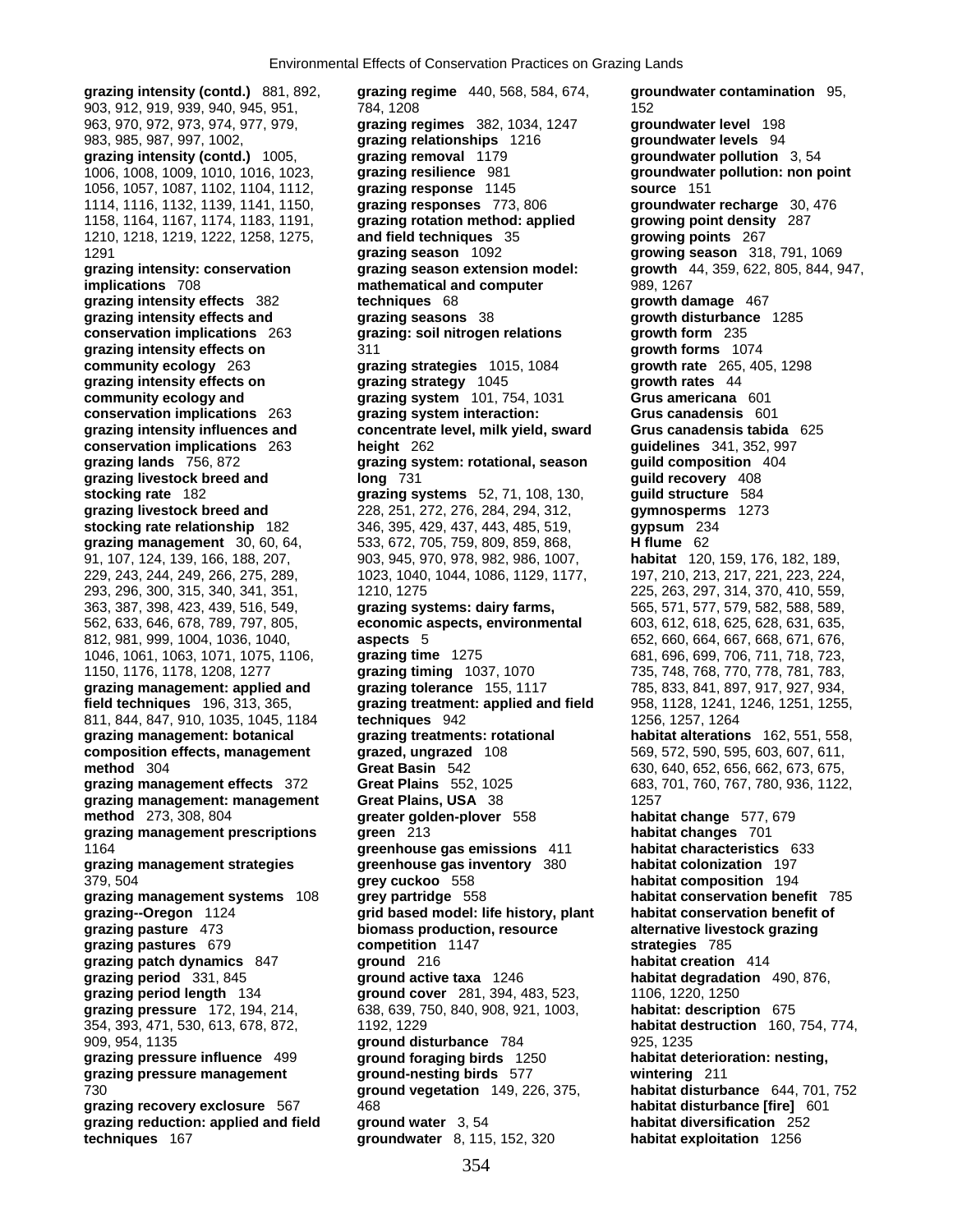**grazing intensity (contd.)** 881, 892, 903, 912, 919, 939, 940, 945, 951, 963, 970, 972, 973, 974, 977, 979, 983, 985, 987, 997, 1002,
**grazing intensity (contd.)** 1005, 1006, 1008, 1009, 1010, 1016, 1023, 1056, 1057, 1087, 1102, 1104, 1112, 1114, 1116, 1132, 1139, 1141, 1150, 1158, 1164, 1167, 1174, 1183, 1191, 1210, 1218, 1219, 1222, 1258, 1275, 1291
**grazing intensity: conservation implications** 708
**grazing intensity effects** 382
**grazing intensity effects and conservation implications** 263
**grazing intensity effects on community ecology** 263
**grazing intensity effects on community ecology and conservation implications** 263
**grazing intensity influences and conservation implications** 263
**grazing lands** 756, 872
**grazing livestock breed and stocking rate** 182
**grazing livestock breed and stocking rate relationship** 182
**grazing management** 30, 60, 64, 91, 107, 124, 139, 166, 188, 207, 229, 243, 244, 249, 266, 275, 289, 293, 296, 300, 315, 340, 341, 351, 363, 387, 398, 423, 439, 516, 549, 562, 633, 646, 678, 789, 797, 805, 812, 981, 999, 1004, 1036, 1040, 1046, 1061, 1063, 1071, 1075, 1106, 1150, 1176, 1178, 1208, 1277
**grazing management: applied and field techniques** 196, 313, 365, 811, 844, 847, 910, 1035, 1045, 1184
**grazing management: botanical composition effects, management method** 304
**grazing management effects** 372
**grazing management: management method** 273, 308, 804
**grazing management prescriptions** 1164
**grazing management strategies** 379, 504
**grazing management systems** 108
**grazing--Oregon** 1124
**grazing pasture** 473
**grazing pastures** 679
**grazing patch dynamics** 847
**grazing period** 331, 845
**grazing period length** 134
**grazing pressure** 172, 194, 214, 354, 393, 471, 530, 613, 678, 872, 909, 954, 1135
**grazing pressure influence** 499
**grazing pressure management** 730
**grazing recovery exclosure** 567
**grazing reduction: applied and field techniques** 167
**grazing regime** 440, 568, 584, 674, 784, 1208
**grazing regimes** 382, 1034, 1247
**grazing relationships** 1216
**grazing removal** 1179
**grazing resilience** 981
**grazing response** 1145
**grazing responses** 773, 806
**grazing rotation method: applied and field techniques** 35
**grazing season** 1092
**grazing season extension model: mathematical and computer techniques** 68
**grazing seasons** 38
**grazing: soil nitrogen relations** 311
**grazing strategies** 1015, 1084
**grazing strategy** 1045
**grazing system** 101, 754, 1031
**grazing system interaction: concentrate level, milk yield, sward height** 262
**grazing system: rotational, season long** 731
**grazing systems** 52, 71, 108, 130, 228, 251, 272, 276, 284, 294, 312, 346, 395, 429, 437, 443, 485, 519, 533, 672, 705, 759, 809, 859, 868, 903, 945, 970, 978, 982, 986, 1007, 1023, 1040, 1044, 1086, 1129, 1177, 1210, 1275
**grazing systems: dairy farms, economic aspects, environmental aspects** 5
**grazing time** 1275
**grazing timing** 1037, 1070
**grazing tolerance** 155, 1117
**grazing treatment: applied and field techniques** 942
**grazing treatments: rotational grazed, ungrazed** 108
**Great Basin** 542
**Great Plains** 552, 1025
**Great Plains, USA** 38
**greater golden-plover** 558
**green** 213
**greenhouse gas emissions** 411
**greenhouse gas inventory** 380
**grey cuckoo** 558
**grey partridge** 558
**grid based model: life history, plant biomass production, resource competition** 1147
**ground** 216
**ground active taxa** 1246
**ground cover** 281, 394, 483, 523, 638, 639, 750, 840, 908, 921, 1003, 1192, 1229
**ground disturbance** 784
**ground foraging birds** 1250
**ground-nesting birds** 577
**ground vegetation** 149, 226, 375, 468
**ground water** 3, 54
**groundwater** 8, 115, 152, 320
**groundwater contamination** 95, 152
**groundwater level** 198
**groundwater levels** 94
**groundwater pollution** 3, 54
**groundwater pollution: non point source** 151
**groundwater recharge** 30, 476
**growing point density** 287
**growing points** 267
**growing season** 318, 791, 1069
**growth** 44, 359, 622, 805, 844, 947, 989, 1267
**growth damage** 467
**growth disturbance** 1285
**growth form** 235
**growth forms** 1074
**growth rate** 265, 405, 1298
**growth rates** 44
**Grus americana** 601
**Grus canadensis** 601
**Grus canadensis tabida** 625
**guidelines** 341, 352, 997
**guild composition** 404
**guild recovery** 408
**guild structure** 584
**gymnosperms** 1273
**gypsum** 234
**H flume** 62
**habitat** 120, 159, 176, 182, 189, 197, 210, 213, 217, 221, 223, 224, 225, 263, 297, 314, 370, 410, 559, 565, 571, 577, 579, 582, 588, 589, 603, 612, 618, 625, 628, 631, 635, 652, 660, 664, 667, 668, 671, 676, 681, 696, 699, 706, 711, 718, 723, 735, 748, 768, 770, 778, 781, 783, 785, 833, 841, 897, 917, 927, 934, 958, 1128, 1241, 1246, 1251, 1255, 1256, 1257, 1264
**habitat alterations** 162, 551, 558, 569, 572, 590, 595, 603, 607, 611, 630, 640, 652, 656, 662, 673, 675, 683, 701, 760, 767, 780, 936, 1122, 1257
**habitat change** 577, 679
**habitat changes** 701
**habitat characteristics** 633
**habitat colonization** 197
**habitat composition** 194
**habitat conservation benefit** 785
**habitat conservation benefit of alternative livestock grazing strategies** 785
**habitat creation** 414
**habitat degradation** 490, 876, 1106, 1220, 1250
**habitat: description** 675
**habitat destruction** 160, 754, 774, 925, 1235
**habitat deterioration: nesting, wintering** 211
**habitat disturbance** 644, 701, 752
**habitat disturbance [fire]** 601
**habitat diversification** 252
**habitat exploitation** 1256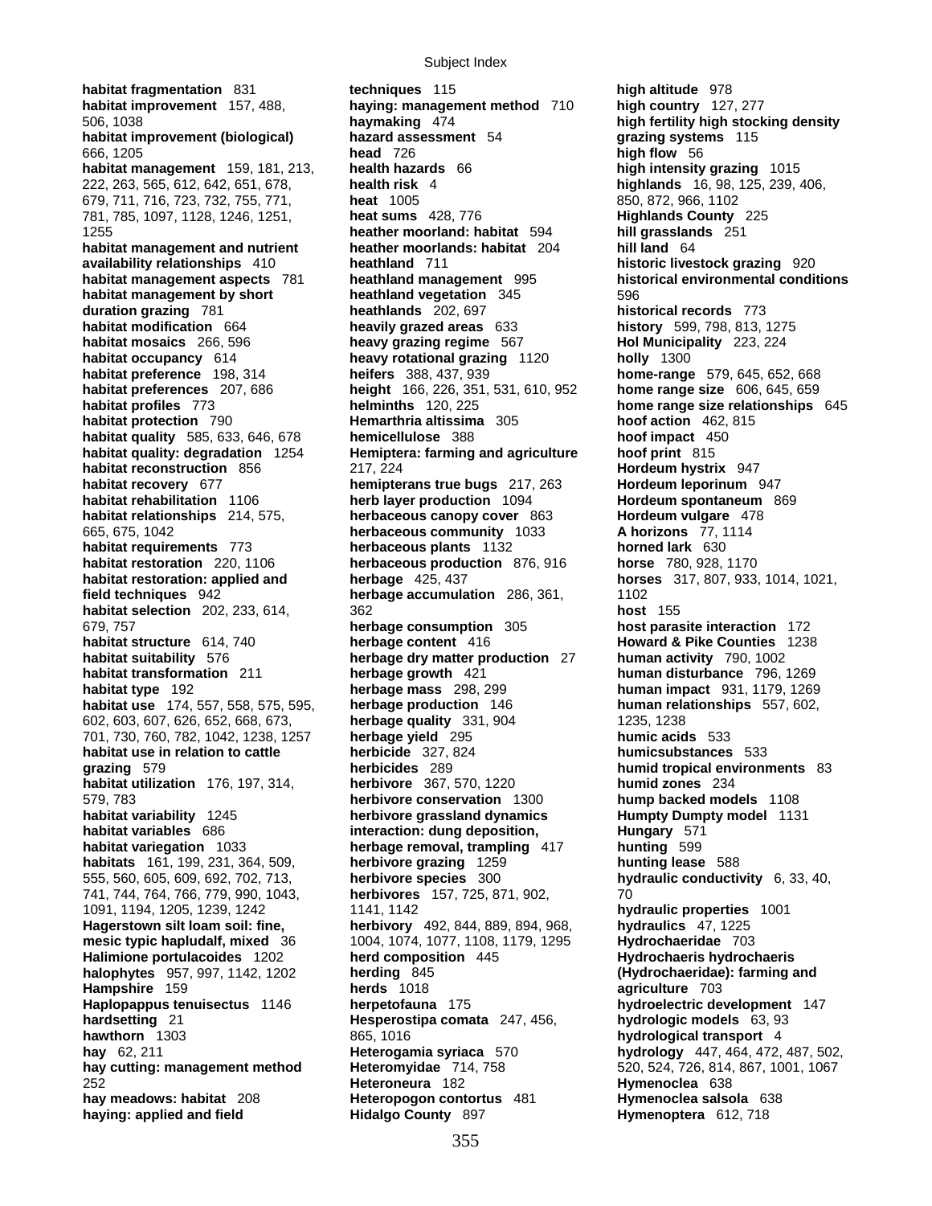**habitat fragmentation** 831
**habitat improvement** 157, 488, 506, 1038
**habitat improvement (biological)** 666, 1205
**habitat management** 159, 181, 213, 222, 263, 565, 612, 642, 651, 678, 679, 711, 716, 723, 732, 755, 771, 781, 785, 1097, 1128, 1246, 1251, 1255
**habitat management and nutrient availability relationships** 410
**habitat management aspects** 781
**habitat management by short duration grazing** 781
**habitat modification** 664
**habitat mosaics** 266, 596
**habitat occupancy** 614
**habitat preference** 198, 314
**habitat preferences** 207, 686
**habitat profiles** 773
**habitat protection** 790
**habitat quality** 585, 633, 646, 678
**habitat quality: degradation** 1254
**habitat reconstruction** 856
**habitat recovery** 677
**habitat rehabilitation** 1106
**habitat relationships** 214, 575, 665, 675, 1042
**habitat requirements** 773
**habitat restoration** 220, 1106
**habitat restoration: applied and field techniques** 942
**habitat selection** 202, 233, 614, 679, 757
**habitat structure** 614, 740
**habitat suitability** 576
**habitat transformation** 211
**habitat type** 192
**habitat use** 174, 557, 558, 575, 595, 602, 603, 607, 626, 652, 668, 673, 701, 730, 760, 782, 1042, 1238, 1257
**habitat use in relation to cattle grazing** 579
**habitat utilization** 176, 197, 314, 579, 783
**habitat variability** 1245
**habitat variables** 686
**habitat variegation** 1033
**habitats** 161, 199, 231, 364, 509, 555, 560, 605, 609, 692, 702, 713, 741, 744, 764, 766, 779, 990, 1043, 1091, 1194, 1205, 1239, 1242
**Hagerstown silt loam soil: fine, mesic typic hapludalf, mixed** 36
**Halimione portulacoides** 1202
**halophytes** 957, 997, 1142, 1202
**Hampshire** 159
**Haplopappus tenuisectus** 1146
**hardsetting** 21
**hawthorn** 1303
**hay** 62, 211
**hay cutting: management method** 252
**hay meadows: habitat** 208
**haying: applied and field techniques** 115
**haying: management method** 710
**haymaking** 474
**hazard assessment** 54
**head** 726
**health hazards** 66
**health risk** 4
**heat** 1005
**heat sums** 428, 776
**heather moorland: habitat** 594
**heather moorlands: habitat** 204
**heathland** 711
**heathland management** 995
**heathland vegetation** 345
**heathlands** 202, 697
**heavily grazed areas** 633
**heavy grazing regime** 567
**heavy rotational grazing** 1120
**heifers** 388, 437, 939
**height** 166, 226, 351, 531, 610, 952
**helminths** 120, 225
**Hemarthria altissima** 305
**hemicellulose** 388
**Hemiptera: farming and agriculture** 217, 224
**hemipterans true bugs** 217, 263
**herb layer production** 1094
**herbaceous canopy cover** 863
**herbaceous community** 1033
**herbaceous plants** 1132
**herbaceous production** 876, 916
**herbage** 425, 437
**herbage accumulation** 286, 361, 362
**herbage consumption** 305
**herbage content** 416
**herbage dry matter production** 27
**herbage growth** 421
**herbage mass** 298, 299
**herbage production** 146
**herbage quality** 331, 904
**herbage yield** 295
**herbicide** 327, 824
**herbicides** 289
**herbivore** 367, 570, 1220
**herbivore conservation** 1300
**herbivore grassland dynamics interaction: dung deposition, herbage removal, trampling** 417
**herbivore grazing** 1259
**herbivore species** 300
**herbivores** 157, 725, 871, 902, 1141, 1142
**herbivory** 492, 844, 889, 894, 968, 1004, 1074, 1077, 1108, 1179, 1295
**herd composition** 445
**herding** 845
**herds** 1018
**herpetofauna** 175
**Hesperostipa comata** 247, 456, 865, 1016
**Heterogamia syriaca** 570
**Heteromyidae** 714, 758
**Heteroneura** 182
**Heteropogon contortus** 481
**Hidalgo County** 897
**high altitude** 978
**high country** 127, 277
**high fertility high stocking density grazing systems** 115
**high flow** 56
**high intensity grazing** 1015
**highlands** 16, 98, 125, 239, 406, 850, 872, 966, 1102
**Highlands County** 225
**hill grasslands** 251
**hill land** 64
**historic livestock grazing** 920
**historical environmental conditions** 596
**historical records** 773
**history** 599, 798, 813, 1275
**Hol Municipality** 223, 224
**holly** 1300
**home-range** 579, 645, 652, 668
**home range size** 606, 645, 659
**home range size relationships** 645
**hoof action** 462, 815
**hoof impact** 450
**hoof print** 815
**Hordeum hystrix** 947
**Hordeum leporinum** 947
**Hordeum spontaneum** 869
**Hordeum vulgare** 478
**A horizons** 77, 1114
**horned lark** 630
**horse** 780, 928, 1170
**horses** 317, 807, 933, 1014, 1021, 1102
**host** 155
**host parasite interaction** 172
**Howard & Pike Counties** 1238
**human activity** 790, 1002
**human disturbance** 796, 1269
**human impact** 931, 1179, 1269
**human relationships** 557, 602, 1235, 1238
**humic acids** 533
**humicsubstances** 533
**humid tropical environments** 83
**humid zones** 234
**hump backed models** 1108
**Humpty Dumpty model** 1131
**Hungary** 571
**hunting** 599
**hunting lease** 588
**hydraulic conductivity** 6, 33, 40, 70
**hydraulic properties** 1001
**hydraulics** 47, 1225
**Hydrochaeridae** 703
**Hydrochaeris hydrochaeris (Hydrochaeridae): farming and agriculture** 703
**hydroelectric development** 147
**hydrologic models** 63, 93
**hydrological transport** 4
**hydrology** 447, 464, 472, 487, 502, 520, 524, 726, 814, 867, 1001, 1067
**Hymenoclea** 638
**Hymenoclea salsola** 638
**Hymenoptera** 612, 718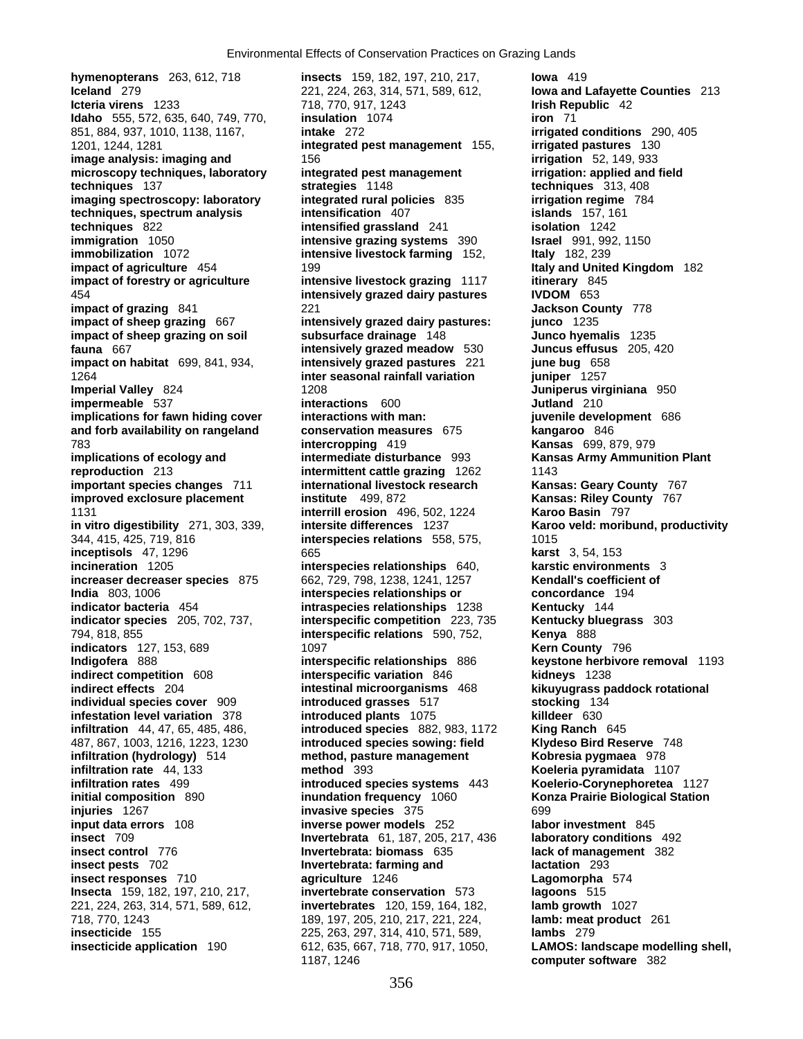**hymenopterans** 263, 612, 718
**Iceland** 279
**Icteria virens** 1233
**Idaho** 555, 572, 635, 640, 749, 770, 851, 884, 937, 1010, 1138, 1167, 1201, 1244, 1281
**image analysis: imaging and microscopy techniques, laboratory techniques** 137
**imaging spectroscopy: laboratory techniques, spectrum analysis techniques** 822
**immigration** 1050
**immobilization** 1072
**impact of agriculture** 454
**impact of forestry or agriculture** 454
**impact of grazing** 841
**impact of sheep grazing** 667
**impact of sheep grazing on soil fauna** 667
**impact on habitat** 699, 841, 934, 1264
**Imperial Valley** 824
**impermeable** 537
**implications for fawn hiding cover and forb availability on rangeland** 783
**implications of ecology and reproduction** 213
**important species changes** 711
**improved exclosure placement** 1131
**in vitro digestibility** 271, 303, 339, 344, 415, 425, 719, 816
**inceptisols** 47, 1296
**incineration** 1205
**increaser decreaser species** 875
**India** 803, 1006
**indicator bacteria** 454
**indicator species** 205, 702, 737, 794, 818, 855
**indicators** 127, 153, 689
**Indigofera** 888
**indirect competition** 608
**indirect effects** 204
**individual species cover** 909
**infestation level variation** 378
**infiltration** 44, 47, 65, 485, 486, 487, 867, 1003, 1216, 1223, 1230
**infiltration (hydrology)** 514
**infiltration rate** 44, 133
**infiltration rates** 499
**initial composition** 890
**injuries** 1267
**input data errors** 108
**insect** 709
**insect control** 776
**insect pests** 702
**insect responses** 710
**Insecta** 159, 182, 197, 210, 217, 221, 224, 263, 314, 571, 589, 612, 718, 770, 1243
**insecticide** 155
**insecticide application** 190
**insects** 159, 182, 197, 210, 217, 221, 224, 263, 314, 571, 589, 612, 718, 770, 917, 1243
**intake** 272
**integrated pest management** 155, 156
**integrated pest management strategies** 1148
**integrated rural policies** 835
**intensification** 407
**intensified grassland** 241
**intensive grazing systems** 390
**intensive livestock farming** 152, 199
**intensive livestock grazing** 1117
**intensively grazed dairy pastures** 221
**intensively grazed dairy pastures: subsurface drainage** 148
**intensively grazed meadow** 530
**intensively grazed pastures** 221
**inter seasonal rainfall variation** 1208
**interactions** 600
**interactions with man: conservation measures** 675
**intercropping** 419
**intermediate disturbance** 993
**intermittent cattle grazing** 1262
**international livestock research institute** 499, 872
**interrill erosion** 496, 502, 1224
**intersite differences** 1237
**interspecies relations** 558, 575, 665
**interspecies relationships** 640, 662, 729, 798, 1238, 1241, 1257
**interspecies relationships or intraspecies relationships** 1238
**interspecific competition** 223, 735
**interspecific relations** 590, 752, 1097
**interspecific relationships** 886
**interspecific variation** 846
**intestinal microorganisms** 468
**introduced grasses** 517
**introduced plants** 1075
**introduced species** 882, 983, 1172
**introduced species sowing: field method, pasture management method** 393
**introduced species systems** 443
**inundation frequency** 1060
**invasive species** 375
**inverse power models** 252
**Invertebrata** 61, 187, 205, 217, 436
**Invertebrata: biomass** 635
**Invertebrata: farming and agriculture** 1246
**invertebrate conservation** 573
**invertebrates** 120, 159, 164, 182, 189, 197, 205, 210, 217, 221, 224, 225, 263, 297, 314, 410, 571, 589, 612, 635, 667, 718, 770, 917, 1050, 1187, 1246
**Iowa** 419
**Iowa and Lafayette Counties** 213
**Irish Republic** 42
**iron** 71
**irrigated conditions** 290, 405
**irrigated pastures** 130
**irrigation** 52, 149, 933
**irrigation: applied and field techniques** 313, 408
**irrigation regime** 784
**islands** 157, 161
**isolation** 1242
**Israel** 991, 992, 1150
**Italy** 182, 239
**Italy and United Kingdom** 182
**itinerary** 845
**IVDOM** 653
**Jackson County** 778
**junco** 1235
**Junco hyemalis** 1235
**Juncus effusus** 205, 420
**june bug** 658
**juniper** 1257
**Juniperus virginiana** 950
**Jutland** 210
**juvenile development** 686
**kangaroo** 846
**Kansas** 699, 879, 979
**Kansas Army Ammunition Plant** 1143
**Kansas: Geary County** 767
**Kansas: Riley County** 767
**Karoo Basin** 797
**Karoo veld: moribund, productivity** 1015
**karst** 3, 54, 153
**karstic environments** 3
**Kendall's coefficient of concordance** 194
**Kentucky** 144
**Kentucky bluegrass** 303
**Kenya** 888
**Kern County** 796
**keystone herbivore removal** 1193
**kidneys** 1238
**kikuyugrass paddock rotational stocking** 134
**killdeer** 630
**King Ranch** 645
**Klydeso Bird Reserve** 748
**Kobresia pygmaea** 978
**Koeleria pyramidata** 1107
**Koelerio-Corynephoretea** 1127
**Konza Prairie Biological Station** 699
**labor investment** 845
**laboratory conditions** 492
**lack of management** 382
**lactation** 293
**Lagomorpha** 574
**lagoons** 515
**lamb growth** 1027
**lamb: meat product** 261
**lambs** 279
**LAMOS: landscape modelling shell, computer software** 382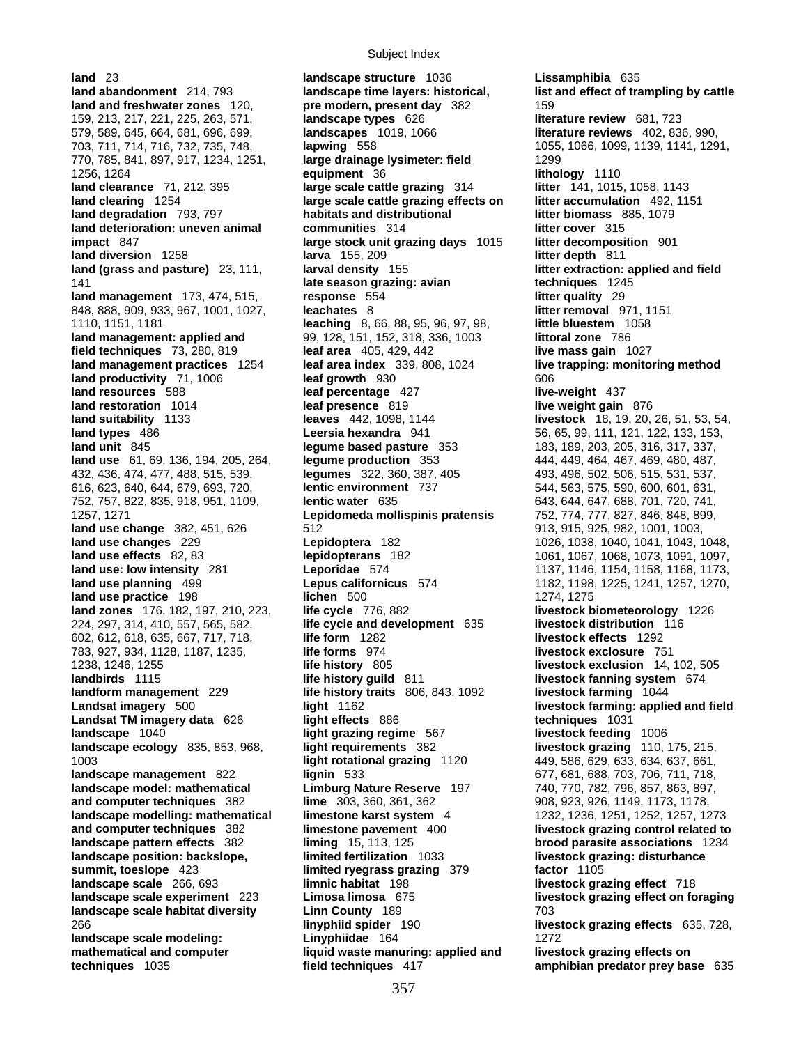**land** 23
**land abandonment** 214, 793
**land and freshwater zones** 120, 159, 213, 217, 221, 225, 263, 571, 579, 589, 645, 664, 681, 696, 699, 703, 711, 714, 716, 732, 735, 748, 770, 785, 841, 897, 917, 1234, 1251, 1256, 1264
**land clearance** 71, 212, 395
**land clearing** 1254
**land degradation** 793, 797
**land deterioration: uneven animal impact** 847
**land diversion** 1258
**land (grass and pasture)** 23, 111, 141
**land management** 173, 474, 515, 848, 888, 909, 933, 967, 1001, 1027, 1110, 1151, 1181
**land management: applied and field techniques** 73, 280, 819
**land management practices** 1254
**land productivity** 71, 1006
**land resources** 588
**land restoration** 1014
**land suitability** 1133
**land types** 486
**land unit** 845
**land use** 61, 69, 136, 194, 205, 264, 432, 436, 474, 477, 488, 515, 539, 616, 623, 640, 644, 679, 693, 720, 752, 757, 822, 835, 918, 951, 1109, 1257, 1271
**land use change** 382, 451, 626
**land use changes** 229
**land use effects** 82, 83
**land use: low intensity** 281
**land use planning** 499
**land use practice** 198
**land zones** 176, 182, 197, 210, 223, 224, 297, 314, 410, 557, 565, 582, 602, 612, 618, 635, 667, 717, 718, 783, 927, 934, 1128, 1187, 1235, 1238, 1246, 1255
**landbirds** 1115
**landform management** 229
**Landsat imagery** 500
**Landsat TM imagery data** 626
**landscape** 1040
**landscape ecology** 835, 853, 968, 1003
**landscape management** 822
**landscape model: mathematical and computer techniques** 382
**landscape modelling: mathematical and computer techniques** 382
**landscape pattern effects** 382
**landscape position: backslope, summit, toeslope** 423
**landscape scale** 266, 693
**landscape scale experiment** 223
**landscape scale habitat diversity** 266
**landscape scale modeling: mathematical and computer techniques** 1035
**landscape structure** 1036
**landscape time layers: historical, pre modern, present day** 382
**landscape types** 626
**landscapes** 1019, 1066
**lapwing** 558
**large drainage lysimeter: field equipment** 36
**large scale cattle grazing** 314
**large scale cattle grazing effects on habitats and distributional communities** 314
**large stock unit grazing days** 1015
**larva** 155, 209
**larval density** 155
**late season grazing: avian response** 554
**leachates** 8
**leaching** 8, 66, 88, 95, 96, 97, 98, 99, 128, 151, 152, 318, 336, 1003
**leaf area** 405, 429, 442
**leaf area index** 339, 808, 1024
**leaf growth** 930
**leaf percentage** 427
**leaf presence** 819
**leaves** 442, 1098, 1144
**Leersia hexandra** 941
**legume based pasture** 353
**legume production** 353
**legumes** 322, 360, 387, 405
**lentic environment** 737
**lentic water** 635
**Lepidomeda mollispinis pratensis** 512
**Lepidoptera** 182
**lepidopterans** 182
**Leporidae** 574
**Lepus californicus** 574
**lichen** 500
**life cycle** 776, 882
**life cycle and development** 635
**life form** 1282
**life forms** 974
**life history** 805
**life history guild** 811
**life history traits** 806, 843, 1092
**light** 1162
**light effects** 886
**light grazing regime** 567
**light requirements** 382
**light rotational grazing** 1120
**lignin** 533
**Limburg Nature Reserve** 197
**lime** 303, 360, 361, 362
**limestone karst system** 4
**limestone pavement** 400
**liming** 15, 113, 125
**limited fertilization** 1033
**limited ryegrass grazing** 379
**limnic habitat** 198
**Limosa limosa** 675
**Linn County** 189
**linyphiid spider** 190
**Linyphiidae** 164
**liquid waste manuring: applied and field techniques** 417
**Lissamphibia** 635
**list and effect of trampling by cattle** 159
**literature review** 681, 723
**literature reviews** 402, 836, 990, 1055, 1066, 1099, 1139, 1141, 1291, 1299
**lithology** 1110
**litter** 141, 1015, 1058, 1143
**litter accumulation** 492, 1151
**litter biomass** 885, 1079
**litter cover** 315
**litter decomposition** 901
**litter depth** 811
**litter extraction: applied and field techniques** 1245
**litter quality** 29
**litter removal** 971, 1151
**little bluestem** 1058
**littoral zone** 786
**live mass gain** 1027
**live trapping: monitoring method** 606
**live-weight** 437
**live weight gain** 876
**livestock** 18, 19, 20, 26, 51, 53, 54, 56, 65, 99, 111, 121, 122, 133, 153, 183, 189, 203, 205, 316, 317, 337, 444, 449, 464, 467, 469, 480, 487, 493, 496, 502, 506, 515, 531, 537, 544, 563, 575, 590, 600, 601, 631, 643, 644, 647, 688, 701, 720, 741, 752, 774, 777, 827, 846, 848, 899, 913, 915, 925, 982, 1001, 1003, 1026, 1038, 1040, 1041, 1043, 1048, 1061, 1067, 1068, 1073, 1091, 1097, 1137, 1146, 1154, 1158, 1168, 1173, 1182, 1198, 1225, 1241, 1257, 1270, 1274, 1275
**livestock biometeorology** 1226
**livestock distribution** 116
**livestock effects** 1292
**livestock exclosure** 751
**livestock exclusion** 14, 102, 505
**livestock fanning system** 674
**livestock farming** 1044
**livestock farming: applied and field techniques** 1031
**livestock feeding** 1006
**livestock grazing** 110, 175, 215, 449, 586, 629, 633, 634, 637, 661, 677, 681, 688, 703, 706, 711, 718, 740, 770, 782, 796, 857, 863, 897, 908, 923, 926, 1149, 1173, 1178, 1232, 1236, 1251, 1252, 1257, 1273
**livestock grazing control related to brood parasite associations** 1234
**livestock grazing: disturbance factor** 1105
**livestock grazing effect** 718
**livestock grazing effect on foraging** 703
**livestock grazing effects** 635, 728, 1272
**livestock grazing effects on amphibian predator prey base** 635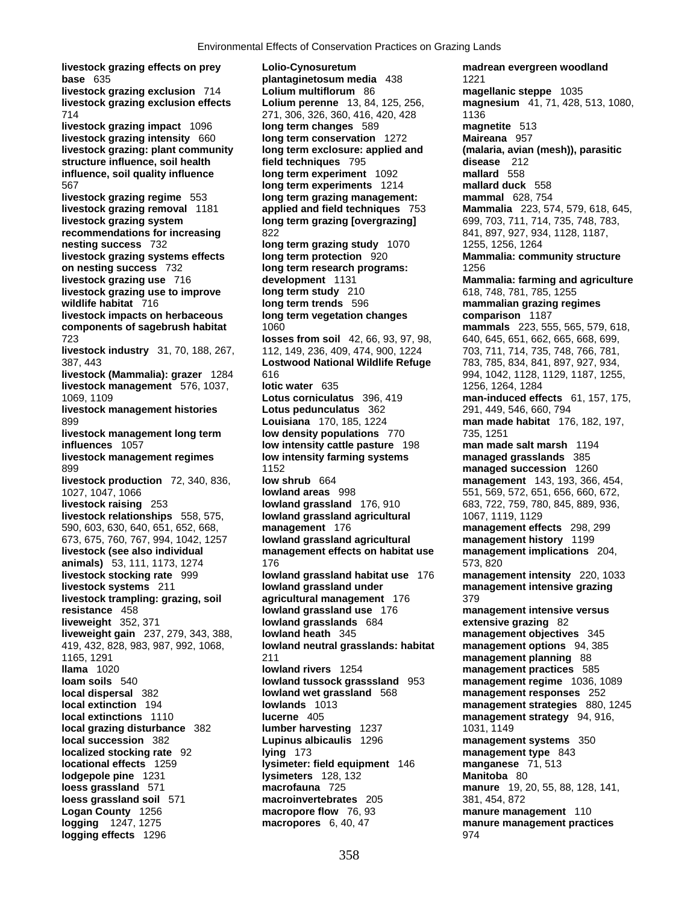**livestock grazing effects on prey base** 635
**livestock grazing exclusion** 714
**livestock grazing exclusion effects** 714
**livestock grazing impact** 1096
**livestock grazing intensity** 660
**livestock grazing: plant community structure influence, soil health influence, soil quality influence** 567
**livestock grazing regime** 553
**livestock grazing removal** 1181
**livestock grazing system recommendations for increasing nesting success** 732
**livestock grazing systems effects on nesting success** 732
**livestock grazing use** 716
**livestock grazing use to improve wildlife habitat** 716
**livestock impacts on herbaceous components of sagebrush habitat** 723
**livestock industry** 31, 70, 188, 267, 387, 443
**livestock (Mammalia): grazer** 1284
**livestock management** 576, 1037, 1069, 1109
**livestock management histories** 899
**livestock management long term influences** 1057
**livestock management regimes** 899
**livestock production** 72, 340, 836, 1027, 1047, 1066
**livestock raising** 253
**livestock relationships** 558, 575, 590, 603, 630, 640, 651, 652, 668, 673, 675, 760, 767, 994, 1042, 1257
**livestock (see also individual animals)** 53, 111, 1173, 1274
**livestock stocking rate** 999
**livestock systems** 211
**livestock trampling: grazing, soil resistance** 458
**liveweight** 352, 371
**liveweight gain** 237, 279, 343, 388, 419, 432, 828, 983, 987, 992, 1068, 1165, 1291
**llama** 1020
**loam soils** 540
**local dispersal** 382
**local extinction** 194
**local extinctions** 1110
**local grazing disturbance** 382
**local succession** 382
**localized stocking rate** 92
**locational effects** 1259
**lodgepole pine** 1231
**loess grassland** 571
**loess grassland soil** 571
**Logan County** 1256
**logging** 1247, 1275
**logging effects** 1296
**Lolio-Cynosuretum plantaginetosum media** 438
**Lolium multiflorum** 86
**Lolium perenne** 13, 84, 125, 256, 271, 306, 326, 360, 416, 420, 428
**long term changes** 589
**long term conservation** 1272
**long term exclosure: applied and field techniques** 795
**long term experiment** 1092
**long term experiments** 1214
**long term grazing management: applied and field techniques** 753
**long term grazing [overgrazing]** 822
**long term grazing study** 1070
**long term protection** 920
**long term research programs: development** 1131
**long term study** 210
**long term trends** 596
**long term vegetation changes** 1060
**losses from soil** 42, 66, 93, 97, 98, 112, 149, 236, 409, 474, 900, 1224
**Lostwood National Wildlife Refuge** 616
**lotic water** 635
**Lotus corniculatus** 396, 419
**Lotus pedunculatus** 362
**Louisiana** 170, 185, 1224
**low density populations** 770
**low intensity cattle pasture** 198
**low intensity farming systems** 1152
**low shrub** 664
**lowland areas** 998
**lowland grassland** 176, 910
**lowland grassland agricultural management** 176
**lowland grassland agricultural management effects on habitat use** 176
**lowland grassland habitat use** 176
**lowland grassland under agricultural management** 176
**lowland grassland use** 176
**lowland grasslands** 684
**lowland heath** 345
**lowland neutral grasslands: habitat** 211
**lowland rivers** 1254
**lowland tussock grasssland** 953
**lowland wet grassland** 568
**lowlands** 1013
**lucerne** 405
**lumber harvesting** 1237
**Lupinus albicaulis** 1296
**lying** 173
**lysimeter: field equipment** 146
**lysimeters** 128, 132
**macrofauna** 725
**macroinvertebrates** 205
**macropore flow** 76, 93
**macropores** 6, 40, 47
**madrean evergreen woodland** 1221
**magellanic steppe** 1035
**magnesium** 41, 71, 428, 513, 1080, 1136
**magnetite** 513
**Maireana** 957
**(malaria, avian (mesh)), parasitic disease** 212
**mallard** 558
**mallard duck** 558
**mammal** 628, 754
**Mammalia** 223, 574, 579, 618, 645, 699, 703, 711, 714, 735, 748, 783, 841, 897, 927, 934, 1128, 1187, 1255, 1256, 1264
**Mammalia: community structure** 1256
**Mammalia: farming and agriculture** 618, 748, 781, 785, 1255
**mammalian grazing regimes comparison** 1187
**mammals** 223, 555, 565, 579, 618, 640, 645, 651, 662, 665, 668, 699, 703, 711, 714, 735, 748, 766, 781, 783, 785, 834, 841, 897, 927, 934, 994, 1042, 1128, 1129, 1187, 1255, 1256, 1264, 1284
**man-induced effects** 61, 157, 175, 291, 449, 546, 660, 794
**man made habitat** 176, 182, 197, 735, 1251
**man made salt marsh** 1194
**managed grasslands** 385
**managed succession** 1260
**management** 143, 193, 366, 454, 551, 569, 572, 651, 656, 660, 672, 683, 722, 759, 780, 845, 889, 936, 1067, 1119, 1129
**management effects** 298, 299
**management history** 1199
**management implications** 204, 573, 820
**management intensity** 220, 1033
**management intensive grazing** 379
**management intensive versus extensive grazing** 82
**management objectives** 345
**management options** 94, 385
**management planning** 88
**management practices** 585
**management regime** 1036, 1089
**management responses** 252
**management strategies** 880, 1245
**management strategy** 94, 916, 1031, 1149
**management systems** 350
**management type** 843
**manganese** 71, 513
**Manitoba** 80
**manure** 19, 20, 55, 88, 128, 141, 381, 454, 872
**manure management** 110
**manure management practices** 974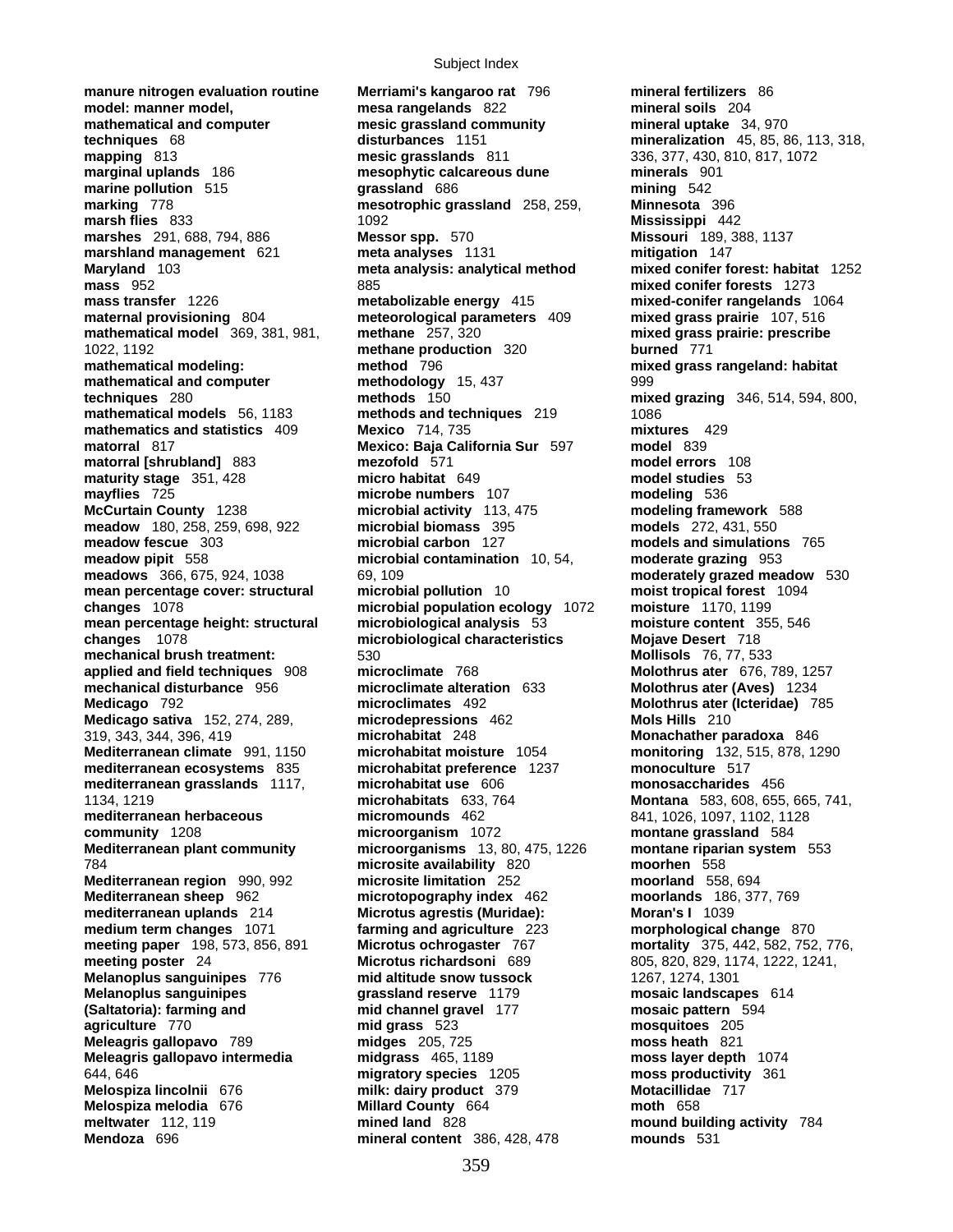**manure nitrogen evaluation routine model: manner model, mathematical and computer techniques** 68
**mapping** 813
**marginal uplands** 186
**marine pollution** 515
**marking** 778
**marsh flies** 833
**marshes** 291, 688, 794, 886
**marshland management** 621
**Maryland** 103
**mass** 952
**mass transfer** 1226
**maternal provisioning** 804
**mathematical model** 369, 381, 981, 1022, 1192
**mathematical modeling: mathematical and computer techniques** 280
**mathematical models** 56, 1183
**mathematics and statistics** 409
**matorral** 817
**matorral [shrubland]** 883
**maturity stage** 351, 428
**mayflies** 725
**McCurtain County** 1238
**meadow** 180, 258, 259, 698, 922
**meadow fescue** 303
**meadow pipit** 558
**meadows** 366, 675, 924, 1038
**mean percentage cover: structural changes** 1078
**mean percentage height: structural changes** 1078
**mechanical brush treatment: applied and field techniques** 908
**mechanical disturbance** 956
**Medicago** 792
**Medicago sativa** 152, 274, 289, 319, 343, 344, 396, 419
**Mediterranean climate** 991, 1150
**mediterranean ecosystems** 835
**mediterranean grasslands** 1117, 1134, 1219
**mediterranean herbaceous community** 1208
**Mediterranean plant community** 784
**Mediterranean region** 990, 992
**Mediterranean sheep** 962
**mediterranean uplands** 214
**medium term changes** 1071
**meeting paper** 198, 573, 856, 891
**meeting poster** 24
**Melanoplus sanguinipes** 776
**Melanoplus sanguinipes (Saltatoria): farming and agriculture** 770
**Meleagris gallopavo** 789
**Meleagris gallopavo intermedia** 644, 646
**Melospiza lincolnii** 676
**Melospiza melodia** 676
**meltwater** 112, 119
**Mendoza** 696
**Merriami's kangaroo rat** 796
**mesa rangelands** 822
**mesic grassland community disturbances** 1151
**mesic grasslands** 811
**mesophytic calcareous dune grassland** 686
**mesotrophic grassland** 258, 259, 1092
**Messor spp.** 570
**meta analyses** 1131
**meta analysis: analytical method** 885
**metabolizable energy** 415
**meteorological parameters** 409
**methane** 257, 320
**methane production** 320
**method** 796
**methodology** 15, 437
**methods** 150
**methods and techniques** 219
**Mexico** 714, 735
**Mexico: Baja California Sur** 597
**mezofold** 571
**micro habitat** 649
**microbe numbers** 107
**microbial activity** 113, 475
**microbial biomass** 395
**microbial carbon** 127
**microbial contamination** 10, 54, 69, 109
**microbial pollution** 10
**microbial population ecology** 1072
**microbiological analysis** 53
**microbiological characteristics** 530
**microclimate** 768
**microclimate alteration** 633
**microclimates** 492
**microdepressions** 462
**microhabitat** 248
**microhabitat moisture** 1054
**microhabitat preference** 1237
**microhabitat use** 606
**microhabitats** 633, 764
**micromounds** 462
**microorganism** 1072
**microorganisms** 13, 80, 475, 1226
**microsite availability** 820
**microsite limitation** 252
**microtopography index** 462
**Microtus agrestis (Muridae): farming and agriculture** 223
**Microtus ochrogaster** 767
**Microtus richardsoni** 689
**mid altitude snow tussock grassland reserve** 1179
**mid channel gravel** 177
**mid grass** 523
**midges** 205, 725
**midgrass** 465, 1189
**migratory species** 1205
**milk: dairy product** 379
**Millard County** 664
**mined land** 828
**mineral content** 386, 428, 478
**mineral fertilizers** 86
**mineral soils** 204
**mineral uptake** 34, 970
**mineralization** 45, 85, 86, 113, 318, 336, 377, 430, 810, 817, 1072
**minerals** 901
**mining** 542
**Minnesota** 396
**Mississippi** 442
**Missouri** 189, 388, 1137
**mitigation** 147
**mixed conifer forest: habitat** 1252
**mixed conifer forests** 1273
**mixed-conifer rangelands** 1064
**mixed grass prairie** 107, 516
**mixed grass prairie: prescribe burned** 771
**mixed grass rangeland: habitat** 999
**mixed grazing** 346, 514, 594, 800, 1086
**mixtures** 429
**model** 839
**model errors** 108
**model studies** 53
**modeling** 536
**modeling framework** 588
**models** 272, 431, 550
**models and simulations** 765
**moderate grazing** 953
**moderately grazed meadow** 530
**moist tropical forest** 1094
**moisture** 1170, 1199
**moisture content** 355, 546
**Mojave Desert** 718
**Mollisols** 76, 77, 533
**Molothrus ater** 676, 789, 1257
**Molothrus ater (Aves)** 1234
**Molothrus ater (Icteridae)** 785
**Mols Hills** 210
**Monachather paradoxa** 846
**monitoring** 132, 515, 878, 1290
**monoculture** 517
**monosaccharides** 456
**Montana** 583, 608, 655, 665, 741, 841, 1026, 1097, 1102, 1128
**montane grassland** 584
**montane riparian system** 553
**moorhen** 558
**moorland** 558, 694
**moorlands** 186, 377, 769
**Moran's I** 1039
**morphological change** 870
**mortality** 375, 442, 582, 752, 776, 805, 820, 829, 1174, 1222, 1241, 1267, 1274, 1301
**mosaic landscapes** 614
**mosaic pattern** 594
**mosquitoes** 205
**moss heath** 821
**moss layer depth** 1074
**moss productivity** 361
**Motacillidae** 717
**moth** 658
**mound building activity** 784
**mounds** 531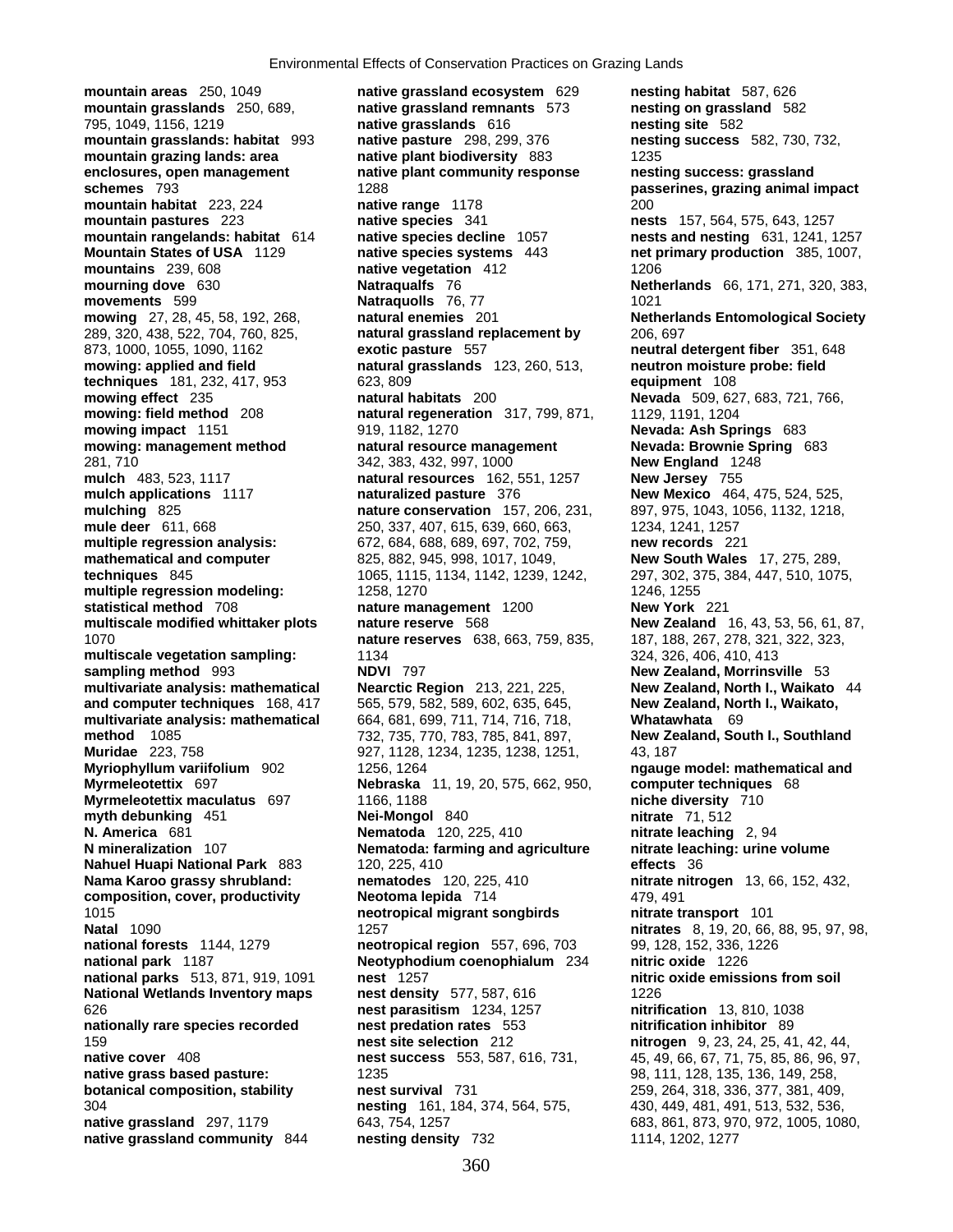**mountain areas** 250, 1049
**mountain grasslands** 250, 689, 795, 1049, 1156, 1219
**mountain grasslands: habitat** 993
**mountain grazing lands: area enclosures, open management schemes** 793
**mountain habitat** 223, 224
**mountain pastures** 223
**mountain rangelands: habitat** 614
**Mountain States of USA** 1129
**mountains** 239, 608
**mourning dove** 630
**movements** 599
**mowing** 27, 28, 45, 58, 192, 268, 289, 320, 438, 522, 704, 760, 825, 873, 1000, 1055, 1090, 1162
**mowing: applied and field techniques** 181, 232, 417, 953
**mowing effect** 235
**mowing: field method** 208
**mowing impact** 1151
**mowing: management method** 281, 710
**mulch** 483, 523, 1117
**mulch applications** 1117
**mulching** 825
**mule deer** 611, 668
**multiple regression analysis: mathematical and computer techniques** 845
**multiple regression modeling: statistical method** 708
**multiscale modified whittaker plots** 1070
**multiscale vegetation sampling: sampling method** 993
**multivariate analysis: mathematical and computer techniques** 168, 417
**multivariate analysis: mathematical method** 1085
**Muridae** 223, 758
**Myriophyllum variifolium** 902
**Myrmeleotettix** 697
**Myrmeleotettix maculatus** 697
**myth debunking** 451
**N. America** 681
**N mineralization** 107
**Nahuel Huapi National Park** 883
**Nama Karoo grassy shrubland: composition, cover, productivity** 1015
**Natal** 1090
**national forests** 1144, 1279
**national park** 1187
**national parks** 513, 871, 919, 1091
**National Wetlands Inventory maps** 626
**nationally rare species recorded** 159
**native cover** 408
**native grass based pasture: botanical composition, stability** 304
**native grassland** 297, 1179
**native grassland community** 844
**native grassland ecosystem** 629
**native grassland remnants** 573
**native grasslands** 616
**native pasture** 298, 299, 376
**native plant biodiversity** 883
**native plant community response** 1288
**native range** 1178
**native species** 341
**native species decline** 1057
**native species systems** 443
**native vegetation** 412
**Natraqualfs** 76
**Natraquolls** 76, 77
**natural enemies** 201
**natural grassland replacement by exotic pasture** 557
**natural grasslands** 123, 260, 513, 623, 809
**natural habitats** 200
**natural regeneration** 317, 799, 871, 919, 1182, 1270
**natural resource management** 342, 383, 432, 997, 1000
**natural resources** 162, 551, 1257
**naturalized pasture** 376
**nature conservation** 157, 206, 231, 250, 337, 407, 615, 639, 660, 663, 672, 684, 688, 689, 697, 702, 759, 825, 882, 945, 998, 1017, 1049, 1065, 1115, 1134, 1142, 1239, 1242, 1258, 1270
**nature management** 1200
**nature reserve** 568
**nature reserves** 638, 663, 759, 835, 1134
**NDVI** 797
**Nearctic Region** 213, 221, 225, 565, 579, 582, 589, 602, 635, 645, 664, 681, 699, 711, 714, 716, 718, 732, 735, 770, 783, 785, 841, 897, 927, 1128, 1234, 1235, 1238, 1251, 1256, 1264
**Nebraska** 11, 19, 20, 575, 662, 950, 1166, 1188
**Nei-Mongol** 840
**Nematoda** 120, 225, 410
**Nematoda: farming and agriculture** 120, 225, 410
**nematodes** 120, 225, 410
**Neotoma lepida** 714
**neotropical migrant songbirds** 1257
**neotropical region** 557, 696, 703
**Neotyphodium coenophialum** 234
**nest** 1257
**nest density** 577, 587, 616
**nest parasitism** 1234, 1257
**nest predation rates** 553
**nest site selection** 212
**nest success** 553, 587, 616, 731, 1235
**nest survival** 731
**nesting** 161, 184, 374, 564, 575, 643, 754, 1257
**nesting density** 732
**nesting habitat** 587, 626
**nesting on grassland** 582
**nesting site** 582
**nesting success** 582, 730, 732, 1235
**nesting success: grassland passerines, grazing animal impact** 200
**nests** 157, 564, 575, 643, 1257
**nests and nesting** 631, 1241, 1257
**net primary production** 385, 1007, 1206
**Netherlands** 66, 171, 271, 320, 383, 1021
**Netherlands Entomological Society** 206, 697
**neutral detergent fiber** 351, 648
**neutron moisture probe: field equipment** 108
**Nevada** 509, 627, 683, 721, 766, 1129, 1191, 1204
**Nevada: Ash Springs** 683
**Nevada: Brownie Spring** 683
**New England** 1248
**New Jersey** 755
**New Mexico** 464, 475, 524, 525, 897, 975, 1043, 1056, 1132, 1218, 1234, 1241, 1257
**new records** 221
**New South Wales** 17, 275, 289, 297, 302, 375, 384, 447, 510, 1075, 1246, 1255
**New York** 221
**New Zealand** 16, 43, 53, 56, 61, 87, 187, 188, 267, 278, 321, 322, 323, 324, 326, 406, 410, 413
**New Zealand, Morrinsville** 53
**New Zealand, North I., Waikato** 44
**New Zealand, North I., Waikato, Whatawhata** 69
**New Zealand, South I., Southland** 43, 187
**ngauge model: mathematical and computer techniques** 68
**niche diversity** 710
**nitrate** 71, 512
**nitrate leaching** 2, 94
**nitrate leaching: urine volume effects** 36
**nitrate nitrogen** 13, 66, 152, 432, 479, 491
**nitrate transport** 101
**nitrates** 8, 19, 20, 66, 88, 95, 97, 98, 99, 128, 152, 336, 1226
**nitric oxide** 1226
**nitric oxide emissions from soil** 1226
**nitrification** 13, 810, 1038
**nitrification inhibitor** 89
**nitrogen** 9, 23, 24, 25, 41, 42, 44, 45, 49, 66, 67, 71, 75, 85, 86, 96, 97, 98, 111, 128, 135, 136, 149, 258, 259, 264, 318, 336, 377, 381, 409, 430, 449, 481, 491, 513, 532, 536, 683, 861, 873, 970, 972, 1005, 1080, 1114, 1202, 1277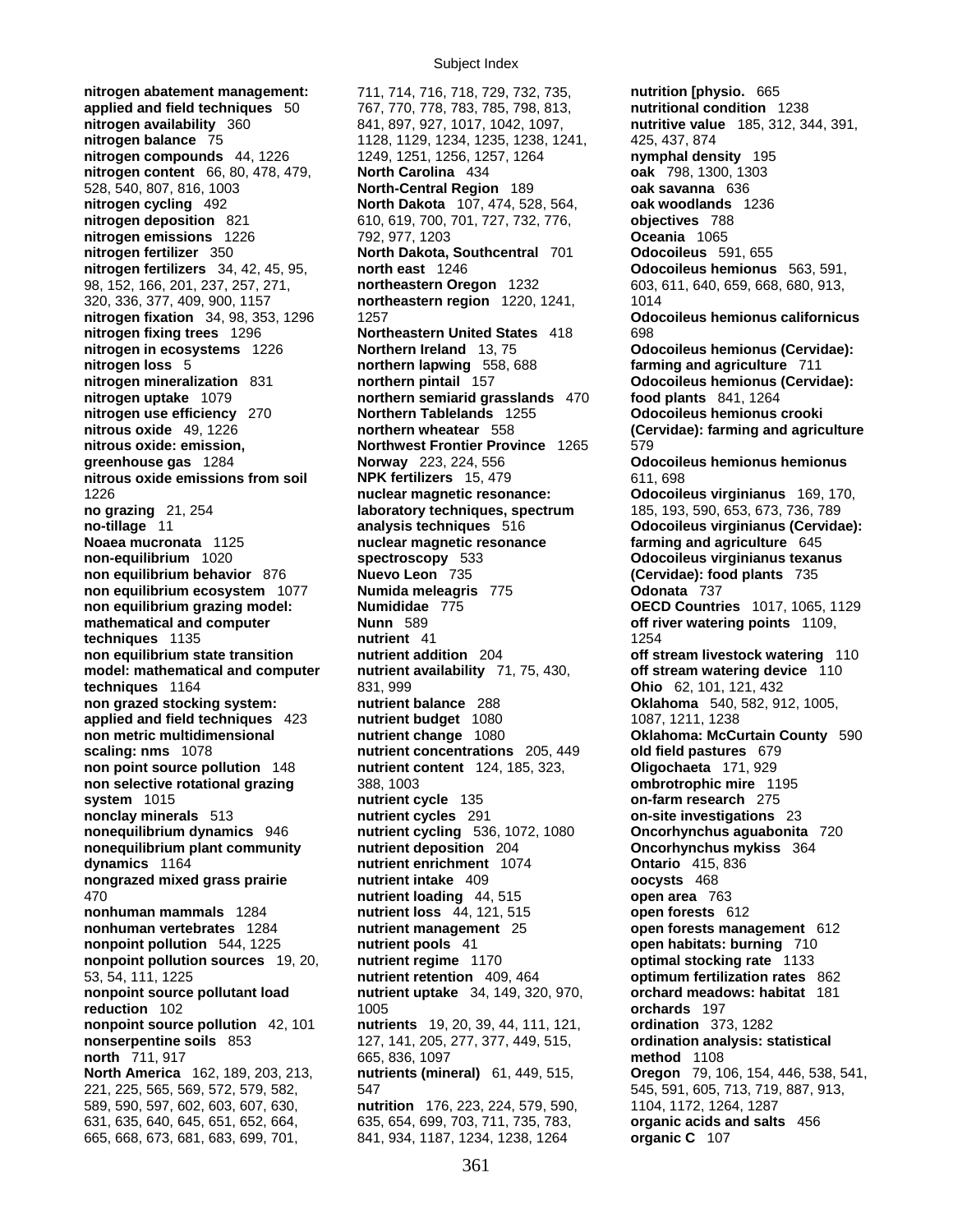**nitrogen abatement management: applied and field techniques** 50
**nitrogen availability** 360
**nitrogen balance** 75
**nitrogen compounds** 44, 1226
**nitrogen content** 66, 80, 478, 479, 528, 540, 807, 816, 1003
**nitrogen cycling** 492
**nitrogen deposition** 821
**nitrogen emissions** 1226
**nitrogen fertilizer** 350
**nitrogen fertilizers** 34, 42, 45, 95, 98, 152, 166, 201, 237, 257, 271, 320, 336, 377, 409, 900, 1157
**nitrogen fixation** 34, 98, 353, 1296
**nitrogen fixing trees** 1296
**nitrogen in ecosystems** 1226
**nitrogen loss** 5
**nitrogen mineralization** 831
**nitrogen uptake** 1079
**nitrogen use efficiency** 270
**nitrous oxide** 49, 1226
**nitrous oxide: emission, greenhouse gas** 1284
**nitrous oxide emissions from soil** 1226
**no grazing** 21, 254
**no-tillage** 11
**Noaea mucronata** 1125
**non-equilibrium** 1020
**non equilibrium behavior** 876
**non equilibrium ecosystem** 1077
**non equilibrium grazing model: mathematical and computer techniques** 1135
**non equilibrium state transition model: mathematical and computer techniques** 1164
**non grazed stocking system: applied and field techniques** 423
**non metric multidimensional scaling: nms** 1078
**non point source pollution** 148
**non selective rotational grazing system** 1015
**nonclay minerals** 513
**nonequilibrium dynamics** 946
**nonequilibrium plant community dynamics** 1164
**nongrazed mixed grass prairie** 470
**nonhuman mammals** 1284
**nonhuman vertebrates** 1284
**nonpoint pollution** 544, 1225
**nonpoint pollution sources** 19, 20, 53, 54, 111, 1225
**nonpoint source pollutant load reduction** 102
**nonpoint source pollution** 42, 101
**nonserpentine soils** 853
**north** 711, 917
**North America** 162, 189, 203, 213, 221, 225, 565, 569, 572, 579, 582, 589, 590, 597, 602, 603, 607, 630, 631, 635, 640, 645, 651, 652, 664, 665, 668, 673, 681, 683, 699, 701, 711, 714, 716, 718, 729, 732, 735, 767, 770, 778, 783, 785, 798, 813, 841, 897, 927, 1017, 1042, 1097, 1128, 1129, 1234, 1235, 1238, 1241, 1249, 1251, 1256, 1257, 1264
**North Carolina** 434
**North-Central Region** 189
**North Dakota** 107, 474, 528, 564, 610, 619, 700, 701, 727, 732, 776, 792, 977, 1203
**North Dakota, Southcentral** 701
**north east** 1246
**northeastern Oregon** 1232
**northeastern region** 1220, 1241, 1257
**Northeastern United States** 418
**Northern Ireland** 13, 75
**northern lapwing** 558, 688
**northern pintail** 157
**northern semiarid grasslands** 470
**Northern Tablelands** 1255
**northern wheatear** 558
**Northwest Frontier Province** 1265
**Norway** 223, 224, 556
**NPK fertilizers** 15, 479
**nuclear magnetic resonance: laboratory techniques, spectrum analysis techniques** 516
**nuclear magnetic resonance spectroscopy** 533
**Nuevo Leon** 735
**Numida meleagris** 775
**Numididae** 775
**Nunn** 589
**nutrient** 41
**nutrient addition** 204
**nutrient availability** 71, 75, 430, 831, 999
**nutrient balance** 288
**nutrient budget** 1080
**nutrient change** 1080
**nutrient concentrations** 205, 449
**nutrient content** 124, 185, 323, 388, 1003
**nutrient cycle** 135
**nutrient cycles** 291
**nutrient cycling** 536, 1072, 1080
**nutrient deposition** 204
**nutrient enrichment** 1074
**nutrient intake** 409
**nutrient loading** 44, 515
**nutrient loss** 44, 121, 515
**nutrient management** 25
**nutrient pools** 41
**nutrient regime** 1170
**nutrient retention** 409, 464
**nutrient uptake** 34, 149, 320, 970, 1005
**nutrients** 19, 20, 39, 44, 111, 121, 127, 141, 205, 277, 377, 449, 515, 665, 836, 1097
**nutrients (mineral)** 61, 449, 515, 547
**nutrition** 176, 223, 224, 579, 590, 635, 654, 699, 703, 711, 735, 783, 841, 934, 1187, 1234, 1238, 1264
**nutrition [physio.** 665
**nutritional condition** 1238
**nutritive value** 185, 312, 344, 391, 425, 437, 874
**nymphal density** 195
**oak** 798, 1300, 1303
**oak savanna** 636
**oak woodlands** 1236
**objectives** 788
**Oceania** 1065
**Odocoileus** 591, 655
**Odocoileus hemionus** 563, 591, 603, 611, 640, 659, 668, 680, 913, 1014
**Odocoileus hemionus californicus** 698
**Odocoileus hemionus (Cervidae): farming and agriculture** 711
**Odocoileus hemionus (Cervidae): food plants** 841, 1264
**Odocoileus hemionus crooki (Cervidae): farming and agriculture** 579
**Odocoileus hemionus hemionus** 611, 698
**Odocoileus virginianus** 169, 170, 185, 193, 590, 653, 673, 736, 789
**Odocoileus virginianus (Cervidae): farming and agriculture** 645
**Odocoileus virginianus texanus (Cervidae): food plants** 735
**Odonata** 737
**OECD Countries** 1017, 1065, 1129
**off river watering points** 1109, 1254
**off stream livestock watering** 110
**off stream watering device** 110
**Ohio** 62, 101, 121, 432
**Oklahoma** 540, 582, 912, 1005, 1087, 1211, 1238
**Oklahoma: McCurtain County** 590
**old field pastures** 679
**Oligochaeta** 171, 929
**ombrotrophic mire** 1195
**on-farm research** 275
**on-site investigations** 23
**Oncorhynchus aguabonita** 720
**Oncorhynchus mykiss** 364
**Ontario** 415, 836
**oocysts** 468
**open area** 763
**open forests** 612
**open forests management** 612
**open habitats: burning** 710
**optimal stocking rate** 1133
**optimum fertilization rates** 862
**orchard meadows: habitat** 181
**orchards** 197
**ordination** 373, 1282
**ordination analysis: statistical method** 1108
**Oregon** 79, 106, 154, 446, 538, 541, 545, 591, 605, 713, 719, 887, 913, 1104, 1172, 1264, 1287
**organic acids and salts** 456
**organic C** 107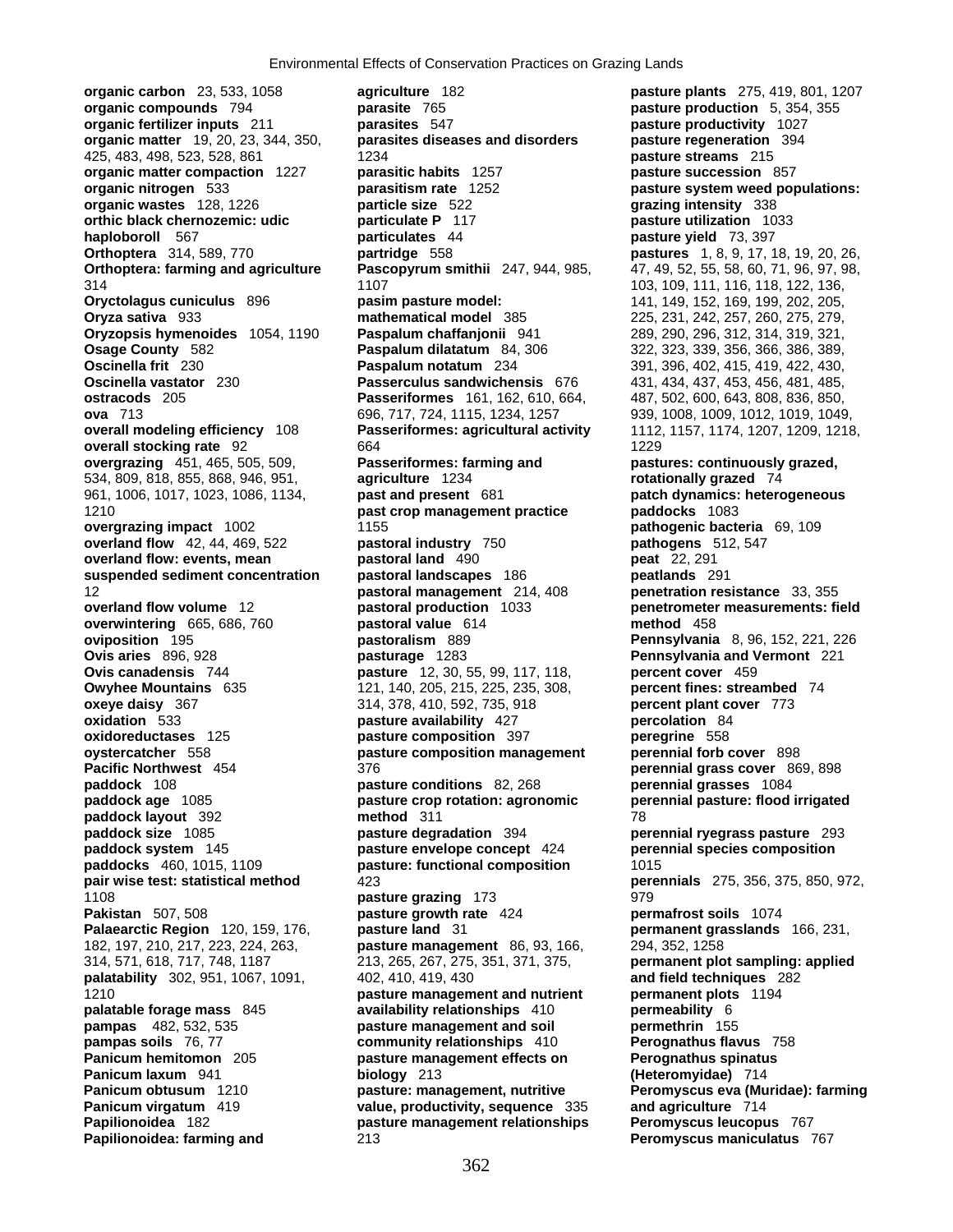**organic carbon** 23, 533, 1058
**organic compounds** 794
**organic fertilizer inputs** 211
**organic matter** 19, 20, 23, 344, 350, 425, 483, 498, 523, 528, 861
**organic matter compaction** 1227
**organic nitrogen** 533
**organic wastes** 128, 1226
**orthic black chernozemic: udic haploboroll** 567
**Orthoptera** 314, 589, 770
**Orthoptera: farming and agriculture** 314
**Oryctolagus cuniculus** 896
**Oryza sativa** 933
**Oryzopsis hymenoides** 1054, 1190
**Osage County** 582
**Oscinella frit** 230
**Oscinella vastator** 230
**ostracods** 205
**ova** 713
**overall modeling efficiency** 108
**overall stocking rate** 92
**overgrazing** 451, 465, 505, 509, 534, 809, 818, 855, 868, 946, 951, 961, 1006, 1017, 1023, 1086, 1134, 1210
**overgrazing impact** 1002
**overland flow** 42, 44, 469, 522
**overland flow: events, mean suspended sediment concentration** 12
**overland flow volume** 12
**overwintering** 665, 686, 760
**oviposition** 195
**Ovis aries** 896, 928
**Ovis canadensis** 744
**Owyhee Mountains** 635
**oxeye daisy** 367
**oxidation** 533
**oxidoreductases** 125
**oystercatcher** 558
**Pacific Northwest** 454
**paddock** 108
**paddock age** 1085
**paddock layout** 392
**paddock size** 1085
**paddock system** 145
**paddocks** 460, 1015, 1109
**pair wise test: statistical method** 1108
**Pakistan** 507, 508
**Palaearctic Region** 120, 159, 176, 182, 197, 210, 217, 223, 224, 263, 314, 571, 618, 717, 748, 1187
**palatability** 302, 951, 1067, 1091, 1210
**palatable forage mass** 845
**pampas** 482, 532, 535
**pampas soils** 76, 77
**Panicum hemitomon** 205
**Panicum laxum** 941
**Panicum obtusum** 1210
**Panicum virgatum** 419
**Papilionoidea** 182
**Papilionoidea: farming and agriculture** 182
**parasite** 765
**parasites** 547
**parasites diseases and disorders** 1234
**parasitic habits** 1257
**parasitism rate** 1252
**particle size** 522
**particulate P** 117
**particulates** 44
**partridge** 558
**Pascopyrum smithii** 247, 944, 985, 1107
**pasim pasture model: mathematical model** 385
**Paspalum chaffanjonii** 941
**Paspalum dilatatum** 84, 306
**Paspalum notatum** 234
**Passerculus sandwichensis** 676
**Passeriformes** 161, 162, 610, 664, 696, 717, 724, 1115, 1234, 1257
**Passeriformes: agricultural activity** 664
**Passeriformes: farming and agriculture** 1234
**past and present** 681
**past crop management practice** 1155
**pastoral industry** 750
**pastoral land** 490
**pastoral landscapes** 186
**pastoral management** 214, 408
**pastoral production** 1033
**pastoral value** 614
**pastoralism** 889
**pasturage** 1283
**pasture** 12, 30, 55, 99, 117, 118, 121, 140, 205, 215, 225, 235, 308, 314, 378, 410, 592, 735, 918
**pasture availability** 427
**pasture composition** 397
**pasture composition management** 376
**pasture conditions** 82, 268
**pasture crop rotation: agronomic method** 311
**pasture degradation** 394
**pasture envelope concept** 424
**pasture: functional composition** 423
**pasture grazing** 173
**pasture growth rate** 424
**pasture land** 31
**pasture management** 86, 93, 166, 213, 265, 267, 275, 351, 371, 375, 402, 410, 419, 430
**pasture management and nutrient availability relationships** 410
**pasture management and soil community relationships** 410
**pasture management effects on biology** 213
**pasture: management, nutritive value, productivity, sequence** 335
**pasture management relationships** 213
**pasture plants** 275, 419, 801, 1207
**pasture production** 5, 354, 355
**pasture productivity** 1027
**pasture regeneration** 394
**pasture streams** 215
**pasture succession** 857
**pasture system weed populations: grazing intensity** 338
**pasture utilization** 1033
**pasture yield** 73, 397
**pastures** 1, 8, 9, 17, 18, 19, 20, 26, 47, 49, 52, 55, 58, 60, 71, 96, 97, 98, 103, 109, 111, 116, 118, 122, 136, 141, 149, 152, 169, 199, 202, 205, 225, 231, 242, 257, 260, 275, 279, 289, 290, 296, 312, 314, 319, 321, 322, 323, 339, 356, 366, 386, 389, 391, 396, 402, 415, 419, 422, 430, 431, 434, 437, 453, 456, 481, 485, 487, 502, 600, 643, 808, 836, 850, 939, 1008, 1009, 1012, 1019, 1049, 1112, 1157, 1174, 1207, 1209, 1218, 1229
**pastures: continuously grazed, rotationally grazed** 74
**patch dynamics: heterogeneous paddocks** 1083
**pathogenic bacteria** 69, 109
**pathogens** 512, 547
**peat** 22, 291
**peatlands** 291
**penetration resistance** 33, 355
**penetrometer measurements: field method** 458
**Pennsylvania** 8, 96, 152, 221, 226
**Pennsylvania and Vermont** 221
**percent cover** 459
**percent fines: streambed** 74
**percent plant cover** 773
**percolation** 84
**peregrine** 558
**perennial forb cover** 898
**perennial grass cover** 869, 898
**perennial grasses** 1084
**perennial pasture: flood irrigated** 78
**perennial ryegrass pasture** 293
**perennial species composition** 1015
**perennials** 275, 356, 375, 850, 972, 979
**permafrost soils** 1074
**permanent grasslands** 166, 231, 294, 352, 1258
**permanent plot sampling: applied and field techniques** 282
**permanent plots** 1194
**permeability** 6
**permethrin** 155
**Perognathus flavus** 758
**Perognathus spinatus (Heteromyidae)** 714
**Peromyscus eva (Muridae): farming and agriculture** 714
**Peromyscus leucopus** 767
**Peromyscus maniculatus** 767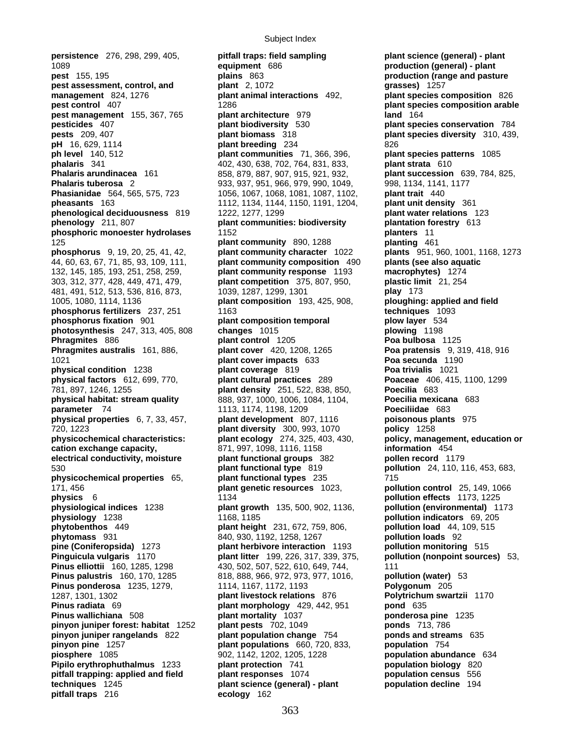**persistence** 276, 298, 299, 405, 1089
**pest** 155, 195
**pest assessment, control, and management** 824, 1276
**pest control** 407
**pest management** 155, 367, 765
**pesticides** 407
**pests** 209, 407
**pH** 16, 629, 1114
**ph level** 140, 512
**phalaris** 341
**Phalaris arundinacea** 161
**Phalaris tuberosa** 2
**Phasianidae** 564, 565, 575, 723
**pheasants** 163
**phenological deciduousness** 819
**phenology** 211, 807
**phosphoric monoester hydrolases** 125
**phosphorus** 9, 19, 20, 25, 41, 42, 44, 60, 63, 67, 71, 85, 93, 109, 111, 132, 145, 185, 193, 251, 258, 259, 303, 312, 377, 428, 449, 471, 479, 481, 491, 512, 513, 536, 816, 873, 1005, 1080, 1114, 1136
**phosphorus fertilizers** 237, 251
**phosphorus fixation** 901
**photosynthesis** 247, 313, 405, 808
**Phragmites** 886
**Phragmites australis** 161, 886, 1021
**physical condition** 1238
**physical factors** 612, 699, 770, 781, 897, 1246, 1255
**physical habitat: stream quality parameter** 74
**physical properties** 6, 7, 33, 457, 720, 1223
**physicochemical characteristics: cation exchange capacity, electrical conductivity, moisture** 530
**physicochemical properties** 65, 171, 456
**physics** 6
**physiological indices** 1238
**physiology** 1238
**phytobenthos** 449
**phytomass** 931
**pine (Coniferopsida)** 1273
**Pinguicula vulgaris** 1170
**Pinus elliottii** 160, 1285, 1298
**Pinus palustris** 160, 170, 1285
**Pinus ponderosa** 1235, 1279, 1287, 1301, 1302
**Pinus radiata** 69
**Pinus wallichiana** 508
**pinyon juniper forest: habitat** 1252
**pinyon juniper rangelands** 822
**pinyon pine** 1257
**piosphere** 1085
**Pipilo erythrophuthalmus** 1233
**pitfall trapping: applied and field techniques** 1245
**pitfall traps** 216
**pitfall traps: field sampling equipment** 686
**plains** 863
**plant** 2, 1072
**plant animal interactions** 492, 1286
**plant architecture** 979
**plant biodiversity** 530
**plant biomass** 318
**plant breeding** 234
**plant communities** 71, 366, 396, 402, 430, 638, 702, 764, 831, 833, 858, 879, 887, 907, 915, 921, 932, 933, 937, 951, 966, 979, 990, 1049, 1056, 1067, 1068, 1081, 1087, 1102, 1112, 1134, 1144, 1150, 1191, 1204, 1222, 1277, 1299
**plant communities: biodiversity** 1152
**plant community** 890, 1288
**plant community character** 1022
**plant community composition** 490
**plant community response** 1193
**plant competition** 375, 807, 950, 1039, 1287, 1299, 1301
**plant composition** 193, 425, 908, 1163
**plant composition temporal changes** 1015
**plant control** 1205
**plant cover** 420, 1208, 1265
**plant cover impacts** 633
**plant coverage** 819
**plant cultural practices** 289
**plant density** 251, 522, 838, 850, 888, 937, 1000, 1006, 1084, 1104, 1113, 1174, 1198, 1209
**plant development** 807, 1116
**plant diversity** 300, 993, 1070
**plant ecology** 274, 325, 403, 430, 871, 997, 1098, 1116, 1158
**plant functional groups** 382
**plant functional type** 819
**plant functional types** 235
**plant genetic resources** 1023, 1134
**plant growth** 135, 500, 902, 1136, 1168, 1185
**plant height** 231, 672, 759, 806, 840, 930, 1192, 1258, 1267
**plant herbivore interaction** 1193
**plant litter** 199, 226, 317, 339, 375, 430, 502, 507, 522, 610, 649, 744, 818, 888, 966, 972, 973, 977, 1016, 1114, 1167, 1172, 1193
**plant livestock relations** 876
**plant morphology** 429, 442, 951
**plant mortality** 1037
**plant pests** 702, 1049
**plant population change** 754
**plant populations** 660, 720, 833, 902, 1142, 1202, 1205, 1228
**plant protection** 741
**plant responses** 1074
**plant science (general) - plant ecology** 162
**plant science (general) - plant production (general) - plant production (range and pasture grasses)** 1257
**plant species composition** 826
**plant species composition arable land** 164
**plant species conservation** 784
**plant species diversity** 310, 439, 826
**plant species patterns** 1085
**plant strata** 610
**plant succession** 639, 784, 825, 998, 1134, 1141, 1177
**plant trait** 440
**plant unit density** 361
**plant water relations** 123
**plantation forestry** 613
**planters** 11
**planting** 461
**plants** 951, 960, 1001, 1168, 1273
**plants (see also aquatic macrophytes)** 1274
**plastic limit** 21, 254
**play** 173
**ploughing: applied and field techniques** 1093
**plow layer** 534
**plowing** 1198
**Poa bulbosa** 1125
**Poa pratensis** 9, 319, 418, 916
**Poa secunda** 1190
**Poa trivialis** 1021
**Poaceae** 406, 415, 1100, 1299
**Poecilia** 683
**Poecilia mexicana** 683
**Poeciliidae** 683
**poisonous plants** 975
**policy** 1258
**policy, management, education or information** 454
**pollen record** 1179
**pollution** 24, 110, 116, 453, 683, 715
**pollution control** 25, 149, 1066
**pollution effects** 1173, 1225
**pollution (environmental)** 1173
**pollution indicators** 69, 205
**pollution load** 44, 109, 515
**pollution loads** 92
**pollution monitoring** 515
**pollution (nonpoint sources)** 53, 111
**pollution (water)** 53
**Polygonum** 205
**Polytrichum swartzii** 1170
**pond** 635
**ponderosa pine** 1235
**ponds** 713, 786
**ponds and streams** 635
**population** 754
**population abundance** 634
**population biology** 820
**population census** 556
**population decline** 194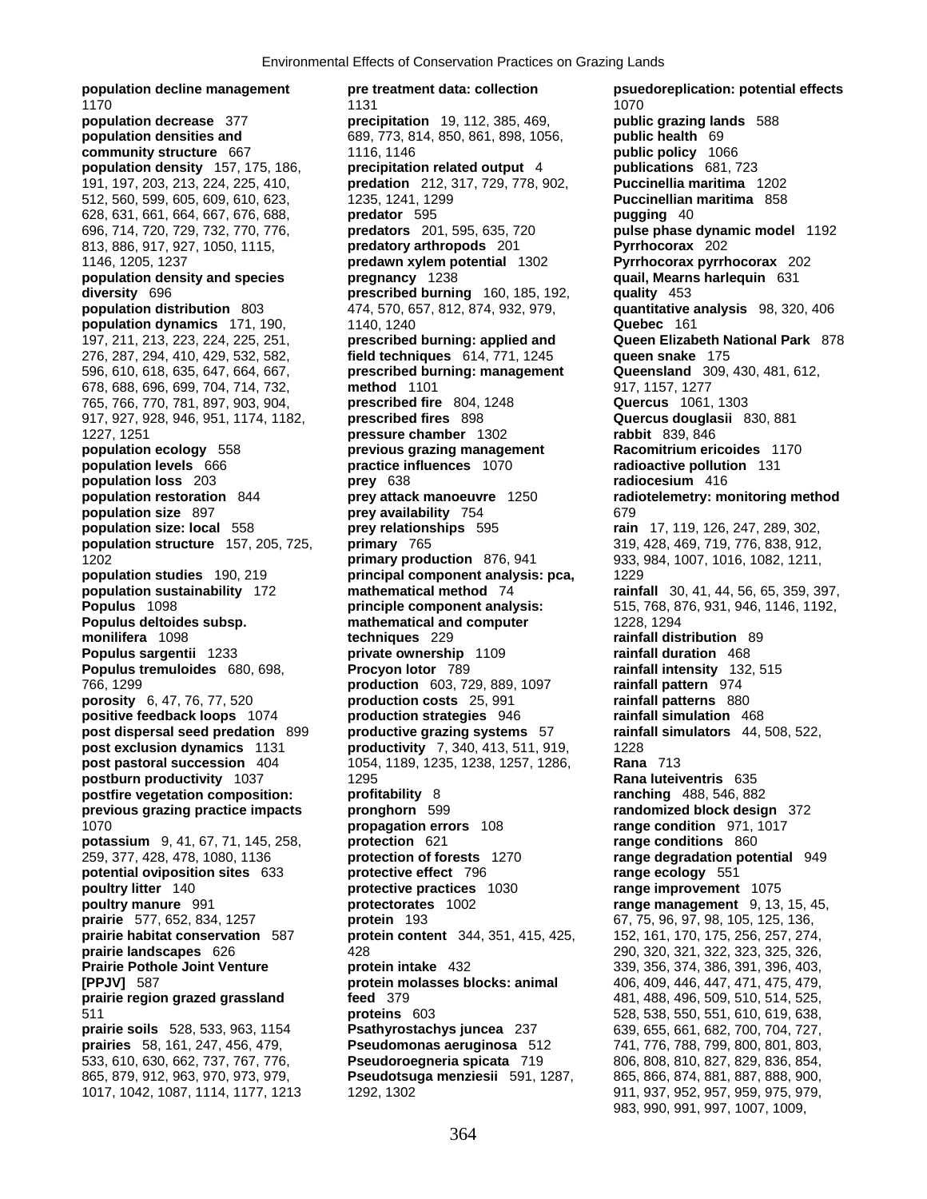**population decline management** 1170
**population decrease** 377
**population densities and community structure** 667
**population density** 157, 175, 186, 191, 197, 203, 213, 224, 225, 410, 512, 560, 599, 605, 609, 610, 623, 628, 631, 661, 664, 667, 676, 688, 696, 714, 720, 729, 732, 770, 776, 813, 886, 917, 927, 1050, 1115, 1146, 1205, 1237
**population density and species diversity** 696
**population distribution** 803
**population dynamics** 171, 190, 197, 211, 213, 223, 224, 225, 251, 276, 287, 294, 410, 429, 532, 582, 596, 610, 618, 635, 647, 664, 667, 678, 688, 696, 699, 704, 714, 732, 765, 766, 770, 781, 897, 903, 904, 917, 927, 928, 946, 951, 1174, 1182, 1227, 1251
**population ecology** 558
**population levels** 666
**population loss** 203
**population restoration** 844
**population size** 897
**population size: local** 558
**population structure** 157, 205, 725, 1202
**population studies** 190, 219
**population sustainability** 172
**Populus** 1098
**Populus deltoides subsp. monilifera** 1098
**Populus sargentii** 1233
**Populus tremuloides** 680, 698, 766, 1299
**porosity** 6, 47, 76, 77, 520
**positive feedback loops** 1074
**post dispersal seed predation** 899
**post exclusion dynamics** 1131
**post pastoral succession** 404
**postburn productivity** 1037
**postfire vegetation composition: previous grazing practice impacts** 1070
**potassium** 9, 41, 67, 71, 145, 258, 259, 377, 428, 478, 1080, 1136
**potential oviposition sites** 633
**poultry litter** 140
**poultry manure** 991
**prairie** 577, 652, 834, 1257
**prairie habitat conservation** 587
**prairie landscapes** 626
**Prairie Pothole Joint Venture [PPJV]** 587
**prairie region grazed grassland** 511
**prairie soils** 528, 533, 963, 1154
**prairies** 58, 161, 247, 456, 479, 533, 610, 630, 662, 737, 767, 776, 865, 879, 912, 963, 970, 973, 979, 1017, 1042, 1087, 1114, 1177, 1213
**pre treatment data: collection** 1131
**precipitation** 19, 112, 385, 469, 689, 773, 814, 850, 861, 898, 1056, 1116, 1146
**precipitation related output** 4
**predation** 212, 317, 729, 778, 902, 1235, 1241, 1299
**predator** 595
**predators** 201, 595, 635, 720
**predatory arthropods** 201
**predawn xylem potential** 1302
**pregnancy** 1238
**prescribed burning** 160, 185, 192, 474, 570, 657, 812, 874, 932, 979, 1140, 1240
**prescribed burning: applied and field techniques** 614, 771, 1245
**prescribed burning: management method** 1101
**prescribed fire** 804, 1248
**prescribed fires** 898
**pressure chamber** 1302
**previous grazing management practice influences** 1070
**prey** 638
**prey attack manoeuvre** 1250
**prey availability** 754
**prey relationships** 595
**primary** 765
**primary production** 876, 941
**principal component analysis: pca, mathematical method** 74
**principle component analysis: mathematical and computer techniques** 229
**private ownership** 1109
**Procyon lotor** 789
**production** 603, 729, 889, 1097
**production costs** 25, 991
**production strategies** 946
**productive grazing systems** 57
**productivity** 7, 340, 413, 511, 919, 1054, 1189, 1235, 1238, 1257, 1286, 1295
**profitability** 8
**pronghorn** 599
**propagation errors** 108
**protection** 621
**protection of forests** 1270
**protective effect** 796
**protective practices** 1030
**protectorates** 1002
**protein** 193
**protein content** 344, 351, 415, 425, 428
**protein intake** 432
**protein molasses blocks: animal feed** 379
**proteins** 603
**Psathyrostachys juncea** 237
**Pseudomonas aeruginosa** 512
**Pseudoroegneria spicata** 719
**Pseudotsuga menziesii** 591, 1287, 1292, 1302
**psuedoreplication: potential effects** 1070
**public grazing lands** 588
**public health** 69
**public policy** 1066
**publications** 681, 723
**Puccinellia maritima** 1202
**Puccinellian maritima** 858
**pugging** 40
**pulse phase dynamic model** 1192
**Pyrrhocorax** 202
**Pyrrhocorax pyrrhocorax** 202
**quail, Mearns harlequin** 631
**quality** 453
**quantitative analysis** 98, 320, 406
**Quebec** 161
**Queen Elizabeth National Park** 878
**queen snake** 175
**Queensland** 309, 430, 481, 612, 917, 1157, 1277
**Quercus** 1061, 1303
**Quercus douglasii** 830, 881
**rabbit** 839, 846
**Racomitrium ericoides** 1170
**radioactive pollution** 131
**radiocesium** 416
**radiotelemetry: monitoring method** 679
**rain** 17, 119, 126, 247, 289, 302, 319, 428, 469, 719, 776, 838, 912, 933, 984, 1007, 1016, 1082, 1211, 1229
**rainfall** 30, 41, 44, 56, 65, 359, 397, 515, 768, 876, 931, 946, 1146, 1192, 1228, 1294
**rainfall distribution** 89
**rainfall duration** 468
**rainfall intensity** 132, 515
**rainfall pattern** 974
**rainfall patterns** 880
**rainfall simulation** 468
**rainfall simulators** 44, 508, 522, 1228
**Rana** 713
**Rana luteiventris** 635
**ranching** 488, 546, 882
**randomized block design** 372
**range condition** 971, 1017
**range conditions** 860
**range degradation potential** 949
**range ecology** 551
**range improvement** 1075
**range management** 9, 13, 15, 45, 67, 75, 96, 97, 98, 105, 125, 136, 152, 161, 170, 175, 256, 257, 274, 290, 320, 321, 322, 323, 325, 326, 339, 356, 374, 386, 391, 396, 403, 406, 409, 446, 447, 471, 475, 479, 481, 488, 496, 509, 510, 514, 525, 528, 538, 550, 551, 610, 619, 638, 639, 655, 661, 682, 700, 704, 727, 741, 776, 788, 799, 800, 801, 803, 806, 808, 810, 827, 829, 836, 854, 865, 866, 874, 881, 887, 888, 900, 911, 937, 952, 957, 959, 975, 979, 983, 990, 991, 997, 1007, 1009,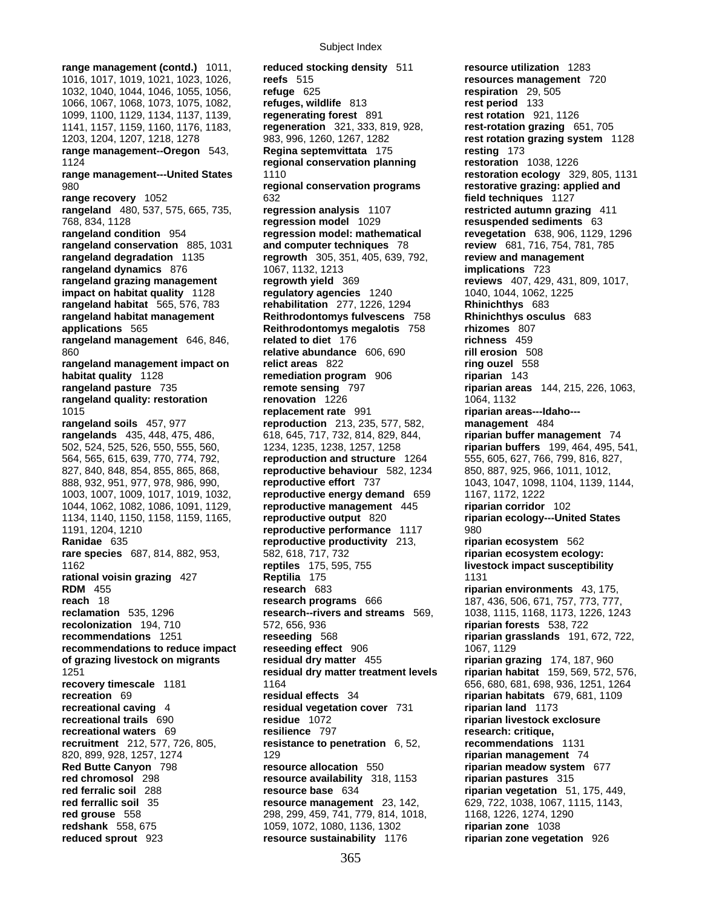**range management (contd.)** 1011, 1016, 1017, 1019, 1021, 1023, 1026, 1032, 1040, 1044, 1046, 1055, 1056, 1066, 1067, 1068, 1073, 1075, 1082, 1099, 1100, 1129, 1134, 1137, 1139, 1141, 1157, 1159, 1160, 1176, 1183, 1203, 1204, 1207, 1218, 1278
**range management--Oregon** 543, 1124
**range management---United States** 980
**range recovery** 1052
**rangeland** 480, 537, 575, 665, 735, 768, 834, 1128
**rangeland condition** 954
**rangeland conservation** 885, 1031
**rangeland degradation** 1135
**rangeland dynamics** 876
**rangeland grazing management impact on habitat quality** 1128
**rangeland habitat** 565, 576, 783
**rangeland habitat management applications** 565
**rangeland management** 646, 846, 860
**rangeland management impact on habitat quality** 1128
**rangeland pasture** 735
**rangeland quality: restoration** 1015
**rangeland soils** 457, 977
**rangelands** 435, 448, 475, 486, 502, 524, 525, 526, 550, 555, 560, 564, 565, 615, 639, 770, 774, 792, 827, 840, 848, 854, 855, 865, 868, 888, 932, 951, 977, 978, 986, 990, 1003, 1007, 1009, 1017, 1019, 1032, 1044, 1062, 1082, 1086, 1091, 1129, 1134, 1140, 1150, 1158, 1159, 1165, 1191, 1204, 1210
**Ranidae** 635
**rare species** 687, 814, 882, 953, 1162
**rational voisin grazing** 427
**RDM** 455
**reach** 18
**reclamation** 535, 1296
**recolonization** 194, 710
**recommendations** 1251
**recommendations to reduce impact of grazing livestock on migrants** 1251
**recovery timescale** 1181
**recreation** 69
**recreational caving** 4
**recreational trails** 690
**recreational waters** 69
**recruitment** 212, 577, 726, 805, 820, 899, 928, 1257, 1274
**Red Butte Canyon** 798
**red chromosol** 298
**red ferralic soil** 288
**red ferrallic soil** 35
**red grouse** 558
**redshank** 558, 675
**reduced sprout** 923
**reduced stocking density** 511
**reefs** 515
**refuge** 625
**refuges, wildlife** 813
**regenerating forest** 891
**regeneration** 321, 333, 819, 928, 983, 996, 1260, 1267, 1282
**Regina septemvittata** 175
**regional conservation planning** 1110
**regional conservation programs** 632
**regression analysis** 1107
**regression model** 1029
**regression model: mathematical and computer techniques** 78
**regrowth** 305, 351, 405, 639, 792, 1067, 1132, 1213
**regrowth yield** 369
**regulatory agencies** 1240
**rehabilitation** 277, 1226, 1294
**Reithrodontomys fulvescens** 758
**Reithrodontomys megalotis** 758
**related to diet** 176
**relative abundance** 606, 690
**relict areas** 822
**remediation program** 906
**remote sensing** 797
**renovation** 1226
**replacement rate** 991
**reproduction** 213, 235, 577, 582, 618, 645, 717, 732, 814, 829, 844, 1234, 1235, 1238, 1257, 1258
**reproduction and structure** 1264
**reproductive behaviour** 582, 1234
**reproductive effort** 737
**reproductive energy demand** 659
**reproductive management** 445
**reproductive output** 820
**reproductive performance** 1117
**reproductive productivity** 213, 582, 618, 717, 732
**reptiles** 175, 595, 755
**Reptilia** 175
**research** 683
**research programs** 666
**research--rivers and streams** 569, 572, 656, 936
**reseeding** 568
**reseeding effect** 906
**residual dry matter** 455
**residual dry matter treatment levels** 1164
**residual effects** 34
**residual vegetation cover** 731
**residue** 1072
**resilience** 797
**resistance to penetration** 6, 52, 129
**resource allocation** 550
**resource availability** 318, 1153
**resource base** 634
**resource management** 23, 142, 298, 299, 459, 741, 779, 814, 1018, 1059, 1072, 1080, 1136, 1302
**resource sustainability** 1176
**resource utilization** 1283
**resources management** 720
**respiration** 29, 505
**rest period** 133
**rest rotation** 921, 1126
**rest-rotation grazing** 651, 705
**rest rotation grazing system** 1128
**resting** 173
**restoration** 1038, 1226
**restoration ecology** 329, 805, 1131
**restorative grazing: applied and field techniques** 1127
**restricted autumn grazing** 411
**resuspended sediments** 63
**revegetation** 638, 906, 1129, 1296
**review** 681, 716, 754, 781, 785
**review and management implications** 723
**reviews** 407, 429, 431, 809, 1017, 1040, 1044, 1062, 1225
**Rhinichthys** 683
**Rhinichthys osculus** 683
**rhizomes** 807
**richness** 459
**rill erosion** 508
**ring ouzel** 558
**riparian** 143
**riparian areas** 144, 215, 226, 1063, 1064, 1132
**riparian areas---Idaho---management** 484
**riparian buffer management** 74
**riparian buffers** 199, 464, 495, 541, 555, 605, 627, 766, 799, 816, 827, 850, 887, 925, 966, 1011, 1012, 1043, 1047, 1098, 1104, 1139, 1144, 1167, 1172, 1222
**riparian corridor** 102
**riparian ecology---United States** 980
**riparian ecosystem** 562
**riparian ecosystem ecology: livestock impact susceptibility** 1131
**riparian environments** 43, 175, 187, 436, 506, 671, 757, 773, 777, 1038, 1115, 1168, 1173, 1226, 1243
**riparian forests** 538, 722
**riparian grasslands** 191, 672, 722, 1067, 1129
**riparian grazing** 174, 187, 960
**riparian habitat** 159, 569, 572, 576, 656, 680, 681, 698, 936, 1251, 1264
**riparian habitats** 679, 681, 1109
**riparian land** 1173
**riparian livestock exclosure research: critique, recommendations** 1131
**riparian management** 74
**riparian meadow system** 677
**riparian pastures** 315
**riparian vegetation** 51, 175, 449, 629, 722, 1038, 1067, 1115, 1143, 1168, 1226, 1274, 1290
**riparian zone** 1038
**riparian zone vegetation** 926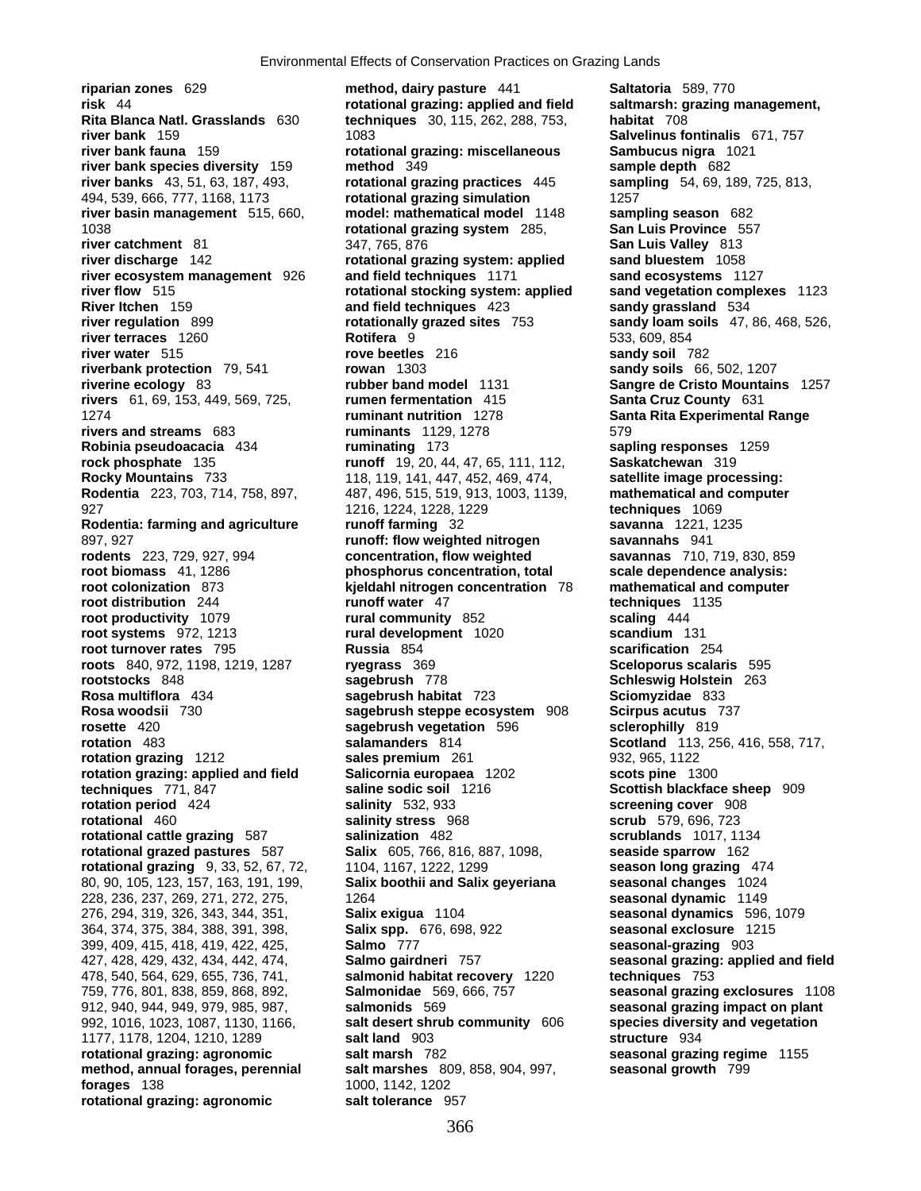**riparian zones** 629
**risk** 44
**Rita Blanca Natl. Grasslands** 630
**river bank** 159
**river bank fauna** 159
**river bank species diversity** 159
**river banks** 43, 51, 63, 187, 493, 494, 539, 666, 777, 1168, 1173
**river basin management** 515, 660, 1038
**river catchment** 81
**river discharge** 142
**river ecosystem management** 926
**river flow** 515
**River Itchen** 159
**river regulation** 899
**river terraces** 1260
**river water** 515
**riverbank protection** 79, 541
**riverine ecology** 83
**rivers** 61, 69, 153, 449, 569, 725, 1274
**rivers and streams** 683
**Robinia pseudoacacia** 434
**rock phosphate** 135
**Rocky Mountains** 733
**Rodentia** 223, 703, 714, 758, 897, 927
**Rodentia: farming and agriculture** 897, 927
**rodents** 223, 729, 927, 994
**root biomass** 41, 1286
**root colonization** 873
**root distribution** 244
**root productivity** 1079
**root systems** 972, 1213
**root turnover rates** 795
**roots** 840, 972, 1198, 1219, 1287
**rootstocks** 848
**Rosa multiflora** 434
**Rosa woodsii** 730
**rosette** 420
**rotation** 483
**rotation grazing** 1212
**rotation grazing: applied and field techniques** 771, 847
**rotation period** 424
**rotational** 460
**rotational cattle grazing** 587
**rotational grazed pastures** 587
**rotational grazing** 9, 33, 52, 67, 72, 80, 90, 105, 123, 157, 163, 191, 199, 228, 236, 237, 269, 271, 272, 275, 276, 294, 319, 326, 343, 344, 351, 364, 374, 375, 384, 388, 391, 398, 399, 409, 415, 418, 419, 422, 425, 427, 428, 429, 432, 434, 442, 474, 478, 540, 564, 629, 655, 736, 741, 759, 776, 801, 838, 859, 868, 892, 912, 940, 944, 949, 979, 985, 987, 992, 1016, 1023, 1087, 1130, 1166, 1177, 1178, 1204, 1210, 1289
**rotational grazing: agronomic method, annual forages, perennial forages** 138
**rotational grazing: agronomic method, dairy pasture** 441
**rotational grazing: applied and field techniques** 30, 115, 262, 288, 753, 1083
**rotational grazing: miscellaneous method** 349
**rotational grazing practices** 445
**rotational grazing simulation model: mathematical model** 1148
**rotational grazing system** 285, 347, 765, 876
**rotational grazing system: applied and field techniques** 1171
**rotational stocking system: applied and field techniques** 423
**rotationally grazed sites** 753
**Rotifera** 9
**rove beetles** 216
**rowan** 1303
**rubber band model** 1131
**rumen fermentation** 415
**ruminant nutrition** 1278
**ruminants** 1129, 1278
**ruminating** 173
**runoff** 19, 20, 44, 47, 65, 111, 112, 118, 119, 141, 447, 452, 469, 474, 487, 496, 515, 519, 913, 1003, 1139, 1216, 1224, 1228, 1229
**runoff farming** 32
**runoff: flow weighted nitrogen concentration, flow weighted phosphorus concentration, total kjeldahl nitrogen concentration** 78
**runoff water** 47
**rural community** 852
**rural development** 1020
**Russia** 854
**ryegrass** 369
**sagebrush** 778
**sagebrush habitat** 723
**sagebrush steppe ecosystem** 908
**sagebrush vegetation** 596
**salamanders** 814
**sales premium** 261
**Salicornia europaea** 1202
**saline sodic soil** 1216
**salinity** 532, 933
**salinity stress** 968
**salinization** 482
**Salix** 605, 766, 816, 887, 1098, 1104, 1167, 1222, 1299
**Salix boothii and Salix geyeriana** 1264
**Salix exigua** 1104
**Salix spp.** 676, 698, 922
**Salmo** 777
**Salmo gairdneri** 757
**salmonid habitat recovery** 1220
**Salmonidae** 569, 666, 757
**salmonids** 569
**salt desert shrub community** 606
**salt land** 903
**salt marsh** 782
**salt marshes** 809, 858, 904, 997, 1000, 1142, 1202
**salt tolerance** 957
**Saltatoria** 589, 770
**saltmarsh: grazing management, habitat** 708
**Salvelinus fontinalis** 671, 757
**Sambucus nigra** 1021
**sample depth** 682
**sampling** 54, 69, 189, 725, 813, 1257
**sampling season** 682
**San Luis Province** 557
**San Luis Valley** 813
**sand bluestem** 1058
**sand ecosystems** 1127
**sand vegetation complexes** 1123
**sandy grassland** 534
**sandy loam soils** 47, 86, 468, 526, 533, 609, 854
**sandy soil** 782
**sandy soils** 66, 502, 1207
**Sangre de Cristo Mountains** 1257
**Santa Cruz County** 631
**Santa Rita Experimental Range** 579
**sapling responses** 1259
**Saskatchewan** 319
**satellite image processing: mathematical and computer techniques** 1069
**savanna** 1221, 1235
**savannahs** 941
**savannas** 710, 719, 830, 859
**scale dependence analysis: mathematical and computer techniques** 1135
**scaling** 444
**scandium** 131
**scarification** 254
**Sceloporus scalaris** 595
**Schleswig Holstein** 263
**Sciomyzidae** 833
**Scirpus acutus** 737
**sclerophilly** 819
**Scotland** 113, 256, 416, 558, 717, 932, 965, 1122
**scots pine** 1300
**Scottish blackface sheep** 909
**screening cover** 908
**scrub** 579, 696, 723
**scrublands** 1017, 1134
**seaside sparrow** 162
**season long grazing** 474
**seasonal changes** 1024
**seasonal dynamic** 1149
**seasonal dynamics** 596, 1079
**seasonal exclosure** 1215
**seasonal-grazing** 903
**seasonal grazing: applied and field techniques** 753
**seasonal grazing exclosures** 1108
**seasonal grazing impact on plant species diversity and vegetation structure** 934
**seasonal grazing regime** 1155
**seasonal growth** 799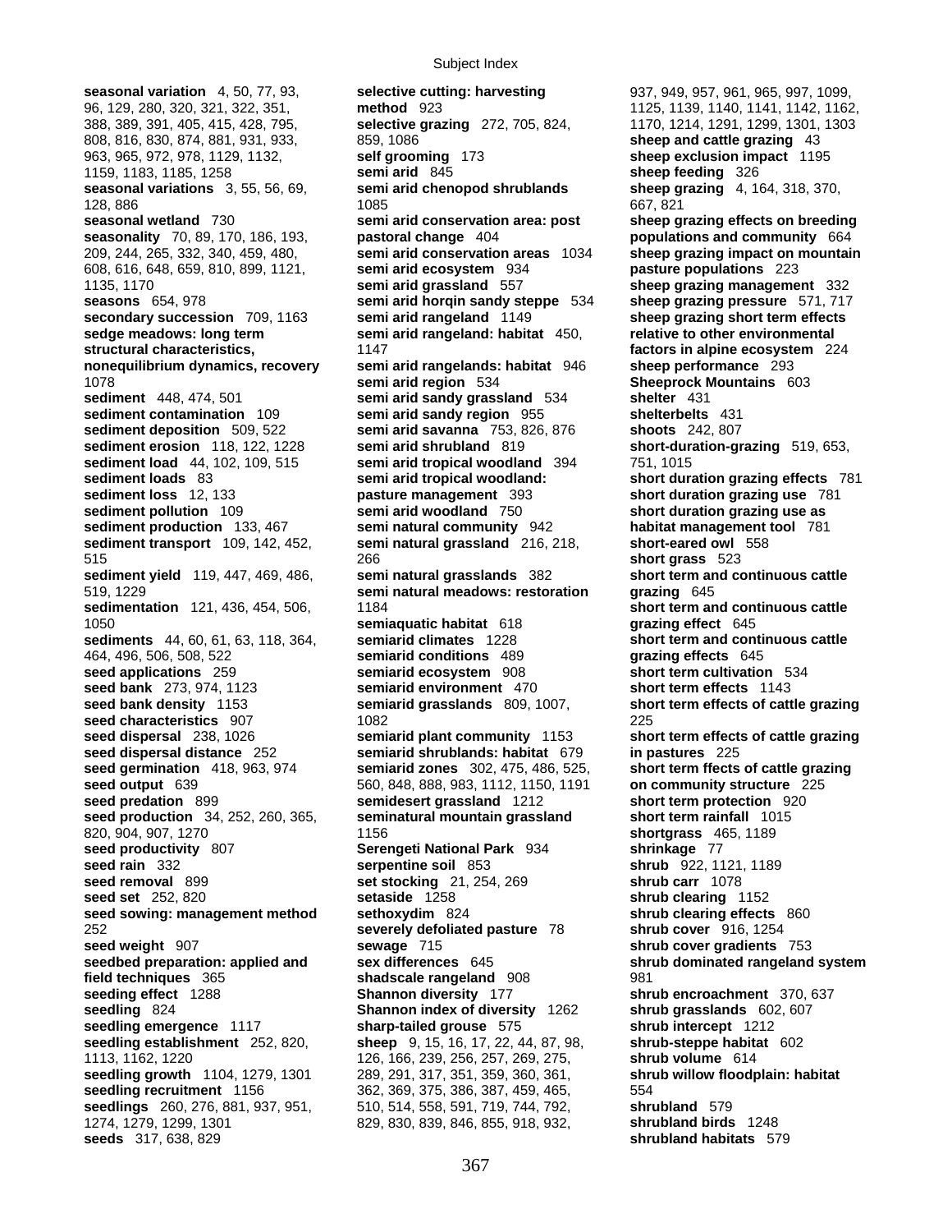**seasonal variation** 4, 50, 77, 93, 96, 129, 280, 320, 321, 322, 351, 388, 389, 391, 405, 415, 428, 795, 808, 816, 830, 874, 881, 931, 933, 963, 965, 972, 978, 1129, 1132, 1159, 1183, 1185, 1258
**seasonal variations** 3, 55, 56, 69, 128, 886
**seasonal wetland** 730
**seasonality** 70, 89, 170, 186, 193, 209, 244, 265, 332, 340, 459, 480, 608, 616, 648, 659, 810, 899, 1121, 1135, 1170
**seasons** 654, 978
**secondary succession** 709, 1163
**sedge meadows: long term structural characteristics, nonequilibrium dynamics, recovery** 1078
**sediment** 448, 474, 501
**sediment contamination** 109
**sediment deposition** 509, 522
**sediment erosion** 118, 122, 1228
**sediment load** 44, 102, 109, 515
**sediment loads** 83
**sediment loss** 12, 133
**sediment pollution** 109
**sediment production** 133, 467
**sediment transport** 109, 142, 452, 515
**sediment yield** 119, 447, 469, 486, 519, 1229
**sedimentation** 121, 436, 454, 506, 1050
**sediments** 44, 60, 61, 63, 118, 364, 464, 496, 506, 508, 522
**seed applications** 259
**seed bank** 273, 974, 1123
**seed bank density** 1153
**seed characteristics** 907
**seed dispersal** 238, 1026
**seed dispersal distance** 252
**seed germination** 418, 963, 974
**seed output** 639
**seed predation** 899
**seed production** 34, 252, 260, 365, 820, 904, 907, 1270
**seed productivity** 807
**seed rain** 332
**seed removal** 899
**seed set** 252, 820
**seed sowing: management method** 252
**seed weight** 907
**seedbed preparation: applied and field techniques** 365
**seeding effect** 1288
**seedling** 824
**seedling emergence** 1117
**seedling establishment** 252, 820, 1113, 1162, 1220
**seedling growth** 1104, 1279, 1301
**seedling recruitment** 1156
**seedlings** 260, 276, 881, 937, 951, 1274, 1279, 1299, 1301
**seeds** 317, 638, 829
**selective cutting: harvesting method** 923
**selective grazing** 272, 705, 824, 859, 1086
**self grooming** 173
**semi arid** 845
**semi arid chenopod shrublands** 1085
**semi arid conservation area: post pastoral change** 404
**semi arid conservation areas** 1034
**semi arid ecosystem** 934
**semi arid grassland** 557
**semi arid horqin sandy steppe** 534
**semi arid rangeland** 1149
**semi arid rangeland: habitat** 450, 1147
**semi arid rangelands: habitat** 946
**semi arid region** 534
**semi arid sandy grassland** 534
**semi arid sandy region** 955
**semi arid savanna** 753, 826, 876
**semi arid shrubland** 819
**semi arid tropical woodland** 394
**semi arid tropical woodland: pasture management** 393
**semi arid woodland** 750
**semi natural community** 942
**semi natural grassland** 216, 218, 266
**semi natural grasslands** 382
**semi natural meadows: restoration** 1184
**semiaquatic habitat** 618
**semiarid climates** 1228
**semiarid conditions** 489
**semiarid ecosystem** 908
**semiarid environment** 470
**semiarid grasslands** 809, 1007, 1082
**semiarid plant community** 1153
**semiarid shrublands: habitat** 679
**semiarid zones** 302, 475, 486, 525, 560, 848, 888, 983, 1112, 1150, 1191
**semidesert grassland** 1212
**seminatural mountain grassland** 1156
**Serengeti National Park** 934
**serpentine soil** 853
**set stocking** 21, 254, 269
**setaside** 1258
**sethoxydim** 824
**severely defoliated pasture** 78
**sewage** 715
**sex differences** 645
**shadscale rangeland** 908
**Shannon diversity** 177
**Shannon index of diversity** 1262
**sharp-tailed grouse** 575
**sheep** 9, 15, 16, 17, 22, 44, 87, 98, 126, 166, 239, 256, 257, 269, 275, 289, 291, 317, 351, 359, 360, 361, 362, 369, 375, 386, 387, 459, 465, 510, 514, 558, 591, 719, 744, 792, 829, 830, 839, 846, 855, 918, 932, 937, 949, 957, 961, 965, 997, 1099, 1125, 1139, 1140, 1141, 1142, 1162, 1170, 1214, 1291, 1299, 1301, 1303
**sheep and cattle grazing** 43
**sheep exclusion impact** 1195
**sheep feeding** 326
**sheep grazing** 4, 164, 318, 370, 667, 821
**sheep grazing effects on breeding populations and community** 664
**sheep grazing impact on mountain pasture populations** 223
**sheep grazing management** 332
**sheep grazing pressure** 571, 717
**sheep grazing short term effects relative to other environmental factors in alpine ecosystem** 224
**sheep performance** 293
**Sheeprock Mountains** 603
**shelter** 431
**shelterbelts** 431
**shoots** 242, 807
**short-duration-grazing** 519, 653, 751, 1015
**short duration grazing effects** 781
**short duration grazing use** 781
**short duration grazing use as habitat management tool** 781
**short-eared owl** 558
**short grass** 523
**short term and continuous cattle grazing** 645
**short term and continuous cattle grazing effect** 645
**short term and continuous cattle grazing effects** 645
**short term cultivation** 534
**short term effects** 1143
**short term effects of cattle grazing** 225
**short term effects of cattle grazing in pastures** 225
**short term ffects of cattle grazing on community structure** 225
**short term protection** 920
**short term rainfall** 1015
**shortgrass** 465, 1189
**shrinkage** 77
**shrub** 922, 1121, 1189
**shrub carr** 1078
**shrub clearing** 1152
**shrub clearing effects** 860
**shrub cover** 916, 1254
**shrub cover gradients** 753
**shrub dominated rangeland system** 981
**shrub encroachment** 370, 637
**shrub grasslands** 602, 607
**shrub intercept** 1212
**shrub-steppe habitat** 602
**shrub volume** 614
**shrub willow floodplain: habitat** 554
**shrubland** 579
**shrubland birds** 1248
**shrubland habitats** 579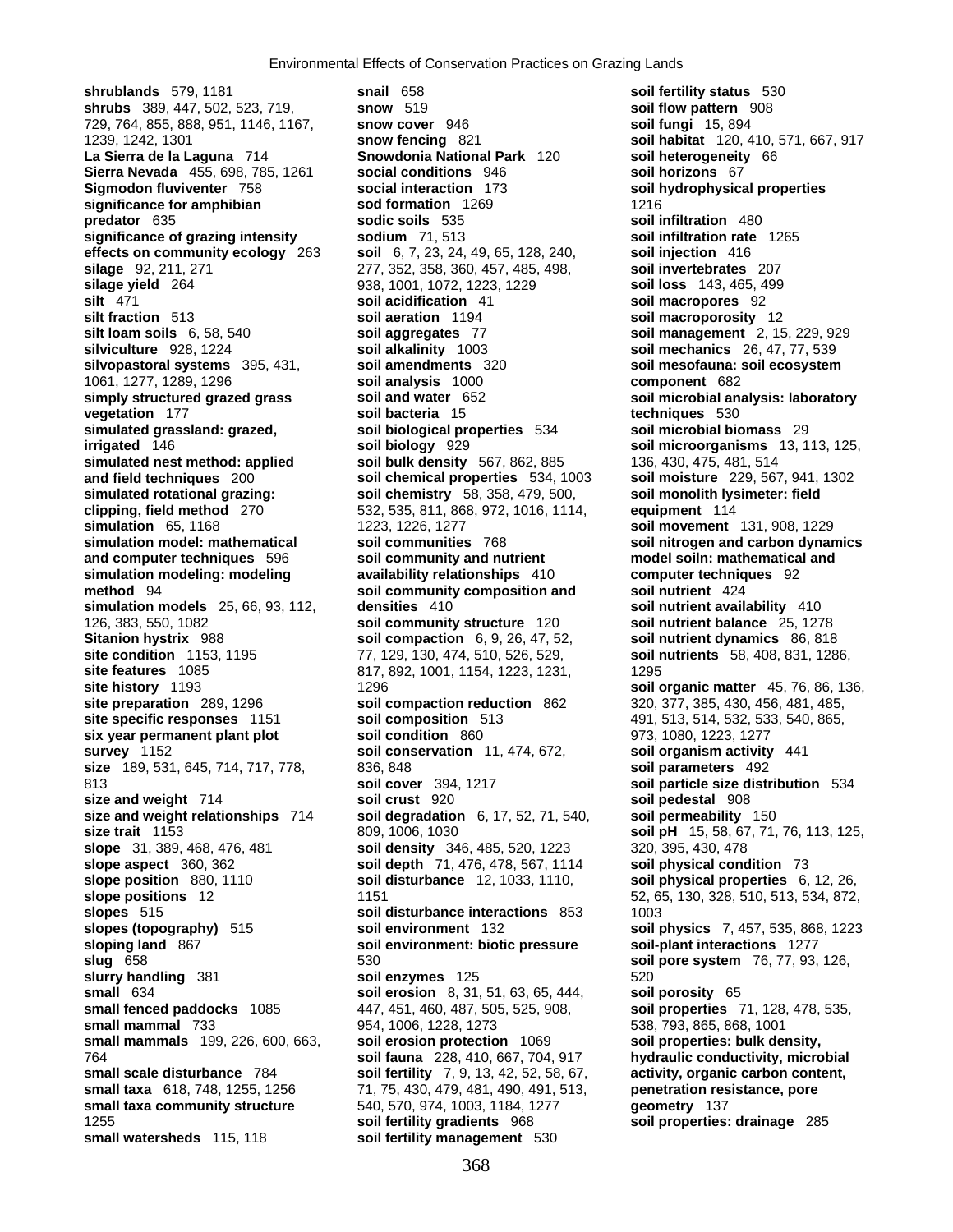**shrublands** 579, 1181
**shrubs** 389, 447, 502, 523, 719, 729, 764, 855, 888, 951, 1146, 1167, 1239, 1242, 1301
**La Sierra de la Laguna** 714
**Sierra Nevada** 455, 698, 785, 1261
**Sigmodon fluviventer** 758
**significance for amphibian predator** 635
**significance of grazing intensity effects on community ecology** 263
**silage** 92, 211, 271
**silage yield** 264
**silt** 471
**silt fraction** 513
**silt loam soils** 6, 58, 540
**silviculture** 928, 1224
**silvopastoral systems** 395, 431, 1061, 1277, 1289, 1296
**simply structured grazed grass vegetation** 177
**simulated grassland: grazed, irrigated** 146
**simulated nest method: applied and field techniques** 200
**simulated rotational grazing: clipping, field method** 270
**simulation** 65, 1168
**simulation model: mathematical and computer techniques** 596
**simulation modeling: modeling method** 94
**simulation models** 25, 66, 93, 112, 126, 383, 550, 1082
**Sitanion hystrix** 988
**site condition** 1153, 1195
**site features** 1085
**site history** 1193
**site preparation** 289, 1296
**site specific responses** 1151
**six year permanent plant plot survey** 1152
**size** 189, 531, 645, 714, 717, 778, 813
**size and weight** 714
**size and weight relationships** 714
**size trait** 1153
**slope** 31, 389, 468, 476, 481
**slope aspect** 360, 362
**slope position** 880, 1110
**slope positions** 12
**slopes** 515
**slopes (topography)** 515
**sloping land** 867
**slug** 658
**slurry handling** 381
**small** 634
**small fenced paddocks** 1085
**small mammal** 733
**small mammals** 199, 226, 600, 663, 764
**small scale disturbance** 784
**small taxa** 618, 748, 1255, 1256
**small taxa community structure** 1255
**small watersheds** 115, 118
**snail** 658
**snow** 519
**snow cover** 946
**snow fencing** 821
**Snowdonia National Park** 120
**social conditions** 946
**social interaction** 173
**sod formation** 1269
**sodic soils** 535
**sodium** 71, 513
**soil** 6, 7, 23, 24, 49, 65, 128, 240, 277, 352, 358, 360, 457, 485, 498, 938, 1001, 1072, 1223, 1229
**soil acidification** 41
**soil aeration** 1194
**soil aggregates** 77
**soil alkalinity** 1003
**soil amendments** 320
**soil analysis** 1000
**soil and water** 652
**soil bacteria** 15
**soil biological properties** 534
**soil biology** 929
**soil bulk density** 567, 862, 885
**soil chemical properties** 534, 1003
**soil chemistry** 58, 358, 479, 500, 532, 535, 811, 868, 972, 1016, 1114, 1223, 1226, 1277
**soil communities** 768
**soil community and nutrient availability relationships** 410
**soil community composition and densities** 410
**soil community structure** 120
**soil compaction** 6, 9, 26, 47, 52, 77, 129, 130, 474, 510, 526, 529, 817, 892, 1001, 1154, 1223, 1231, 1296
**soil compaction reduction** 862
**soil composition** 513
**soil condition** 860
**soil conservation** 11, 474, 672, 836, 848
**soil cover** 394, 1217
**soil crust** 920
**soil degradation** 6, 17, 52, 71, 540, 809, 1006, 1030
**soil density** 346, 485, 520, 1223
**soil depth** 71, 476, 478, 567, 1114
**soil disturbance** 12, 1033, 1110, 1151
**soil disturbance interactions** 853
**soil environment** 132
**soil environment: biotic pressure** 530
**soil enzymes** 125
**soil erosion** 8, 31, 51, 63, 65, 444, 447, 451, 460, 487, 505, 525, 908, 954, 1006, 1228, 1273
**soil erosion protection** 1069
**soil fauna** 228, 410, 667, 704, 917
**soil fertility** 7, 9, 13, 42, 52, 58, 67, 71, 75, 430, 479, 481, 490, 491, 513, 540, 570, 974, 1003, 1184, 1277
**soil fertility gradients** 968
**soil fertility management** 530
**soil fertility status** 530
**soil flow pattern** 908
**soil fungi** 15, 894
**soil habitat** 120, 410, 571, 667, 917, 1216
**soil heterogeneity** 66
**soil horizons** 67
**soil hydrophysical properties**
**soil infiltration** 480
**soil infiltration rate** 1265
**soil injection** 416
**soil invertebrates** 207
**soil loss** 143, 465, 499
**soil macropores** 92
**soil macroporosity** 12
**soil management** 2, 15, 229, 929
**soil mechanics** 26, 47, 77, 539
**soil mesofauna: soil ecosystem component** 682
**soil microbial analysis: laboratory techniques** 530
**soil microbial biomass** 29
**soil microorganisms** 13, 113, 125, 136, 430, 475, 481, 514
**soil moisture** 229, 567, 941, 1302
**soil monolith lysimeter: field equipment** 114
**soil movement** 131, 908, 1229
**soil nitrogen and carbon dynamics model soiln: mathematical and computer techniques** 92
**soil nutrient** 424
**soil nutrient availability** 410
**soil nutrient balance** 25, 1278
**soil nutrient dynamics** 86, 818
**soil nutrients** 58, 408, 831, 1286, 1295
**soil organic matter** 45, 76, 86, 136, 320, 377, 385, 430, 456, 481, 485, 491, 513, 514, 532, 533, 540, 865, 973, 1080, 1223, 1277
**soil organism activity** 441
**soil parameters** 492
**soil particle size distribution** 534
**soil pedestal** 908
**soil permeability** 150
**soil pH** 15, 58, 67, 71, 76, 113, 125, 320, 395, 430, 478
**soil physical condition** 73
**soil physical properties** 6, 12, 26, 52, 65, 130, 328, 510, 513, 534, 872, 1003
**soil physics** 7, 457, 535, 868, 1223
**soil-plant interactions** 1277
**soil pore system** 76, 77, 93, 126, 520
**soil porosity** 65
**soil properties** 71, 128, 478, 535, 538, 793, 865, 868, 1001
**soil properties: bulk density, hydraulic conductivity, microbial activity, organic carbon content, penetration resistance, pore geometry** 137
**soil properties: drainage** 285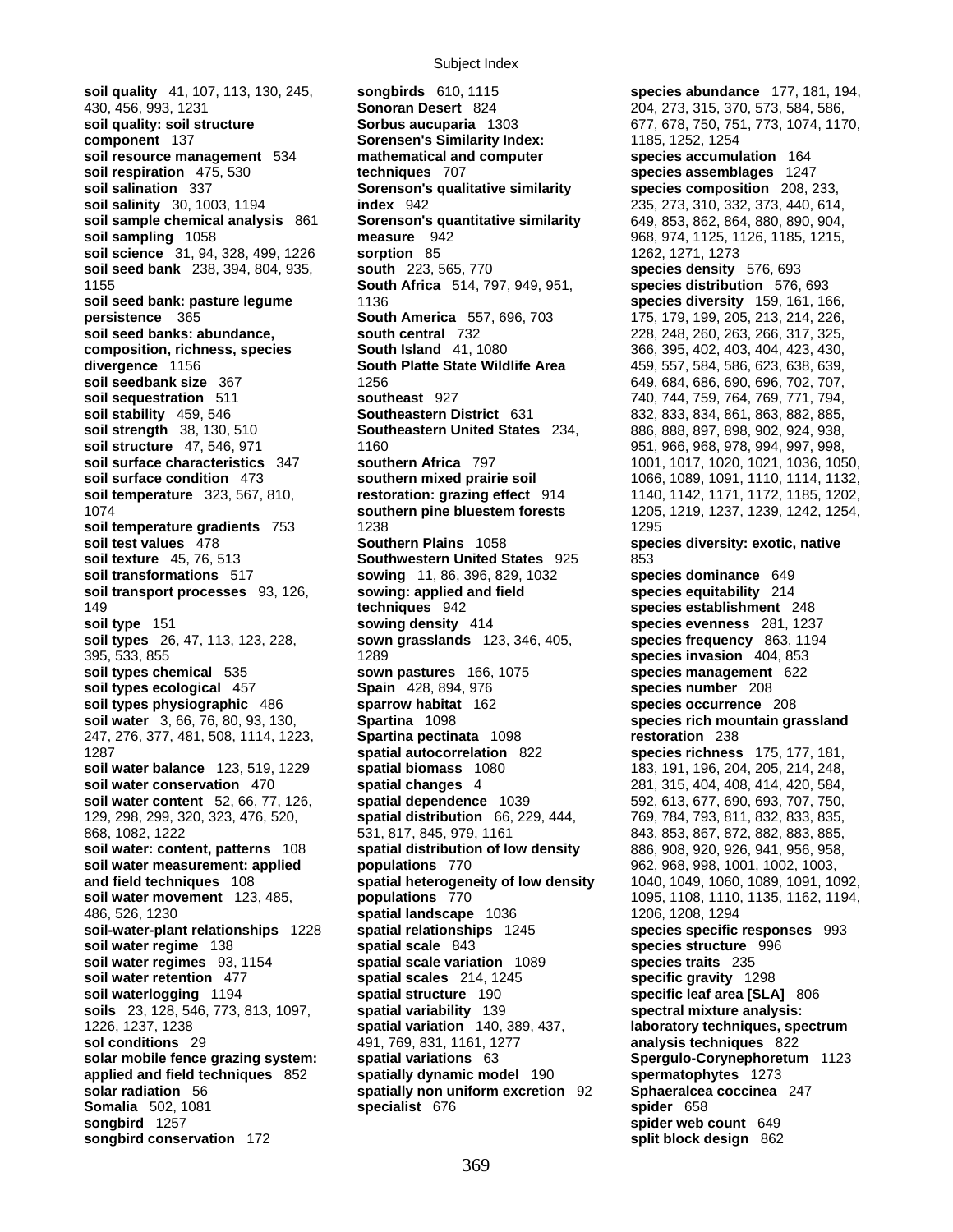**soil quality** 41, 107, 113, 130, 245, 430, 456, 993, 1231
**soil quality: soil structure component** 137
**soil resource management** 534
**soil respiration** 475, 530
**soil salination** 337
**soil salinity** 30, 1003, 1194
**soil sample chemical analysis** 861
**soil sampling** 1058
**soil science** 31, 94, 328, 499, 1226
**soil seed bank** 238, 394, 804, 935, 1155
**soil seed bank: pasture legume persistence** 365
**soil seed banks: abundance, composition, richness, species divergence** 1156
**soil seedbank size** 367
**soil sequestration** 511
**soil stability** 459, 546
**soil strength** 38, 130, 510
**soil structure** 47, 546, 971
**soil surface characteristics** 347
**soil surface condition** 473
**soil temperature** 323, 567, 810, 1074
**soil temperature gradients** 753
**soil test values** 478
**soil texture** 45, 76, 513
**soil transformations** 517
**soil transport processes** 93, 126, 149
**soil type** 151
**soil types** 26, 47, 113, 123, 228, 395, 533, 855
**soil types chemical** 535
**soil types ecological** 457
**soil types physiographic** 486
**soil water** 3, 66, 76, 80, 93, 130, 247, 276, 377, 481, 508, 1114, 1223, 1287
**soil water balance** 123, 519, 1229
**soil water conservation** 470
**soil water content** 52, 66, 77, 126, 129, 298, 299, 320, 323, 476, 520, 868, 1082, 1222
**soil water: content, patterns** 108
**soil water measurement: applied and field techniques** 108
**soil water movement** 123, 485, 486, 526, 1230
**soil-water-plant relationships** 1228
**soil water regime** 138
**soil water regimes** 93, 1154
**soil water retention** 477
**soil waterlogging** 1194
**soils** 23, 128, 546, 773, 813, 1097, 1226, 1237, 1238
**sol conditions** 29
**solar mobile fence grazing system: applied and field techniques** 852
**solar radiation** 56
**Somalia** 502, 1081
**songbird** 1257
**songbird conservation** 172
**songbirds** 610, 1115
**Sonoran Desert** 824
**Sorbus aucuparia** 1303
**Sorensen's Similarity Index: mathematical and computer techniques** 707
**Sorenson's qualitative similarity index** 942
**Sorenson's quantitative similarity measure** 942
**sorption** 85
**south** 223, 565, 770
**South Africa** 514, 797, 949, 951, 1136
**South America** 557, 696, 703
**south central** 732
**South Island** 41, 1080
**South Platte State Wildlife Area** 1256
**southeast** 927
**Southeastern District** 631
**Southeastern United States** 234, 1160
**southern Africa** 797
**southern mixed prairie soil restoration: grazing effect** 914
**southern pine bluestem forests** 1238
**Southern Plains** 1058
**Southwestern United States** 925
**sowing** 11, 86, 396, 829, 1032
**sowing: applied and field techniques** 942
**sowing density** 414
**sown grasslands** 123, 346, 405, 1289
**sown pastures** 166, 1075
**Spain** 428, 894, 976
**sparrow habitat** 162
**Spartina** 1098
**Spartina pectinata** 1098
**spatial autocorrelation** 822
**spatial biomass** 1080
**spatial changes** 4
**spatial dependence** 1039
**spatial distribution** 66, 229, 444, 531, 817, 845, 979, 1161
**spatial distribution of low density populations** 770
**spatial heterogeneity of low density populations** 770
**spatial landscape** 1036
**spatial relationships** 1245
**spatial scale** 843
**spatial scale variation** 1089
**spatial scales** 214, 1245
**spatial structure** 190
**spatial variability** 139
**spatial variation** 140, 389, 437, 491, 769, 831, 1161, 1277
**spatial variations** 63
**spatially dynamic model** 190
**spatially non uniform excretion** 92
**specialist** 676
**species abundance** 177, 181, 194, 204, 273, 315, 370, 573, 584, 586, 677, 678, 750, 751, 773, 1074, 1170, 1185, 1252, 1254
**species accumulation** 164
**species assemblages** 1247
**species composition** 208, 233, 235, 273, 310, 332, 373, 440, 614, 649, 853, 862, 864, 880, 890, 904, 968, 974, 1125, 1126, 1185, 1215, 1262, 1271, 1273
**species density** 576, 693
**species distribution** 576, 693
**species diversity** 159, 161, 166, 175, 179, 199, 205, 213, 214, 226, 228, 248, 260, 263, 266, 317, 325, 366, 395, 402, 403, 404, 423, 430, 459, 557, 584, 586, 623, 638, 639, 649, 684, 686, 690, 696, 702, 707, 740, 744, 759, 764, 769, 771, 794, 832, 833, 834, 861, 863, 882, 885, 886, 888, 897, 898, 902, 924, 938, 951, 966, 968, 978, 994, 997, 998, 1001, 1017, 1020, 1021, 1036, 1050, 1066, 1089, 1091, 1110, 1114, 1132, 1140, 1142, 1171, 1172, 1185, 1202, 1205, 1219, 1237, 1239, 1242, 1254, 1295
**species diversity: exotic, native** 853
**species dominance** 649
**species equitability** 214
**species establishment** 248
**species evenness** 281, 1237
**species frequency** 863, 1194
**species invasion** 404, 853
**species management** 622
**species number** 208
**species occurrence** 208
**species rich mountain grassland restoration** 238
**species richness** 175, 177, 181, 183, 191, 196, 204, 205, 214, 248, 281, 315, 404, 408, 414, 420, 584, 592, 613, 677, 690, 693, 707, 750, 769, 784, 793, 811, 832, 833, 835, 843, 853, 867, 872, 882, 883, 885, 886, 908, 920, 926, 941, 956, 958, 962, 968, 998, 1001, 1002, 1003, 1040, 1049, 1060, 1089, 1091, 1092, 1095, 1108, 1110, 1135, 1162, 1194, 1206, 1208, 1294
**species specific responses** 993
**species structure** 996
**species traits** 235
**specific gravity** 1298
**specific leaf area [SLA]** 806
**spectral mixture analysis: laboratory techniques, spectrum analysis techniques** 822
**Spergulo-Corynephoretum** 1123
**spermatophytes** 1273
**Sphaeralcea coccinea** 247
**spider** 658
**spider web count** 649
**split block design** 862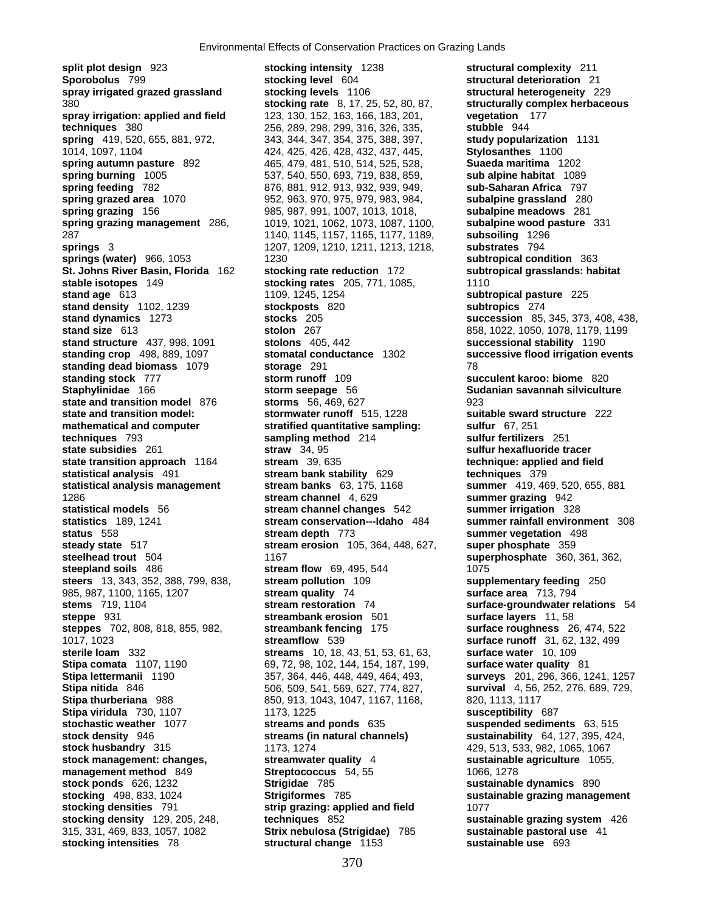**split plot design** 923
**Sporobolus** 799
**spray irrigated grazed grassland** 380
**spray irrigation: applied and field techniques** 380
**spring** 419, 520, 655, 881, 972, 1014, 1097, 1104
**spring autumn pasture** 892
**spring burning** 1005
**spring feeding** 782
**spring grazed area** 1070
**spring grazing** 156
**spring grazing management** 286, 287
**springs** 3
**springs (water)** 966, 1053
**St. Johns River Basin, Florida** 162
**stable isotopes** 149
**stand age** 613
**stand density** 1102, 1239
**stand dynamics** 1273
**stand size** 613
**stand structure** 437, 998, 1091
**standing crop** 498, 889, 1097
**standing dead biomass** 1079
**standing stock** 777
**Staphylinidae** 166
**state and transition model** 876
**state and transition model: mathematical and computer techniques** 793
**state subsidies** 261
**state transition approach** 1164
**statistical analysis** 491
**statistical analysis management** 1286
**statistical models** 56
**statistics** 189, 1241
**status** 558
**steady state** 517
**steelhead trout** 504
**steepland soils** 486
**steers** 13, 343, 352, 388, 799, 838, 985, 987, 1100, 1165, 1207
**stems** 719, 1104
**steppe** 931
**steppes** 702, 808, 818, 855, 982, 1017, 1023
**sterile loam** 332
**Stipa comata** 1107, 1190
**Stipa lettermanii** 1190
**Stipa nitida** 846
**Stipa thurberiana** 988
**Stipa viridula** 730, 1107
**stochastic weather** 1077
**stock density** 946
**stock husbandry** 315
**stock management: changes, management method** 849
**stock ponds** 626, 1232
**stocking** 498, 833, 1024
**stocking densities** 791
**stocking density** 129, 205, 248, 315, 331, 469, 833, 1057, 1082
**stocking intensities** 78
**stocking intensity** 1238
**stocking level** 604
**stocking levels** 1106
**stocking rate** 8, 17, 25, 52, 80, 87, 123, 130, 152, 163, 166, 183, 201, 256, 289, 298, 299, 316, 326, 335, 343, 344, 347, 354, 375, 388, 397, 424, 425, 426, 428, 432, 437, 445, 465, 479, 481, 510, 514, 525, 528, 537, 540, 550, 693, 719, 838, 859, 876, 881, 912, 913, 932, 939, 949, 952, 963, 970, 975, 979, 983, 984, 985, 987, 991, 1007, 1013, 1018, 1019, 1021, 1062, 1073, 1087, 1100, 1140, 1145, 1157, 1165, 1177, 1189, 1207, 1209, 1210, 1211, 1213, 1218, 1230
**stocking rate reduction** 172
**stocking rates** 205, 771, 1085, 1109, 1245, 1254
**stockposts** 820
**stocks** 205
**stolon** 267
**stolons** 405, 442
**stomatal conductance** 1302
**storage** 291
**storm runoff** 109
**storm seepage** 56
**storms** 56, 469, 627
**stormwater runoff** 515, 1228
**stratified quantitative sampling: sampling method** 214
**straw** 34, 95
**stream** 39, 635
**stream bank stability** 629
**stream banks** 63, 175, 1168
**stream channel** 4, 629
**stream channel changes** 542
**stream conservation---Idaho** 484
**stream depth** 773
**stream erosion** 105, 364, 448, 627, 1167
**stream flow** 69, 495, 544
**stream pollution** 109
**stream quality** 74
**stream restoration** 74
**streambank erosion** 501
**streambank fencing** 175
**streamflow** 539
**streams** 10, 18, 43, 51, 53, 61, 63, 69, 72, 98, 102, 144, 154, 187, 199, 357, 364, 446, 448, 449, 464, 493, 506, 509, 541, 569, 627, 774, 827, 850, 913, 1043, 1047, 1167, 1168, 1173, 1225
**streams and ponds** 635
**streams (in natural channels)** 1173, 1274
**streamwater quality** 4
**Streptococcus** 54, 55
**Strigidae** 785
**Strigiformes** 785
**strip grazing: applied and field techniques** 852
**Strix nebulosa (Strigidae)** 785
**structural change** 1153
**structural complexity** 211
**structural deterioration** 21
**structural heterogeneity** 229
**structurally complex herbaceous vegetation** 177
**stubble** 944
**study popularization** 1131
**Stylosanthes** 1100
**Suaeda maritima** 1202
**sub alpine habitat** 1089
**sub-Saharan Africa** 797
**subalpine grassland** 280
**subalpine meadows** 281
**subalpine wood pasture** 331
**subsoiling** 1296
**substrates** 794
**subtropical condition** 363
**subtropical grasslands: habitat** 1110
**subtropical pasture** 225
**subtropics** 274
**succession** 85, 345, 373, 408, 438, 858, 1022, 1050, 1078, 1179, 1199
**successional stability** 1190
**successive flood irrigation events** 78
**succulent karoo: biome** 820
**Sudanian savannah silviculture** 923
**suitable sward structure** 222
**sulfur** 67, 251
**sulfur fertilizers** 251
**sulfur hexafluoride tracer technique: applied and field techniques** 379
**summer** 419, 469, 520, 655, 881
**summer grazing** 942
**summer irrigation** 328
**summer rainfall environment** 308
**summer vegetation** 498
**super phosphate** 359
**superphosphate** 360, 361, 362, 1075
**supplementary feeding** 250
**surface area** 713, 794
**surface-groundwater relations** 54
**surface layers** 11, 58
**surface roughness** 26, 474, 522
**surface runoff** 31, 62, 132, 499
**surface water** 10, 109
**surface water quality** 81
**surveys** 201, 296, 366, 1241, 1257
**survival** 4, 56, 252, 276, 689, 729, 820, 1113, 1117
**susceptibility** 687
**suspended sediments** 63, 515
**sustainability** 64, 127, 395, 424, 429, 513, 533, 982, 1065, 1067
**sustainable agriculture** 1055, 1066, 1278
**sustainable dynamics** 890
**sustainable grazing management** 1077
**sustainable grazing system** 426
**sustainable pastoral use** 41
**sustainable use** 693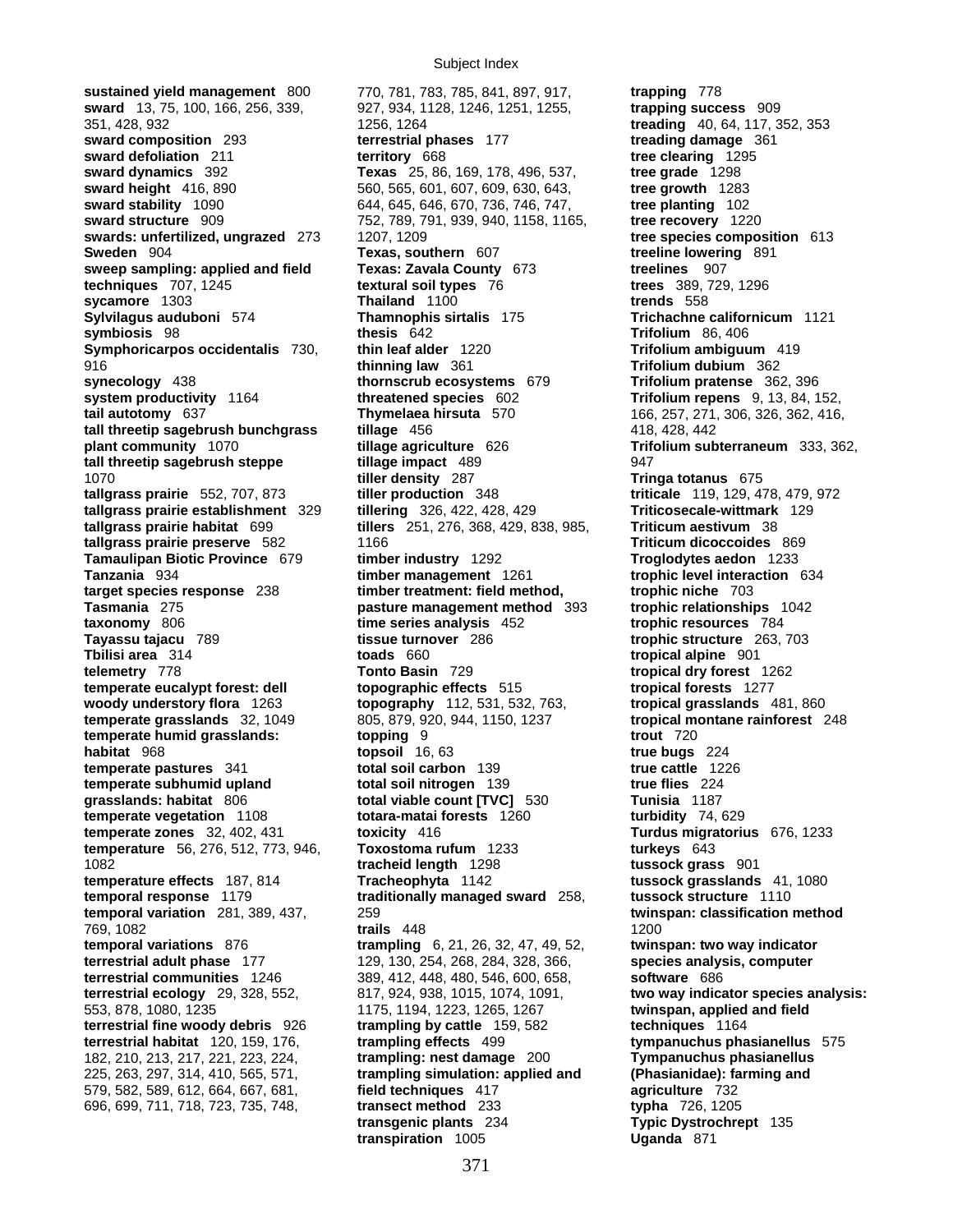**sustained yield management** 800
**sward** 13, 75, 100, 166, 256, 339, 351, 428, 932
**sward composition** 293
**sward defoliation** 211
**sward dynamics** 392
**sward height** 416, 890
**sward stability** 1090
**sward structure** 909
**swards: unfertilized, ungrazed** 273
**Sweden** 904
**sweep sampling: applied and field techniques** 707, 1245
**sycamore** 1303
**Sylvilagus auduboni** 574
**symbiosis** 98
**Symphoricarpos occidentalis** 730, 916
**synecology** 438
**system productivity** 1164
**tail autotomy** 637
**tall threetip sagebrush bunchgrass plant community** 1070
**tall threetip sagebrush steppe** 1070
**tallgrass prairie** 552, 707, 873
**tallgrass prairie establishment** 329
**tallgrass prairie habitat** 699
**tallgrass prairie preserve** 582
**Tamaulipan Biotic Province** 679
**Tanzania** 934
**target species response** 238
**Tasmania** 275
**taxonomy** 806
**Tayassu tajacu** 789
**Tbilisi area** 314
**telemetry** 778
**temperate eucalypt forest: dell woody understory flora** 1263
**temperate grasslands** 32, 1049
**temperate humid grasslands: habitat** 968
**temperate pastures** 341
**temperate subhumid upland grasslands: habitat** 806
**temperate vegetation** 1108
**temperate zones** 32, 402, 431
**temperature** 56, 276, 512, 773, 946, 1082
**temperature effects** 187, 814
**temporal response** 1179
**temporal variation** 281, 389, 437, 769, 1082
**temporal variations** 876
**terrestrial adult phase** 177
**terrestrial communities** 1246
**terrestrial ecology** 29, 328, 552, 553, 878, 1080, 1235
**terrestrial fine woody debris** 926
**terrestrial habitat** 120, 159, 176, 182, 210, 213, 217, 221, 223, 224, 225, 263, 297, 314, 410, 565, 571, 579, 582, 589, 612, 664, 667, 681, 696, 699, 711, 718, 723, 735, 748, 770, 781, 783, 785, 841, 897, 917, 927, 934, 1128, 1246, 1251, 1255, 1256, 1264
**terrestrial phases** 177
**territory** 668
**Texas** 25, 86, 169, 178, 496, 537, 560, 565, 601, 607, 609, 630, 643, 644, 645, 646, 670, 736, 746, 747, 752, 789, 791, 939, 940, 1158, 1165, 1207, 1209
**Texas, southern** 607
**Texas: Zavala County** 673
**textural soil types** 76
**Thailand** 1100
**Thamnophis sirtalis** 175
**thesis** 642
**thin leaf alder** 1220
**thinning law** 361
**thornscrub ecosystems** 679
**threatened species** 602
**Thymelaea hirsuta** 570
**tillage** 456
**tillage agriculture** 626
**tillage impact** 489
**tiller density** 287
**tiller production** 348
**tillering** 326, 422, 428, 429
**tillers** 251, 276, 368, 429, 838, 985, 1166
**timber industry** 1292
**timber management** 1261
**timber treatment: field method, pasture management method** 393
**time series analysis** 452
**tissue turnover** 286
**toads** 660
**Tonto Basin** 729
**topographic effects** 515
**topography** 112, 531, 532, 763, 805, 879, 920, 944, 1150, 1237
**topping** 9
**topsoil** 16, 63
**total soil carbon** 139
**total soil nitrogen** 139
**total viable count [TVC]** 530
**totara-matai forests** 1260
**toxicity** 416
**Toxostoma rufum** 1233
**tracheid length** 1298
**Tracheophyta** 1142
**traditionally managed sward** 258, 259
**trails** 448
**trampling** 6, 21, 26, 32, 47, 49, 52, 129, 130, 254, 268, 284, 328, 366, 389, 412, 448, 480, 546, 600, 658, 817, 924, 938, 1015, 1074, 1091, 1175, 1194, 1223, 1265, 1267
**trampling by cattle** 159, 582
**trampling effects** 499
**trampling: nest damage** 200
**trampling simulation: applied and field techniques** 417
**transect method** 233
**transgenic plants** 234
**transpiration** 1005
**trapping** 778
**trapping success** 909
**treading** 40, 64, 117, 352, 353
**treading damage** 361
**tree clearing** 1295
**tree grade** 1298
**tree growth** 1283
**tree planting** 102
**tree recovery** 1220
**tree species composition** 613
**treeline lowering** 891
**treelines** 907
**trees** 389, 729, 1296
**trends** 558
**Trichachne californicum** 1121
**Trifolium** 86, 406
**Trifolium ambiguum** 419
**Trifolium dubium** 362
**Trifolium pratense** 362, 396
**Trifolium repens** 9, 13, 84, 152, 166, 257, 271, 306, 326, 362, 416, 418, 428, 442
**Trifolium subterraneum** 333, 362, 947
**Tringa totanus** 675
**triticale** 119, 129, 478, 479, 972
**Triticosecale-wittmark** 129
**Triticum aestivum** 38
**Triticum dicoccoides** 869
**Troglodytes aedon** 1233
**trophic level interaction** 634
**trophic niche** 703
**trophic relationships** 1042
**trophic resources** 784
**trophic structure** 263, 703
**tropical alpine** 901
**tropical dry forest** 1262
**tropical forests** 1277
**tropical grasslands** 481, 860
**tropical montane rainforest** 248
**trout** 720
**true bugs** 224
**true cattle** 1226
**true flies** 224
**Tunisia** 1187
**turbidity** 74, 629
**Turdus migratorius** 676, 1233
**turkeys** 643
**tussock grass** 901
**tussock grasslands** 41, 1080
**tussock structure** 1110
**twinspan: classification method** 1200
**twinspan: two way indicator species analysis, computer software** 686
**two way indicator species analysis: twinspan, applied and field techniques** 1164
**tympanuchus phasianellus** 575
**Tympanuchus phasianellus (Phasianidae): farming and agriculture** 732
**typha** 726, 1205
**Typic Dystrochrept** 135
**Uganda** 871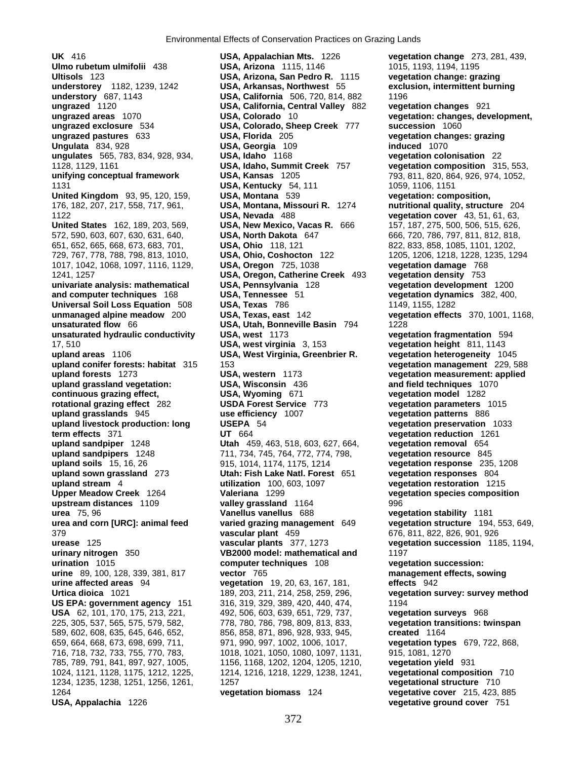**UK** 416
**Ulmo rubetum ulmifolii** 438
**Ultisols** 123
**understorey** 1182, 1239, 1242
**understory** 687, 1143
**ungrazed** 1120
**ungrazed areas** 1070
**ungrazed exclosure** 534
**ungrazed pastures** 633
**Ungulata** 834, 928
**ungulates** 565, 783, 834, 928, 934, 1128, 1129, 1161
**unifying conceptual framework** 1131
**United Kingdom** 93, 95, 120, 159, 176, 182, 207, 217, 558, 717, 961, 1122
**United States** 162, 189, 203, 569, 572, 590, 603, 607, 630, 631, 640, 651, 652, 665, 668, 673, 683, 701, 729, 767, 778, 788, 798, 813, 1010, 1017, 1042, 1068, 1097, 1116, 1129, 1241, 1257
**univariate analysis: mathematical and computer techniques** 168
**Universal Soil Loss Equation** 508
**unmanaged alpine meadow** 200
**unsaturated flow** 66
**unsaturated hydraulic conductivity** 17, 510
**upland areas** 1106
**upland conifer forests: habitat** 315
**upland forests** 1273
**upland grassland vegetation: continuous grazing effect, rotational grazing effect** 282
**upland grasslands** 945
**upland livestock production: long term effects** 371
**upland sandpiper** 1248
**upland sandpipers** 1248
**upland soils** 15, 16, 26
**upland sown grassland** 273
**upland stream** 4
**Upper Meadow Creek** 1264
**upstream distances** 1109
**urea** 75, 96
**urea and corn [URC]: animal feed** 379
**urease** 125
**urinary nitrogen** 350
**urination** 1015
**urine** 89, 100, 128, 339, 381, 817
**urine affected areas** 94
**Urtica dioica** 1021
**US EPA: government agency** 151
**USA** 62, 101, 170, 175, 213, 221, 225, 305, 537, 565, 575, 579, 582, 589, 602, 608, 635, 645, 646, 652, 659, 664, 668, 673, 698, 699, 711, 716, 718, 732, 733, 755, 770, 783, 785, 789, 791, 841, 897, 927, 1005, 1024, 1121, 1128, 1175, 1212, 1225, 1234, 1235, 1238, 1251, 1256, 1261, 1264
**USA, Appalachia** 1226
**USA, Appalachian Mts.** 1226
**USA, Arizona** 1115, 1146
**USA, Arizona, San Pedro R.** 1115
**USA, Arkansas, Northwest** 55
**USA, California** 506, 720, 814, 882
**USA, California, Central Valley** 882
**USA, Colorado** 10
**USA, Colorado, Sheep Creek** 777
**USA, Florida** 205
**USA, Georgia** 109
**USA, Idaho** 1168
**USA, Idaho, Summit Creek** 757
**USA, Kansas** 1205
**USA, Kentucky** 54, 111
**USA, Montana** 539
**USA, Montana, Missouri R.** 1274
**USA, Nevada** 488
**USA, New Mexico, Vacas R.** 666
**USA, North Dakota** 647
**USA, Ohio** 118, 121
**USA, Ohio, Coshocton** 122
**USA, Oregon** 725, 1038
**USA, Oregon, Catherine Creek** 493
**USA, Pennsylvania** 128
**USA, Tennessee** 51
**USA, Texas** 786
**USA, Texas, east** 142
**USA, Utah, Bonneville Basin** 794
**USA, west** 1173
**USA, west virginia** 3, 153
**USA, West Virginia, Greenbrier R.** 153
**USA, western** 1173
**USA, Wisconsin** 436
**USA, Wyoming** 671
**USDA Forest Service** 773
**use efficiency** 1007
**USEPA** 54
**UT** 664
**Utah** 459, 463, 518, 603, 627, 664, 711, 734, 745, 764, 772, 774, 798, 915, 1014, 1174, 1175, 1214
**Utah: Fish Lake Natl. Forest** 651
**utilization** 100, 603, 1097
**Valeriana** 1299
**valley grassland** 1164
**Vanellus vanellus** 688
**varied grazing management** 649
**vascular plant** 459
**vascular plants** 377, 1273
**VB2000 model: mathematical and computer techniques** 108
**vector** 765
**vegetation** 19, 20, 63, 167, 181, 189, 203, 211, 214, 258, 259, 296, 316, 319, 329, 389, 420, 440, 474, 492, 506, 603, 639, 651, 729, 737, 778, 780, 786, 798, 809, 813, 833, 856, 858, 871, 896, 928, 933, 945, 971, 990, 997, 1002, 1006, 1017, 1018, 1021, 1050, 1080, 1097, 1131, 1156, 1168, 1202, 1204, 1205, 1210, 1214, 1216, 1218, 1229, 1238, 1241, 1257
**vegetation biomass** 124
**vegetation change** 273, 281, 439, 1015, 1193, 1194, 1195
**vegetation change: grazing exclusion, intermittent burning** 1196
**vegetation changes** 921
**vegetation: changes, development, succession** 1060
**vegetation changes: grazing induced** 1070
**vegetation colonisation** 22
**vegetation composition** 315, 553, 793, 811, 820, 864, 926, 974, 1052, 1059, 1106, 1151
**vegetation: composition, nutritional quality, structure** 204
**vegetation cover** 43, 51, 61, 63, 157, 187, 275, 500, 506, 515, 626, 666, 720, 786, 797, 811, 812, 818, 822, 833, 858, 1085, 1101, 1202, 1205, 1206, 1218, 1228, 1235, 1294
**vegetation damage** 768
**vegetation density** 753
**vegetation development** 1200
**vegetation dynamics** 382, 400, 1149, 1155, 1282
**vegetation effects** 370, 1001, 1168, 1228
**vegetation fragmentation** 594
**vegetation height** 811, 1143
**vegetation heterogeneity** 1045
**vegetation management** 229, 588
**vegetation measurement: applied and field techniques** 1070
**vegetation model** 1282
**vegetation parameters** 1015
**vegetation patterns** 886
**vegetation preservation** 1033
**vegetation reduction** 1261
**vegetation removal** 654
**vegetation resource** 845
**vegetation response** 235, 1208
**vegetation responses** 804
**vegetation restoration** 1215
**vegetation species composition** 996
**vegetation stability** 1181
**vegetation structure** 194, 553, 649, 676, 811, 822, 826, 901, 926
**vegetation succession** 1185, 1194, 1197
**vegetation succession: management effects, sowing effects** 942
**vegetation survey: survey method** 1194
**vegetation surveys** 968
**vegetation transitions: twinspan created** 1164
**vegetation types** 679, 722, 868, 915, 1081, 1270
**vegetation yield** 931
**vegetational composition** 710
**vegetational structure** 710
**vegetative cover** 215, 423, 885
**vegetative ground cover** 751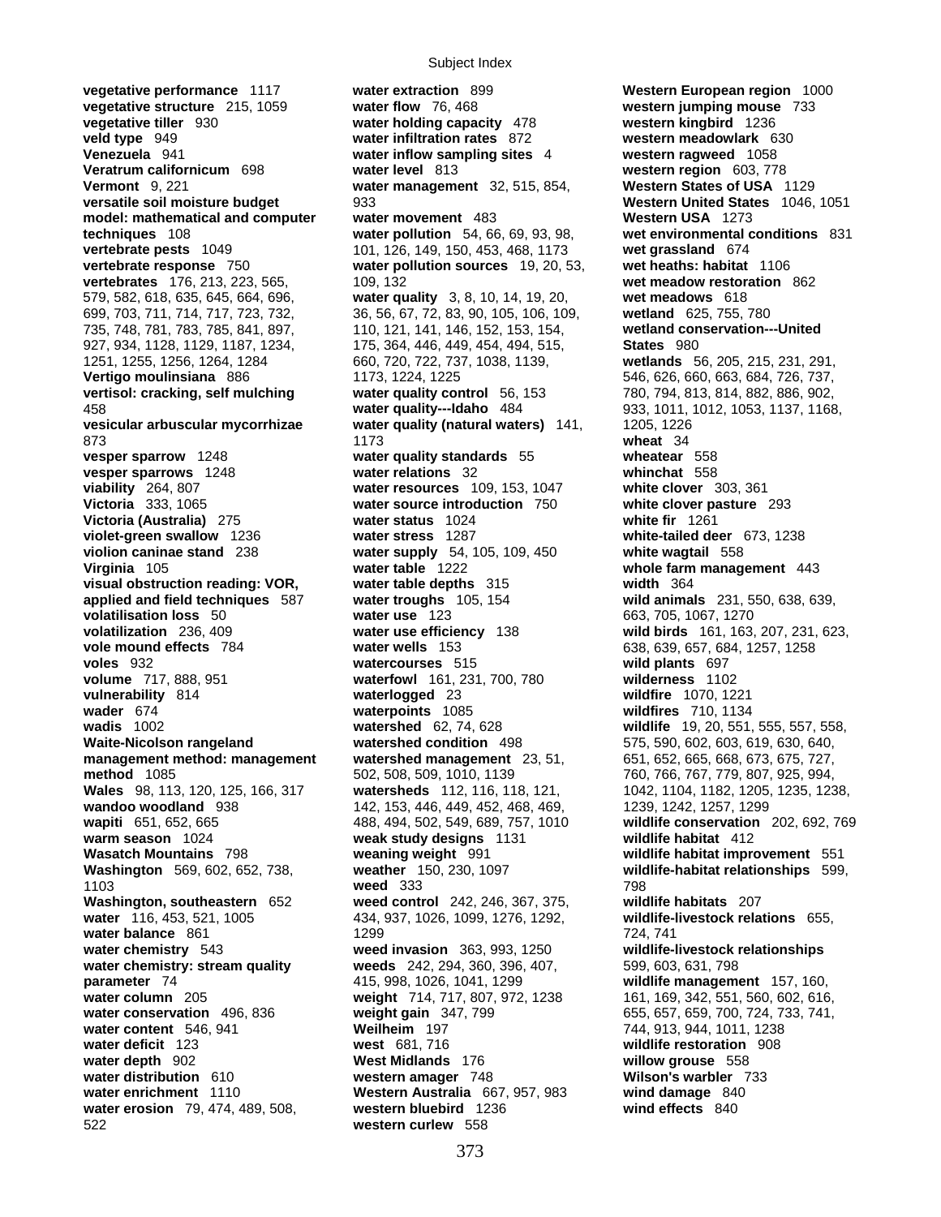**vegetative performance** 1117
**vegetative structure** 215, 1059
**vegetative tiller** 930
**veld type** 949
**Venezuela** 941
**Veratrum californicum** 698
**Vermont** 9, 221
**versatile soil moisture budget model: mathematical and computer techniques** 108
**vertebrate pests** 1049
**vertebrate response** 750
**vertebrates** 176, 213, 223, 565, 579, 582, 618, 635, 645, 664, 696, 699, 703, 711, 714, 717, 723, 732, 735, 748, 781, 783, 785, 841, 897, 927, 934, 1128, 1129, 1187, 1234, 1251, 1255, 1256, 1264, 1284
**Vertigo moulinsiana** 886
**vertisol: cracking, self mulching** 458
**vesicular arbuscular mycorrhizae** 873
**vesper sparrow** 1248
**vesper sparrows** 1248
**viability** 264, 807
**Victoria** 333, 1065
**Victoria (Australia)** 275
**violet-green swallow** 1236
**violion caninae stand** 238
**Virginia** 105
**visual obstruction reading: VOR, applied and field techniques** 587
**volatilisation loss** 50
**volatilization** 236, 409
**vole mound effects** 784
**voles** 932
**volume** 717, 888, 951
**vulnerability** 814
**wader** 674
**wadis** 1002
**Waite-Nicolson rangeland management method: management method** 1085
**Wales** 98, 113, 120, 125, 166, 317
**wandoo woodland** 938
**wapiti** 651, 652, 665
**warm season** 1024
**Wasatch Mountains** 798
**Washington** 569, 602, 652, 738, 1103
**Washington, southeastern** 652
**water** 116, 453, 521, 1005
**water balance** 861
**water chemistry** 543
**water chemistry: stream quality parameter** 74
**water column** 205
**water conservation** 496, 836
**water content** 546, 941
**water deficit** 123
**water depth** 902
**water distribution** 610
**water enrichment** 1110
**water erosion** 79, 474, 489, 508, 522
**water extraction** 899
**water flow** 76, 468
**water holding capacity** 478
**water infiltration rates** 872
**water inflow sampling sites** 4
**water level** 813
**water management** 32, 515, 854, 933
**water movement** 483
**water pollution** 54, 66, 69, 93, 98, 101, 126, 149, 150, 453, 468, 1173
**water pollution sources** 19, 20, 53, 109, 132
**water quality** 3, 8, 10, 14, 19, 20, 36, 56, 67, 72, 83, 90, 105, 106, 109, 110, 121, 141, 146, 152, 153, 154, 175, 364, 446, 449, 454, 494, 515, 660, 720, 722, 737, 1038, 1139, 1173, 1224, 1225
**water quality control** 56, 153
**water quality---Idaho** 484
**water quality (natural waters)** 141, 1173
**water quality standards** 55
**water relations** 32
**water resources** 109, 153, 1047
**water source introduction** 750
**water status** 1024
**water stress** 1287
**water supply** 54, 105, 109, 450
**water table** 1222
**water table depths** 315
**water troughs** 105, 154
**water use** 123
**water use efficiency** 138
**water wells** 153
**watercourses** 515
**waterfowl** 161, 231, 700, 780
**waterlogged** 23
**waterpoints** 1085
**watershed** 62, 74, 628
**watershed condition** 498
**watershed management** 23, 51, 502, 508, 509, 1010, 1139
**watersheds** 112, 116, 118, 121, 142, 153, 446, 449, 452, 468, 469, 488, 494, 502, 549, 689, 757, 1010
**weak study designs** 1131
**weaning weight** 991
**weather** 150, 230, 1097
**weed** 333
**weed control** 242, 246, 367, 375, 434, 937, 1026, 1099, 1276, 1292, 1299
**weed invasion** 363, 993, 1250
**weeds** 242, 294, 360, 396, 407, 415, 998, 1026, 1041, 1299
**weight** 714, 717, 807, 972, 1238
**weight gain** 347, 799
**Weilheim** 197
**west** 681, 716
**West Midlands** 176
**western amager** 748
**Western Australia** 667, 957, 983
**western bluebird** 1236
**western curlew** 558
**Western European region** 1000
**western jumping mouse** 733
**western kingbird** 1236
**western meadowlark** 630
**western ragweed** 1058
**western region** 603, 778
**Western States of USA** 1129
**Western United States** 1046, 1051
**Western USA** 1273
**wet environmental conditions** 831
**wet grassland** 674
**wet heaths: habitat** 1106
**wet meadow restoration** 862
**wet meadows** 618
**wetland** 625, 755, 780
**wetland conservation---United States** 980
**wetlands** 56, 205, 215, 231, 291, 546, 626, 660, 663, 684, 726, 737, 780, 794, 813, 814, 882, 886, 902, 933, 1011, 1012, 1053, 1137, 1168, 1205, 1226
**wheat** 34
**wheatear** 558
**whinchat** 558
**white clover** 303, 361
**white clover pasture** 293
**white fir** 1261
**white-tailed deer** 673, 1238
**white wagtail** 558
**whole farm management** 443
**width** 364
**wild animals** 231, 550, 638, 639, 663, 705, 1067, 1270
**wild birds** 161, 163, 207, 231, 623, 638, 639, 657, 684, 1257, 1258
**wild plants** 697
**wilderness** 1102
**wildfire** 1070, 1221
**wildfires** 710, 1134
**wildlife** 19, 20, 551, 555, 557, 558, 575, 590, 602, 603, 619, 630, 640, 651, 652, 665, 668, 673, 675, 727, 760, 766, 767, 779, 807, 925, 994, 1042, 1104, 1182, 1205, 1235, 1238, 1239, 1242, 1257, 1299
**wildlife conservation** 202, 692, 769
**wildlife habitat** 412
**wildlife habitat improvement** 551
**wildlife-habitat relationships** 599, 798
**wildlife habitats** 207
**wildlife-livestock relations** 655, 724, 741
**wildlife-livestock relationships** 599, 603, 631, 798
**wildlife management** 157, 160, 161, 169, 342, 551, 560, 602, 616, 655, 657, 659, 700, 724, 733, 741, 744, 913, 944, 1011, 1238
**wildlife restoration** 908
**willow grouse** 558
**Wilson's warbler** 733
**wind damage** 840
**wind effects** 840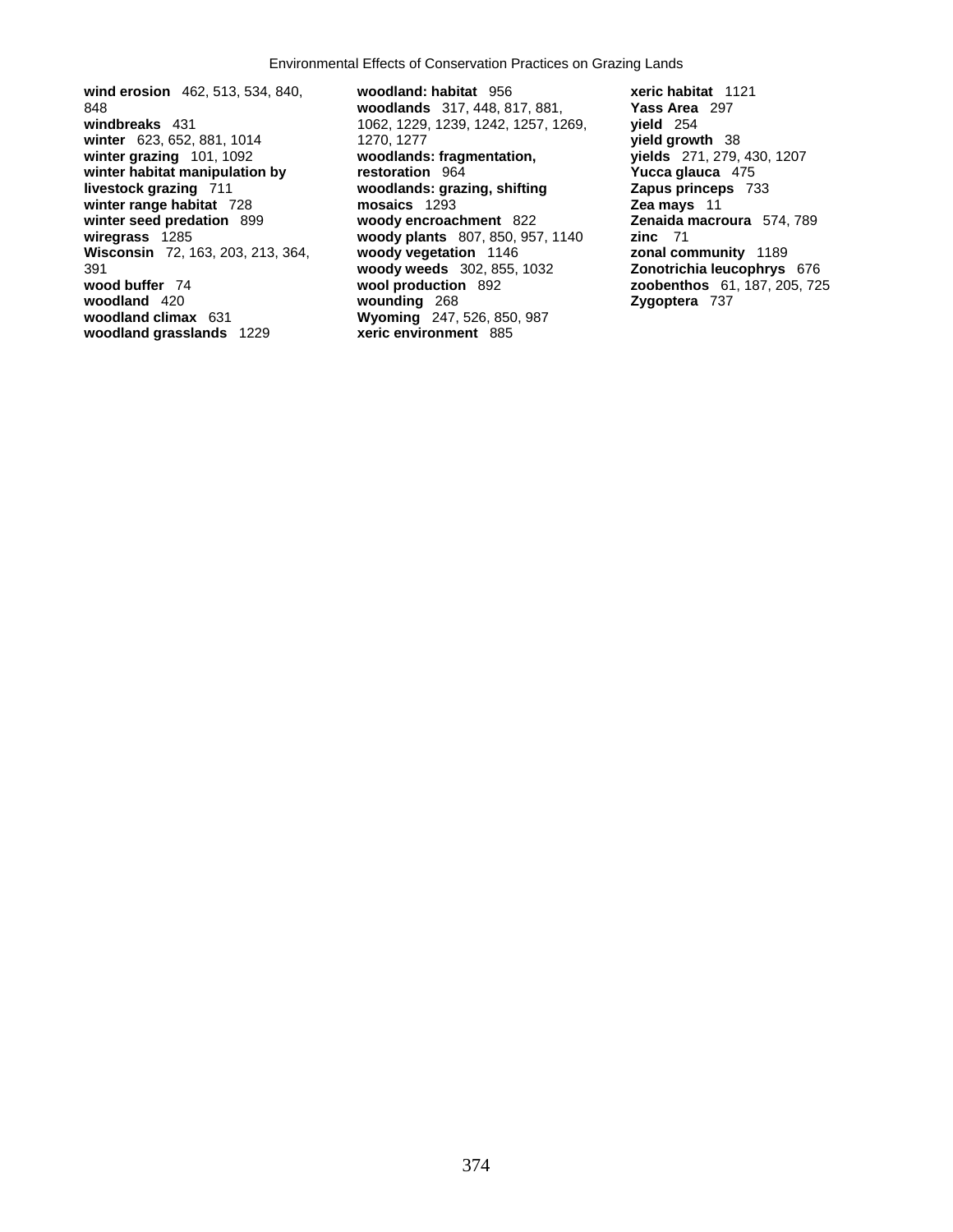**wind erosion** 462, 513, 534, 840, 848
**windbreaks** 431
**winter** 623, 652, 881, 1014
**winter grazing** 101, 1092
**winter habitat manipulation by livestock grazing** 711
**winter range habitat** 728
**winter seed predation** 899
**wiregrass** 1285
**Wisconsin** 72, 163, 203, 213, 364, 391
**wood buffer** 74
**woodland** 420
**woodland climax** 631
**woodland grasslands** 1229
**woodland: habitat** 956
**woodlands** 317, 448, 817, 881, 1062, 1229, 1239, 1242, 1257, 1269, 1270, 1277
**woodlands: fragmentation, restoration** 964
**woodlands: grazing, shifting mosaics** 1293
**woody encroachment** 822
**woody plants** 807, 850, 957, 1140
**woody vegetation** 1146
**woody weeds** 302, 855, 1032
**wool production** 892
**wounding** 268
**Wyoming** 247, 526, 850, 987
**xeric environment** 885
**xeric habitat** 1121
**Yass Area** 297
**yield** 254
**yield growth** 38
**yields** 271, 279, 430, 1207
**Yucca glauca** 475
**Zapus princeps** 733
**Zea mays** 11
**Zenaida macroura** 574, 789
**zinc** 71
**zonal community** 1189
**Zonotrichia leucophrys** 676
**zoobenthos** 61, 187, 205, 725
**Zygoptera** 737